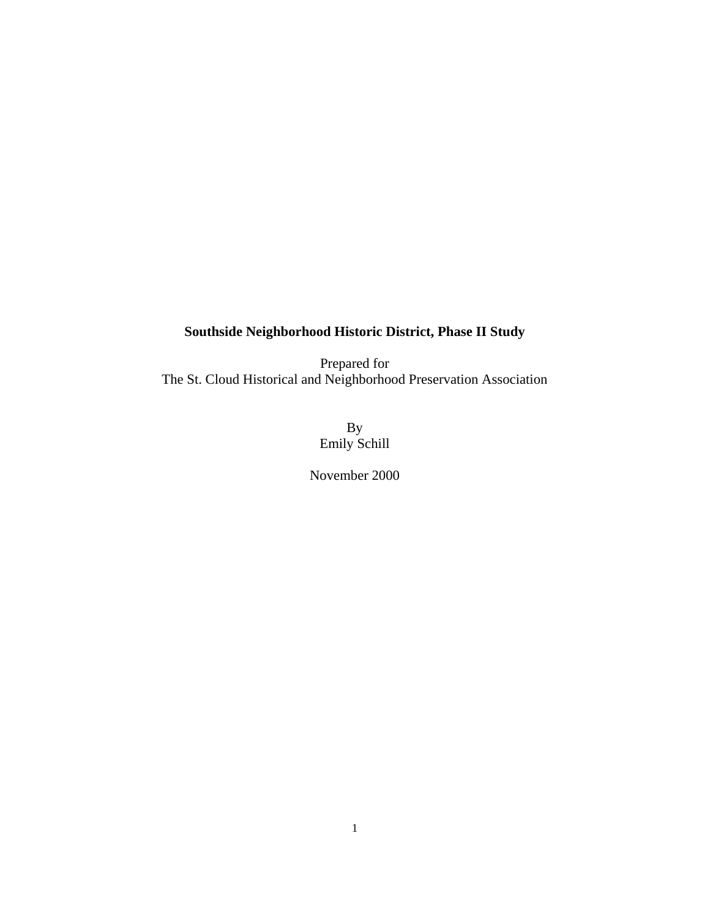**Southside Neighborhood Historic District, Phase II Study**

Prepared for
The St. Cloud Historical and Neighborhood Preservation Association

By
Emily Schill

November 2000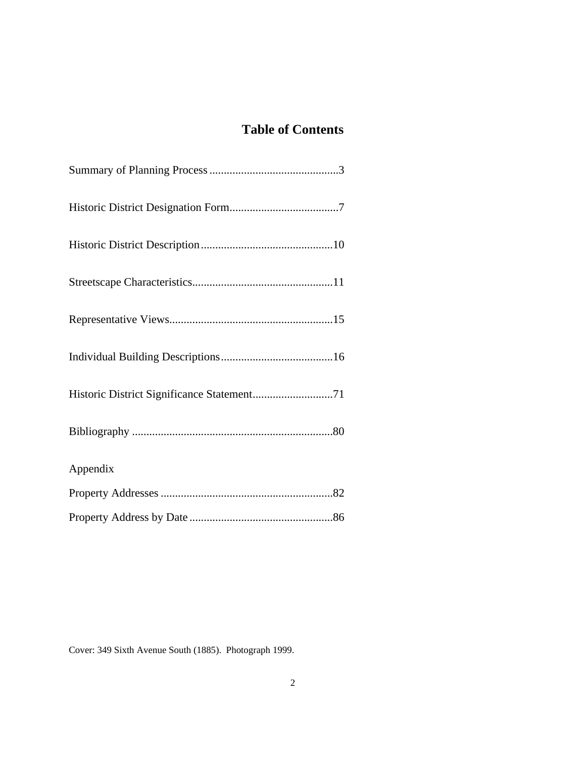# Table of Contents

Summary of Planning Process .............................................3

Historic District Designation Form......................................7

Historic District Description..............................................10

Streetscape Characteristics.................................................11

Representative Views.........................................................15

Individual Building Descriptions.......................................16

Historic District Significance Statement............................71

Bibliography .....................................................................80

Appendix

Property Addresses ............................................................82

Property Address by Date ..................................................86

Cover: 349 Sixth Avenue South (1885). Photograph 1999.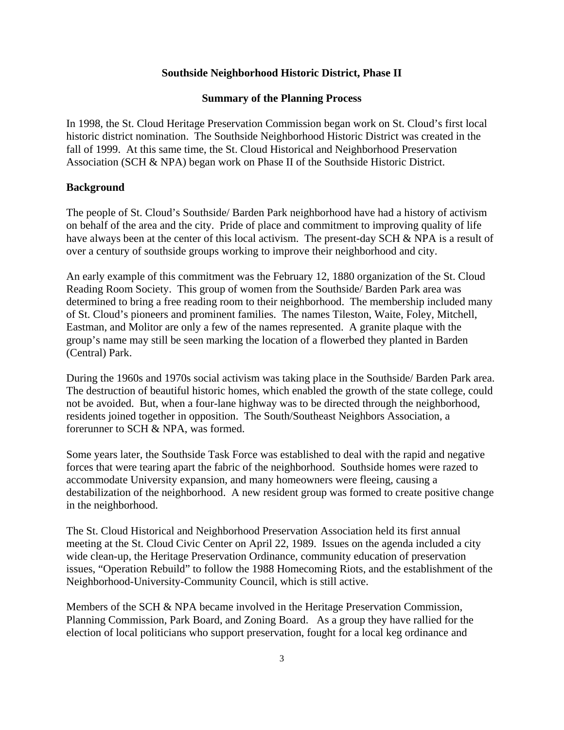## Southside Neighborhood Historic District, Phase II

### Summary of the Planning Process

In 1998, the St. Cloud Heritage Preservation Commission began work on St. Cloud's first local historic district nomination. The Southside Neighborhood Historic District was created in the fall of 1999. At this same time, the St. Cloud Historical and Neighborhood Preservation Association (SCH & NPA) began work on Phase II of the Southside Historic District.

**Background**

The people of St. Cloud's Southside/ Barden Park neighborhood have had a history of activism on behalf of the area and the city. Pride of place and commitment to improving quality of life have always been at the center of this local activism. The present-day SCH & NPA is a result of over a century of southside groups working to improve their neighborhood and city.

An early example of this commitment was the February 12, 1880 organization of the St. Cloud Reading Room Society. This group of women from the Southside/ Barden Park area was determined to bring a free reading room to their neighborhood. The membership included many of St. Cloud's pioneers and prominent families. The names Tileston, Waite, Foley, Mitchell, Eastman, and Molitor are only a few of the names represented. A granite plaque with the group's name may still be seen marking the location of a flowerbed they planted in Barden (Central) Park.

During the 1960s and 1970s social activism was taking place in the Southside/ Barden Park area. The destruction of beautiful historic homes, which enabled the growth of the state college, could not be avoided. But, when a four-lane highway was to be directed through the neighborhood, residents joined together in opposition. The South/Southeast Neighbors Association, a forerunner to SCH & NPA, was formed.

Some years later, the Southside Task Force was established to deal with the rapid and negative forces that were tearing apart the fabric of the neighborhood. Southside homes were razed to accommodate University expansion, and many homeowners were fleeing, causing a destabilization of the neighborhood. A new resident group was formed to create positive change in the neighborhood.

The St. Cloud Historical and Neighborhood Preservation Association held its first annual meeting at the St. Cloud Civic Center on April 22, 1989. Issues on the agenda included a city wide clean-up, the Heritage Preservation Ordinance, community education of preservation issues, "Operation Rebuild" to follow the 1988 Homecoming Riots, and the establishment of the Neighborhood-University-Community Council, which is still active.

Members of the SCH & NPA became involved in the Heritage Preservation Commission, Planning Commission, Park Board, and Zoning Board. As a group they have rallied for the election of local politicians who support preservation, fought for a local keg ordinance and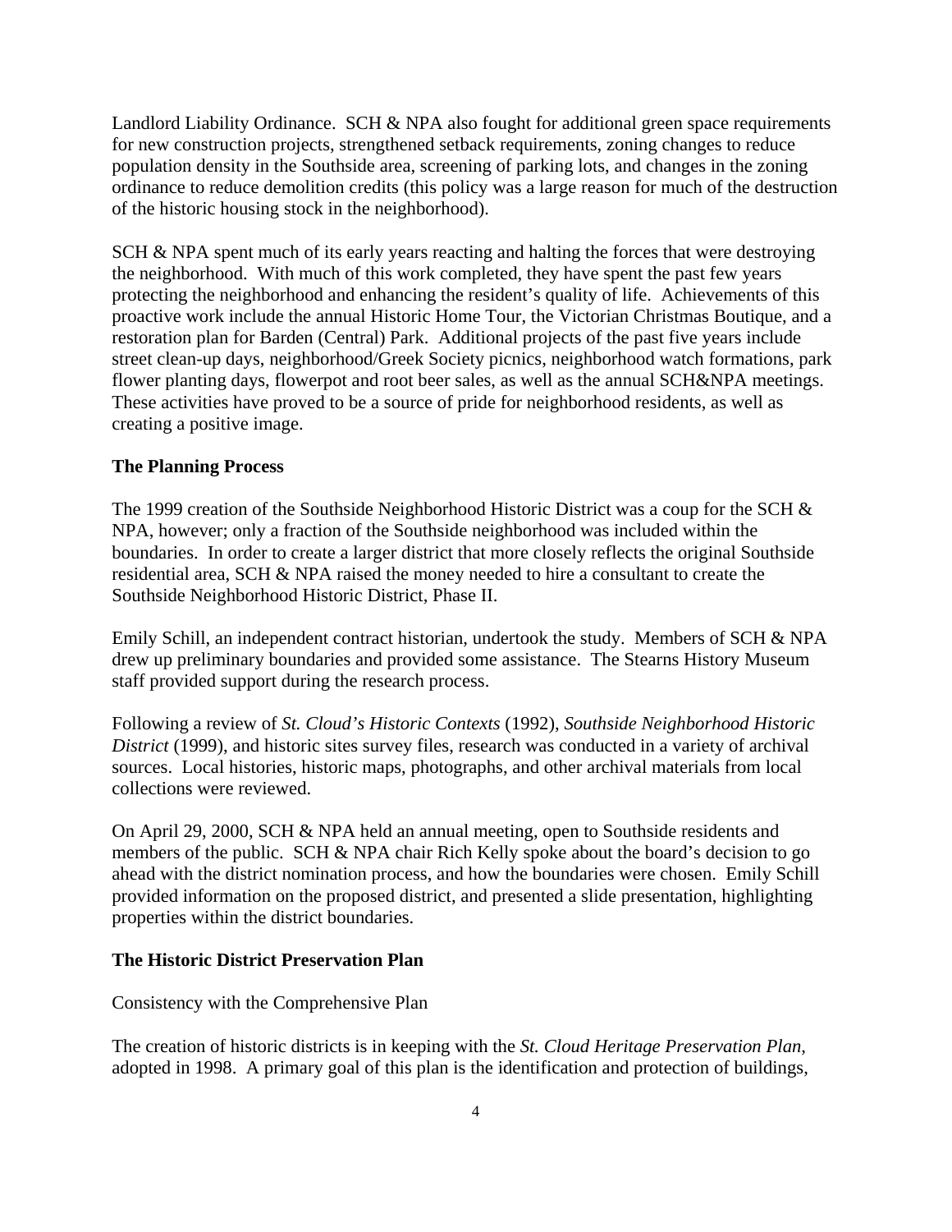Landlord Liability Ordinance. SCH & NPA also fought for additional green space requirements for new construction projects, strengthened setback requirements, zoning changes to reduce population density in the Southside area, screening of parking lots, and changes in the zoning ordinance to reduce demolition credits (this policy was a large reason for much of the destruction of the historic housing stock in the neighborhood).

SCH & NPA spent much of its early years reacting and halting the forces that were destroying the neighborhood. With much of this work completed, they have spent the past few years protecting the neighborhood and enhancing the resident's quality of life. Achievements of this proactive work include the annual Historic Home Tour, the Victorian Christmas Boutique, and a restoration plan for Barden (Central) Park. Additional projects of the past five years include street clean-up days, neighborhood/Greek Society picnics, neighborhood watch formations, park flower planting days, flowerpot and root beer sales, as well as the annual SCH&NPA meetings. These activities have proved to be a source of pride for neighborhood residents, as well as creating a positive image.

**The Planning Process**

The 1999 creation of the Southside Neighborhood Historic District was a coup for the SCH & NPA, however; only a fraction of the Southside neighborhood was included within the boundaries. In order to create a larger district that more closely reflects the original Southside residential area, SCH & NPA raised the money needed to hire a consultant to create the Southside Neighborhood Historic District, Phase II.

Emily Schill, an independent contract historian, undertook the study. Members of SCH & NPA drew up preliminary boundaries and provided some assistance. The Stearns History Museum staff provided support during the research process.

Following a review of *St. Cloud's Historic Contexts* (1992), *Southside Neighborhood Historic District* (1999), and historic sites survey files, research was conducted in a variety of archival sources. Local histories, historic maps, photographs, and other archival materials from local collections were reviewed.

On April 29, 2000, SCH & NPA held an annual meeting, open to Southside residents and members of the public. SCH & NPA chair Rich Kelly spoke about the board's decision to go ahead with the district nomination process, and how the boundaries were chosen. Emily Schill provided information on the proposed district, and presented a slide presentation, highlighting properties within the district boundaries.

**The Historic District Preservation Plan**

Consistency with the Comprehensive Plan

The creation of historic districts is in keeping with the *St. Cloud Heritage Preservation Plan*, adopted in 1998. A primary goal of this plan is the identification and protection of buildings,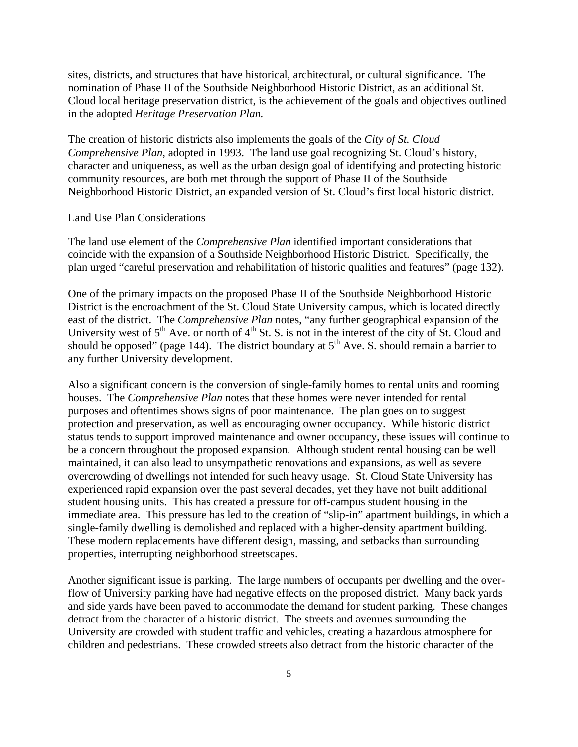sites, districts, and structures that have historical, architectural, or cultural significance. The nomination of Phase II of the Southside Neighborhood Historic District, as an additional St. Cloud local heritage preservation district, is the achievement of the goals and objectives outlined in the adopted *Heritage Preservation Plan.*

The creation of historic districts also implements the goals of the *City of St. Cloud Comprehensive Plan*, adopted in 1993. The land use goal recognizing St. Cloud's history, character and uniqueness, as well as the urban design goal of identifying and protecting historic community resources, are both met through the support of Phase II of the Southside Neighborhood Historic District, an expanded version of St. Cloud's first local historic district.

Land Use Plan Considerations

The land use element of the *Comprehensive Plan* identified important considerations that coincide with the expansion of a Southside Neighborhood Historic District. Specifically, the plan urged "careful preservation and rehabilitation of historic qualities and features" (page 132).

One of the primary impacts on the proposed Phase II of the Southside Neighborhood Historic District is the encroachment of the St. Cloud State University campus, which is located directly east of the district. The *Comprehensive Plan* notes, "any further geographical expansion of the University west of 5th Ave. or north of 4th St. S. is not in the interest of the city of St. Cloud and should be opposed" (page 144). The district boundary at 5th Ave. S. should remain a barrier to any further University development.

Also a significant concern is the conversion of single-family homes to rental units and rooming houses. The *Comprehensive Plan* notes that these homes were never intended for rental purposes and oftentimes shows signs of poor maintenance. The plan goes on to suggest protection and preservation, as well as encouraging owner occupancy. While historic district status tends to support improved maintenance and owner occupancy, these issues will continue to be a concern throughout the proposed expansion. Although student rental housing can be well maintained, it can also lead to unsympathetic renovations and expansions, as well as severe overcrowding of dwellings not intended for such heavy usage. St. Cloud State University has experienced rapid expansion over the past several decades, yet they have not built additional student housing units. This has created a pressure for off-campus student housing in the immediate area. This pressure has led to the creation of "slip-in" apartment buildings, in which a single-family dwelling is demolished and replaced with a higher-density apartment building. These modern replacements have different design, massing, and setbacks than surrounding properties, interrupting neighborhood streetscapes.

Another significant issue is parking. The large numbers of occupants per dwelling and the over-flow of University parking have had negative effects on the proposed district. Many back yards and side yards have been paved to accommodate the demand for student parking. These changes detract from the character of a historic district. The streets and avenues surrounding the University are crowded with student traffic and vehicles, creating a hazardous atmosphere for children and pedestrians. These crowded streets also detract from the historic character of the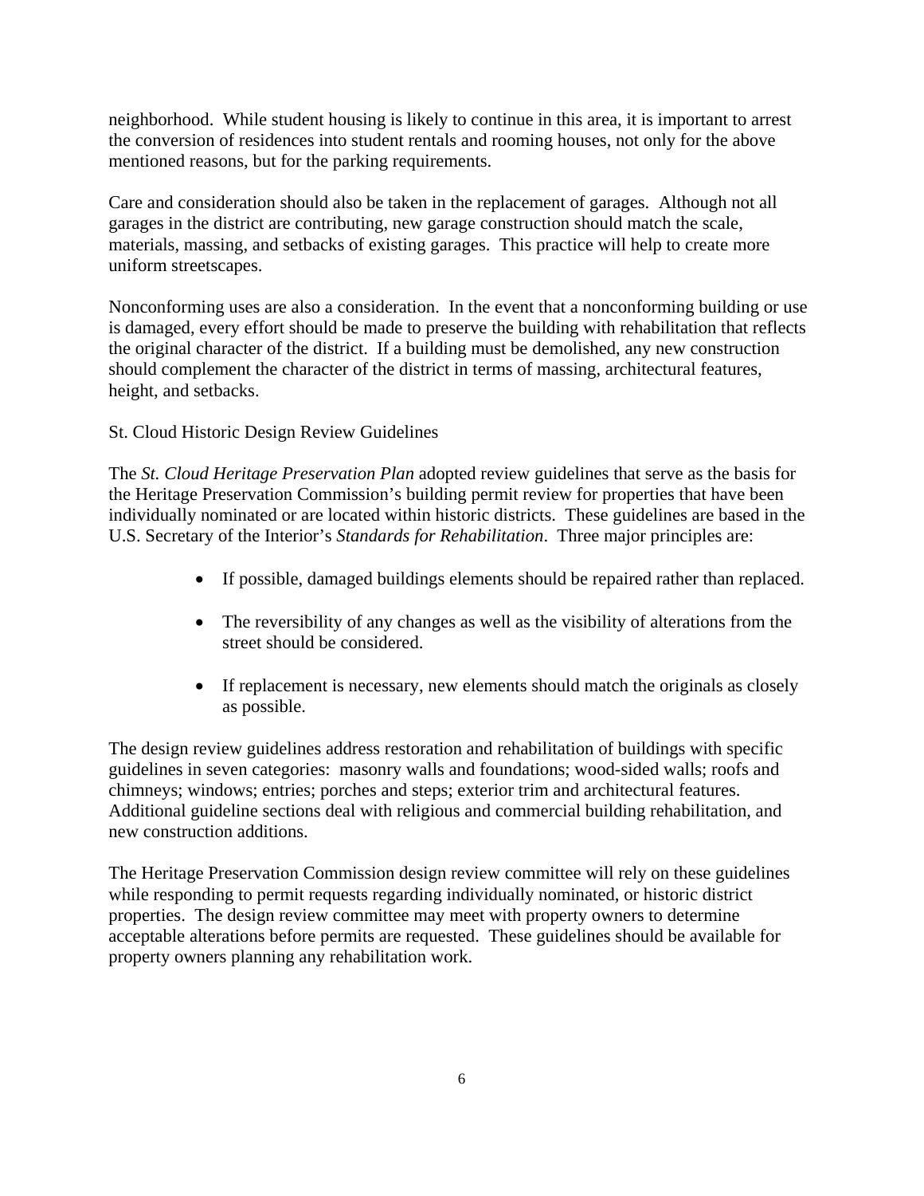neighborhood. While student housing is likely to continue in this area, it is important to arrest the conversion of residences into student rentals and rooming houses, not only for the above mentioned reasons, but for the parking requirements.

Care and consideration should also be taken in the replacement of garages. Although not all garages in the district are contributing, new garage construction should match the scale, materials, massing, and setbacks of existing garages. This practice will help to create more uniform streetscapes.

Nonconforming uses are also a consideration. In the event that a nonconforming building or use is damaged, every effort should be made to preserve the building with rehabilitation that reflects the original character of the district. If a building must be demolished, any new construction should complement the character of the district in terms of massing, architectural features, height, and setbacks.

St. Cloud Historic Design Review Guidelines

The *St. Cloud Heritage Preservation Plan* adopted review guidelines that serve as the basis for the Heritage Preservation Commission's building permit review for properties that have been individually nominated or are located within historic districts. These guidelines are based in the U.S. Secretary of the Interior's *Standards for Rehabilitation*. Three major principles are:

- If possible, damaged buildings elements should be repaired rather than replaced.
- The reversibility of any changes as well as the visibility of alterations from the street should be considered.
- If replacement is necessary, new elements should match the originals as closely as possible.

The design review guidelines address restoration and rehabilitation of buildings with specific guidelines in seven categories: masonry walls and foundations; wood-sided walls; roofs and chimneys; windows; entries; porches and steps; exterior trim and architectural features. Additional guideline sections deal with religious and commercial building rehabilitation, and new construction additions.

The Heritage Preservation Commission design review committee will rely on these guidelines while responding to permit requests regarding individually nominated, or historic district properties. The design review committee may meet with property owners to determine acceptable alterations before permits are requested. These guidelines should be available for property owners planning any rehabilitation work.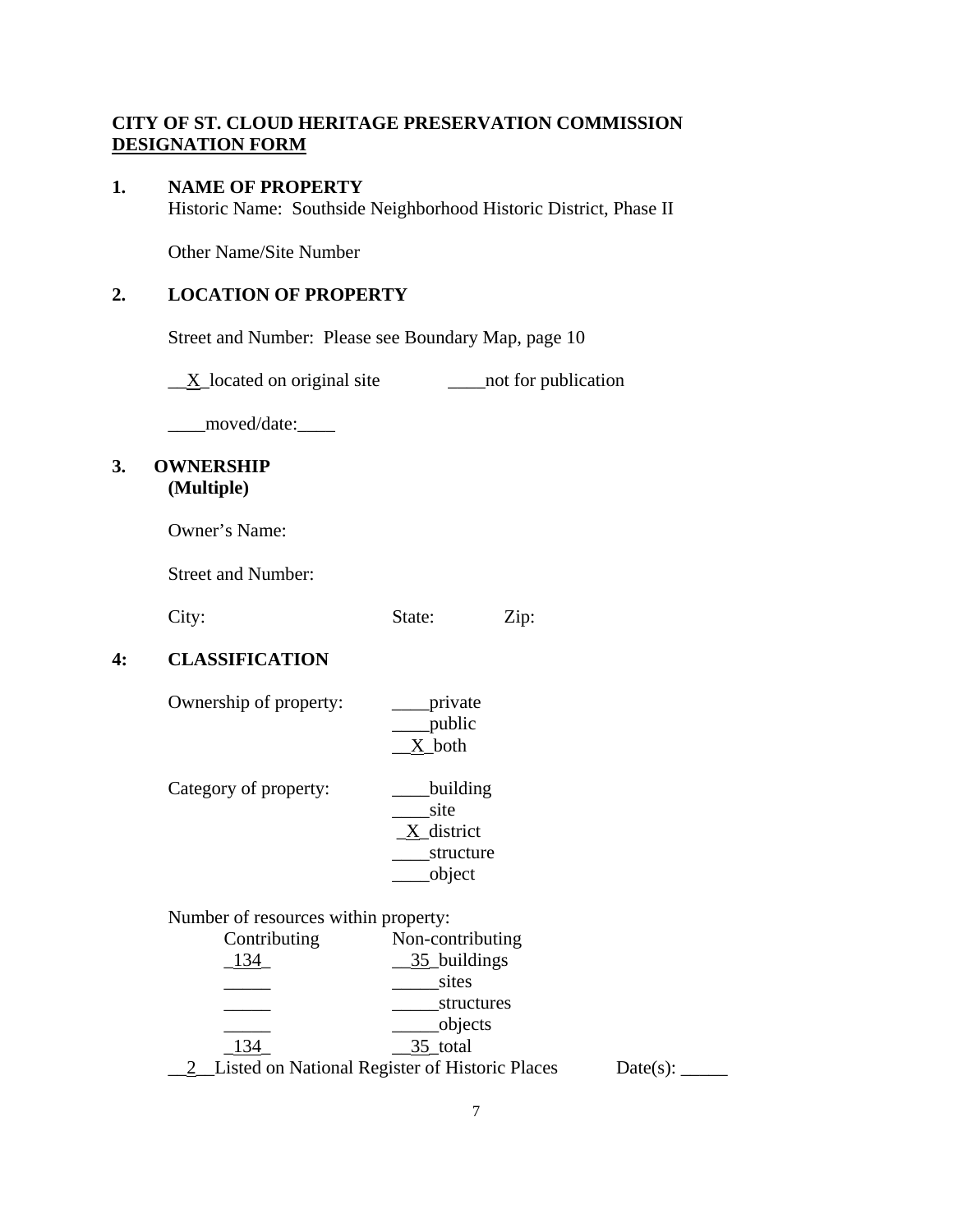**CITY OF ST. CLOUD HERITAGE PRESERVATION COMMISSION**
**DESIGNATION FORM**

**1. NAME OF PROPERTY**

Historic Name: Southside Neighborhood Historic District, Phase II

Other Name/Site Number

**2. LOCATION OF PROPERTY**

Street and Number: Please see Boundary Map, page 10

__X_located on original site ____not for publication

____moved/date:____

**3. OWNERSHIP**
**(Multiple)**

Owner's Name:

Street and Number:

City: State: Zip:

**4: CLASSIFICATION**

Ownership of property:
- ____private
- ____public
- __X_both

Category of property:
- ____building
- ____site
- _X_district
- ____structure
- ____object

Number of resources within property:

| Contributing | Non-contributing |
|---|---|
| _134_ | __35_buildings |
| _____ | _____sites |
| _____ | _____structures |
| _____ | _____objects |
| _134_ | __35_total |

__2__Listed on National Register of Historic Places Date(s): _____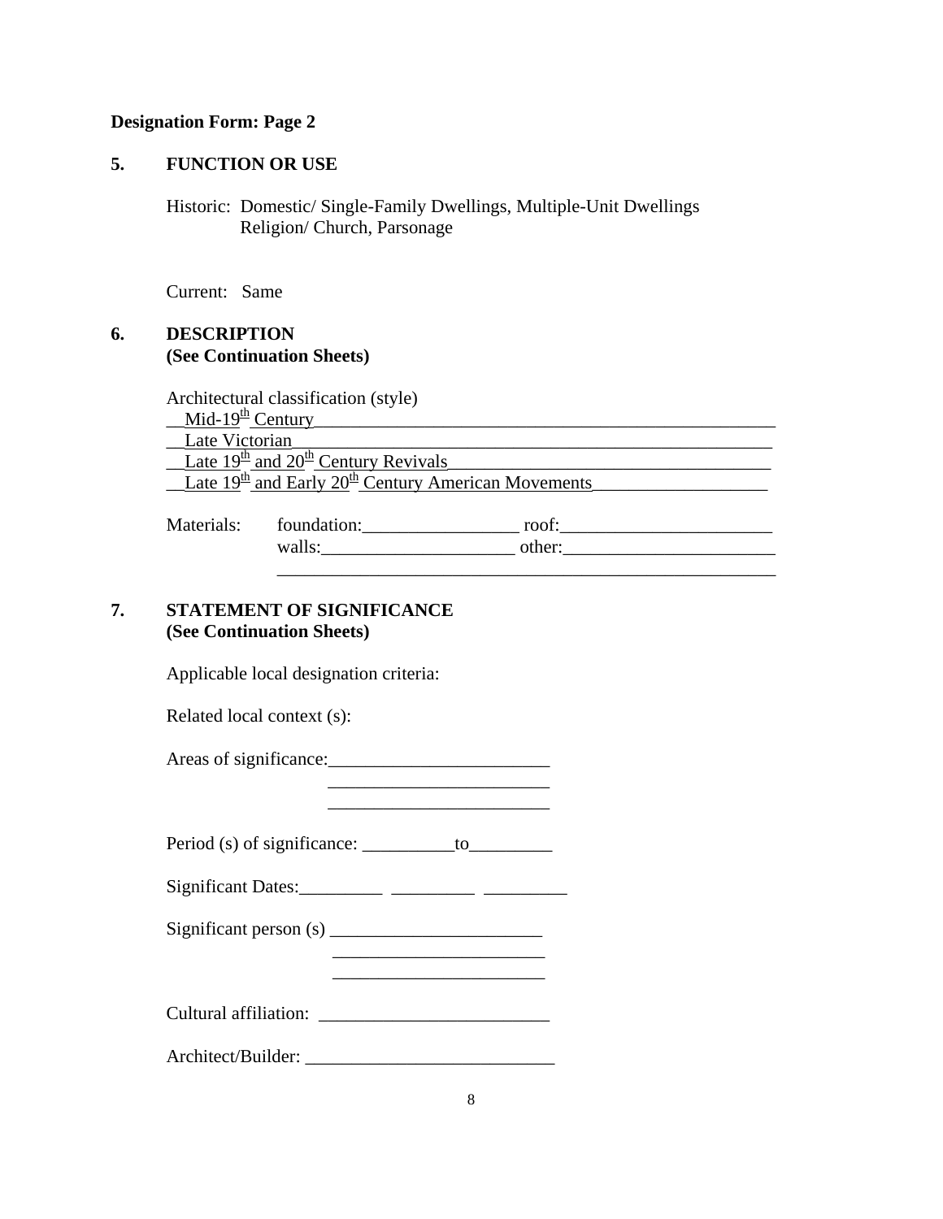**Designation Form: Page 2**

**5. FUNCTION OR USE**

Historic: Domestic/ Single-Family Dwellings, Multiple-Unit Dwellings
Religion/ Church, Parsonage

Current: Same

**6. DESCRIPTION**
**(See Continuation Sheets)**

Architectural classification (style)

__Mid-19th Century______________________________________________________

__Late Victorian________________________________________________________

__Late 19th and 20th Century Revivals_____________________________________

__Late 19th and Early 20th Century American Movements___________________

Materials: foundation:_________________ roof:_______________________
walls:_____________________ other:_______________________
________________________________________________________

**7. STATEMENT OF SIGNIFICANCE**
**(See Continuation Sheets)**

Applicable local designation criteria:

Related local context (s):

Areas of significance:________________________
________________________
________________________

Period (s) of significance: __________to_________

Significant Dates:_________ _________ _________

Significant person (s) _______________________
_______________________
_______________________

Cultural affiliation: _________________________

Architect/Builder: ___________________________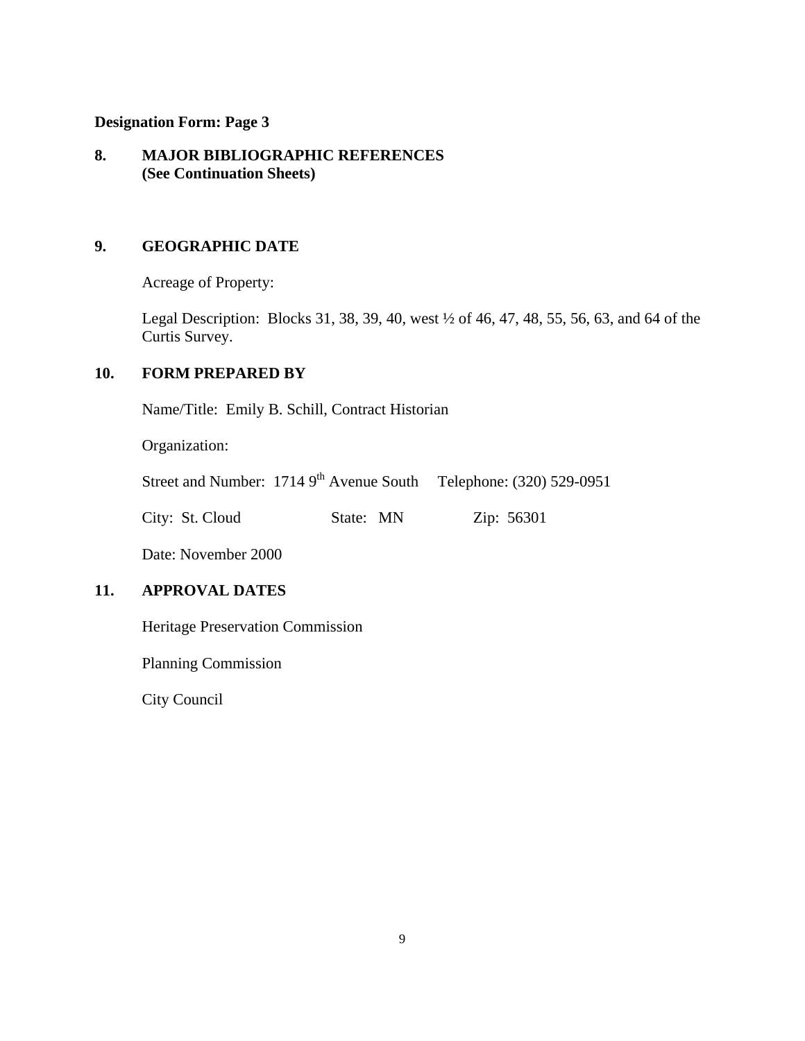**Designation Form: Page 3**

## 8. MAJOR BIBLIOGRAPHIC REFERENCES
**(See Continuation Sheets)**

## 9. GEOGRAPHIC DATE

Acreage of Property:

Legal Description: Blocks 31, 38, 39, 40, west ½ of 46, 47, 48, 55, 56, 63, and 64 of the Curtis Survey.

## 10. FORM PREPARED BY

Name/Title: Emily B. Schill, Contract Historian

Organization:

Street and Number: 1714 9th Avenue South Telephone: (320) 529-0951

City: St. Cloud State: MN Zip: 56301

Date: November 2000

## 11. APPROVAL DATES

Heritage Preservation Commission

Planning Commission

City Council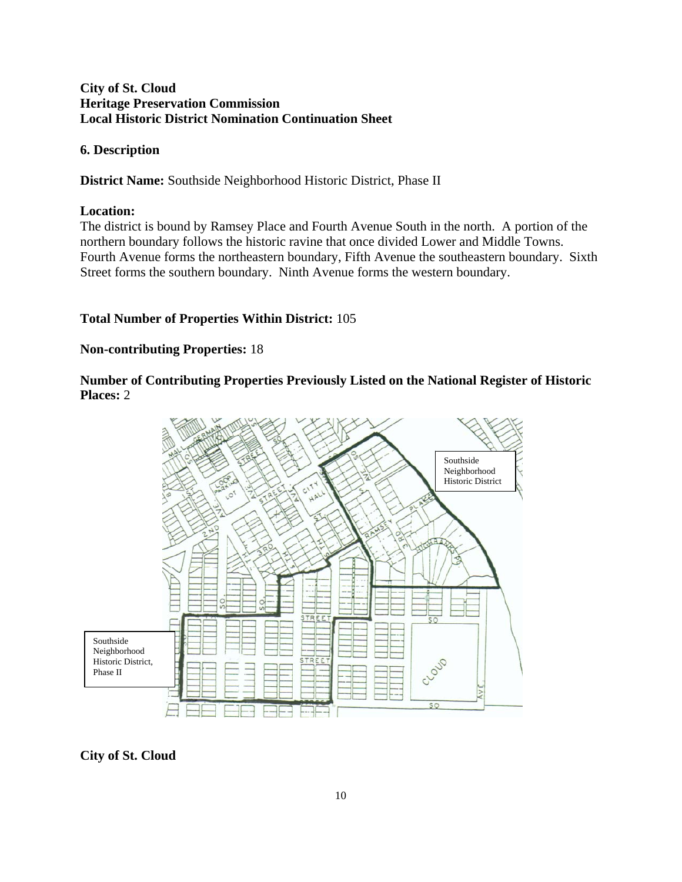**City of St. Cloud**
**Heritage Preservation Commission**
**Local Historic District Nomination Continuation Sheet**

**6. Description**

**District Name:** Southside Neighborhood Historic District, Phase II

**Location:**
The district is bound by Ramsey Place and Fourth Avenue South in the north. A portion of the northern boundary follows the historic ravine that once divided Lower and Middle Towns. Fourth Avenue forms the northeastern boundary, Fifth Avenue the southeastern boundary. Sixth Street forms the southern boundary. Ninth Avenue forms the western boundary.

**Total Number of Properties Within District:** 105

**Non-contributing Properties:** 18

**Number of Contributing Properties Previously Listed on the National Register of Historic Places:** 2

Southside Neighborhood Historic District

Southside Neighborhood Historic District, Phase II

**City of St. Cloud**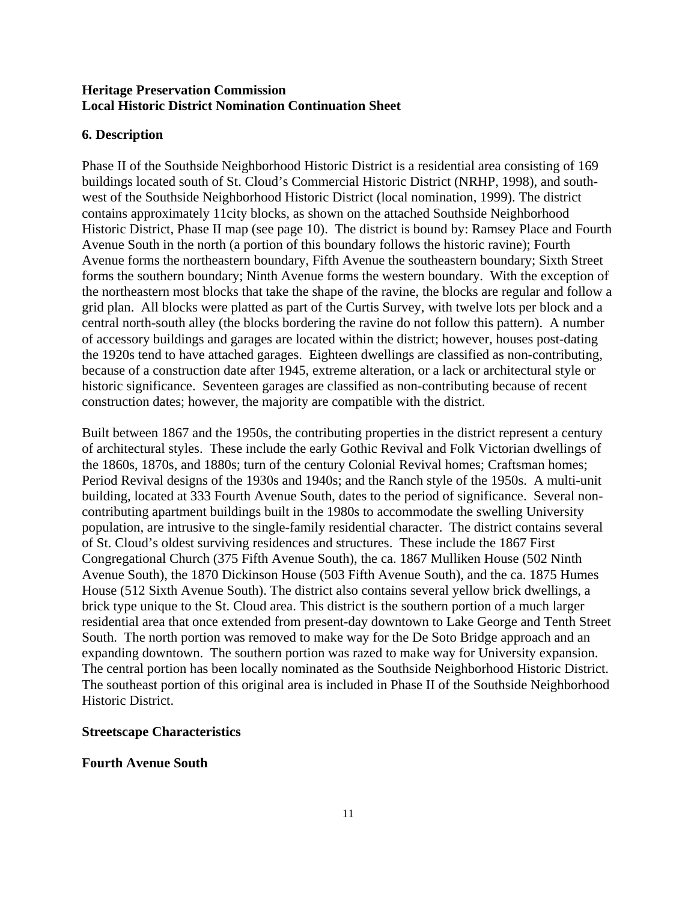**Heritage Preservation Commission**
**Local Historic District Nomination Continuation Sheet**

## 6. Description

Phase II of the Southside Neighborhood Historic District is a residential area consisting of 169 buildings located south of St. Cloud's Commercial Historic District (NRHP, 1998), and south-west of the Southside Neighborhood Historic District (local nomination, 1999). The district contains approximately 11city blocks, as shown on the attached Southside Neighborhood Historic District, Phase II map (see page 10). The district is bound by: Ramsey Place and Fourth Avenue South in the north (a portion of this boundary follows the historic ravine); Fourth Avenue forms the northeastern boundary, Fifth Avenue the southeastern boundary; Sixth Street forms the southern boundary; Ninth Avenue forms the western boundary. With the exception of the northeastern most blocks that take the shape of the ravine, the blocks are regular and follow a grid plan. All blocks were platted as part of the Curtis Survey, with twelve lots per block and a central north-south alley (the blocks bordering the ravine do not follow this pattern). A number of accessory buildings and garages are located within the district; however, houses post-dating the 1920s tend to have attached garages. Eighteen dwellings are classified as non-contributing, because of a construction date after 1945, extreme alteration, or a lack or architectural style or historic significance. Seventeen garages are classified as non-contributing because of recent construction dates; however, the majority are compatible with the district.

Built between 1867 and the 1950s, the contributing properties in the district represent a century of architectural styles. These include the early Gothic Revival and Folk Victorian dwellings of the 1860s, 1870s, and 1880s; turn of the century Colonial Revival homes; Craftsman homes; Period Revival designs of the 1930s and 1940s; and the Ranch style of the 1950s. A multi-unit building, located at 333 Fourth Avenue South, dates to the period of significance. Several non-contributing apartment buildings built in the 1980s to accommodate the swelling University population, are intrusive to the single-family residential character. The district contains several of St. Cloud's oldest surviving residences and structures. These include the 1867 First Congregational Church (375 Fifth Avenue South), the ca. 1867 Mulliken House (502 Ninth Avenue South), the 1870 Dickinson House (503 Fifth Avenue South), and the ca. 1875 Humes House (512 Sixth Avenue South). The district also contains several yellow brick dwellings, a brick type unique to the St. Cloud area. This district is the southern portion of a much larger residential area that once extended from present-day downtown to Lake George and Tenth Street South. The north portion was removed to make way for the De Soto Bridge approach and an expanding downtown. The southern portion was razed to make way for University expansion. The central portion has been locally nominated as the Southside Neighborhood Historic District. The southeast portion of this original area is included in Phase II of the Southside Neighborhood Historic District.

### Streetscape Characteristics

### Fourth Avenue South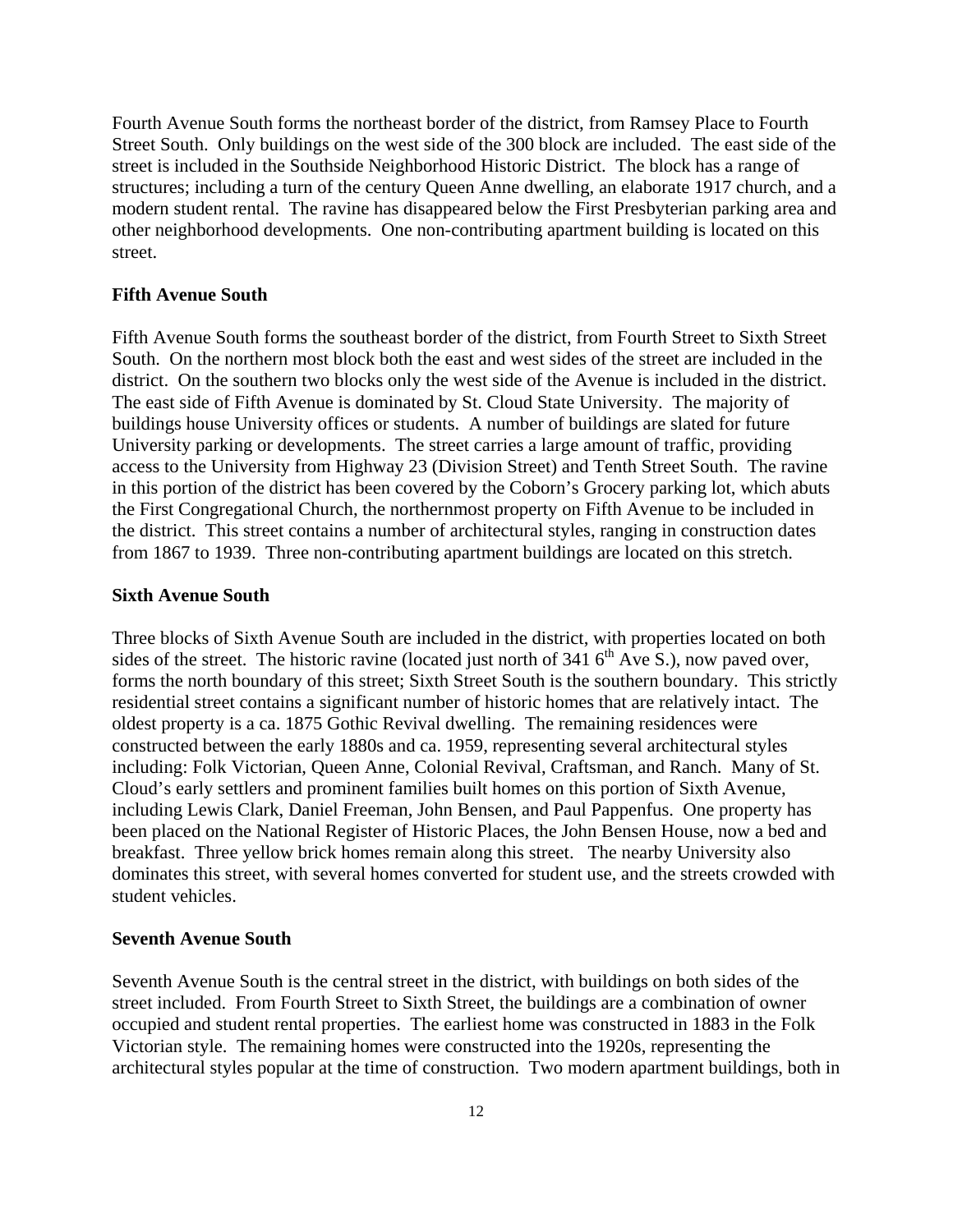Fourth Avenue South forms the northeast border of the district, from Ramsey Place to Fourth Street South. Only buildings on the west side of the 300 block are included. The east side of the street is included in the Southside Neighborhood Historic District. The block has a range of structures; including a turn of the century Queen Anne dwelling, an elaborate 1917 church, and a modern student rental. The ravine has disappeared below the First Presbyterian parking area and other neighborhood developments. One non-contributing apartment building is located on this street.

### Fifth Avenue South

Fifth Avenue South forms the southeast border of the district, from Fourth Street to Sixth Street South. On the northern most block both the east and west sides of the street are included in the district. On the southern two blocks only the west side of the Avenue is included in the district. The east side of Fifth Avenue is dominated by St. Cloud State University. The majority of buildings house University offices or students. A number of buildings are slated for future University parking or developments. The street carries a large amount of traffic, providing access to the University from Highway 23 (Division Street) and Tenth Street South. The ravine in this portion of the district has been covered by the Coborn's Grocery parking lot, which abuts the First Congregational Church, the northernmost property on Fifth Avenue to be included in the district. This street contains a number of architectural styles, ranging in construction dates from 1867 to 1939. Three non-contributing apartment buildings are located on this stretch.

### Sixth Avenue South

Three blocks of Sixth Avenue South are included in the district, with properties located on both sides of the street. The historic ravine (located just north of 341 6th Ave S.), now paved over, forms the north boundary of this street; Sixth Street South is the southern boundary. This strictly residential street contains a significant number of historic homes that are relatively intact. The oldest property is a ca. 1875 Gothic Revival dwelling. The remaining residences were constructed between the early 1880s and ca. 1959, representing several architectural styles including: Folk Victorian, Queen Anne, Colonial Revival, Craftsman, and Ranch. Many of St. Cloud's early settlers and prominent families built homes on this portion of Sixth Avenue, including Lewis Clark, Daniel Freeman, John Bensen, and Paul Pappenfus. One property has been placed on the National Register of Historic Places, the John Bensen House, now a bed and breakfast. Three yellow brick homes remain along this street. The nearby University also dominates this street, with several homes converted for student use, and the streets crowded with student vehicles.

### Seventh Avenue South

Seventh Avenue South is the central street in the district, with buildings on both sides of the street included. From Fourth Street to Sixth Street, the buildings are a combination of owner occupied and student rental properties. The earliest home was constructed in 1883 in the Folk Victorian style. The remaining homes were constructed into the 1920s, representing the architectural styles popular at the time of construction. Two modern apartment buildings, both in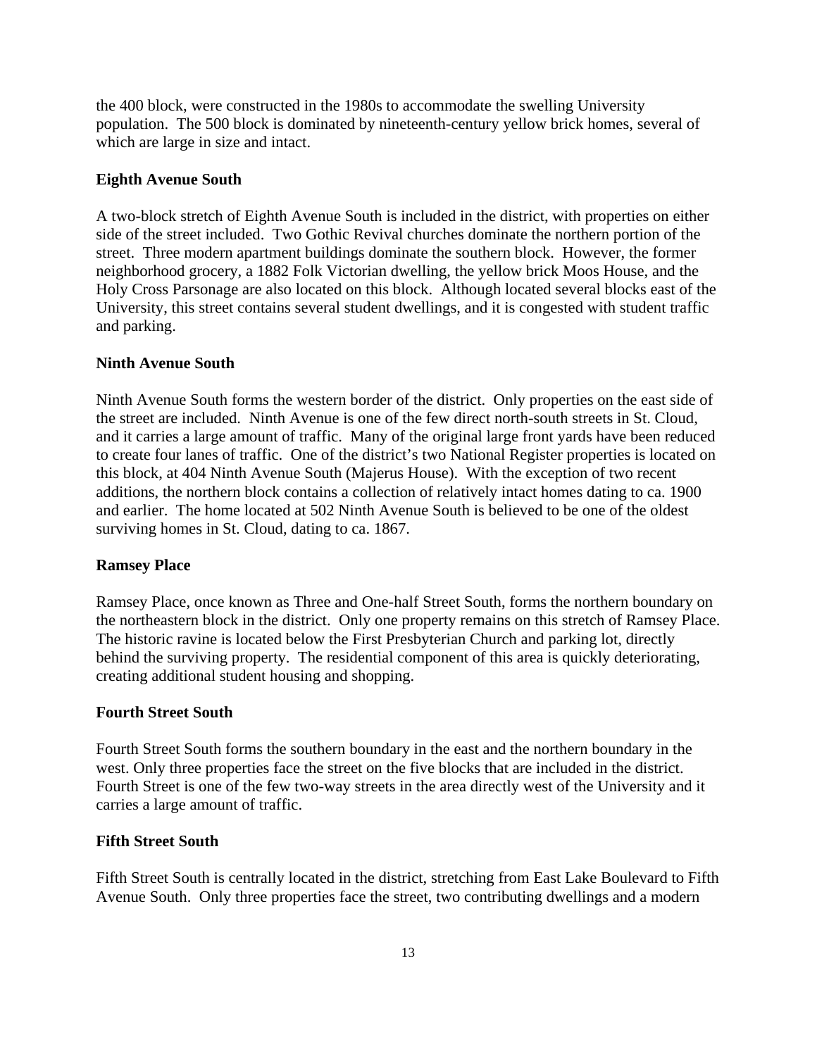the 400 block, were constructed in the 1980s to accommodate the swelling University population. The 500 block is dominated by nineteenth-century yellow brick homes, several of which are large in size and intact.

**Eighth Avenue South**

A two-block stretch of Eighth Avenue South is included in the district, with properties on either side of the street included. Two Gothic Revival churches dominate the northern portion of the street. Three modern apartment buildings dominate the southern block. However, the former neighborhood grocery, a 1882 Folk Victorian dwelling, the yellow brick Moos House, and the Holy Cross Parsonage are also located on this block. Although located several blocks east of the University, this street contains several student dwellings, and it is congested with student traffic and parking.

**Ninth Avenue South**

Ninth Avenue South forms the western border of the district. Only properties on the east side of the street are included. Ninth Avenue is one of the few direct north-south streets in St. Cloud, and it carries a large amount of traffic. Many of the original large front yards have been reduced to create four lanes of traffic. One of the district's two National Register properties is located on this block, at 404 Ninth Avenue South (Majerus House). With the exception of two recent additions, the northern block contains a collection of relatively intact homes dating to ca. 1900 and earlier. The home located at 502 Ninth Avenue South is believed to be one of the oldest surviving homes in St. Cloud, dating to ca. 1867.

**Ramsey Place**

Ramsey Place, once known as Three and One-half Street South, forms the northern boundary on the northeastern block in the district. Only one property remains on this stretch of Ramsey Place. The historic ravine is located below the First Presbyterian Church and parking lot, directly behind the surviving property. The residential component of this area is quickly deteriorating, creating additional student housing and shopping.

**Fourth Street South**

Fourth Street South forms the southern boundary in the east and the northern boundary in the west. Only three properties face the street on the five blocks that are included in the district. Fourth Street is one of the few two-way streets in the area directly west of the University and it carries a large amount of traffic.

**Fifth Street South**

Fifth Street South is centrally located in the district, stretching from East Lake Boulevard to Fifth Avenue South. Only three properties face the street, two contributing dwellings and a modern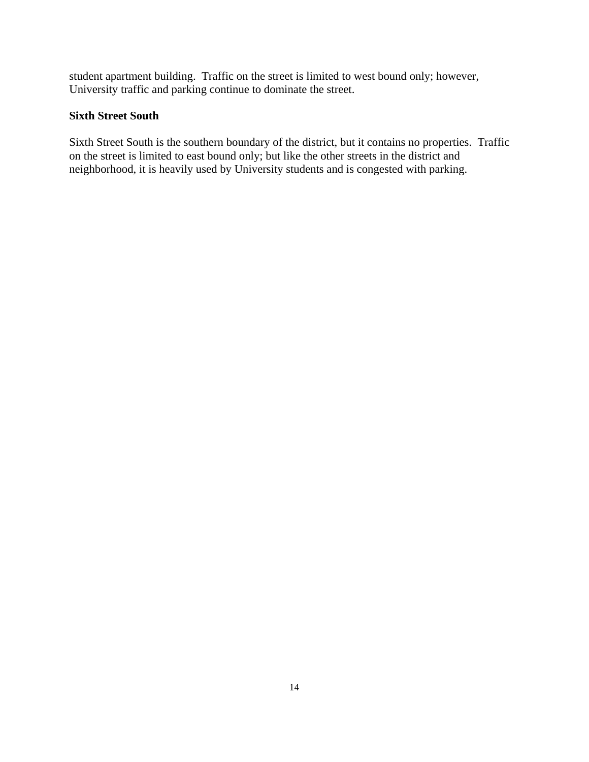student apartment building.  Traffic on the street is limited to west bound only; however, University traffic and parking continue to dominate the street.

**Sixth Street South**

Sixth Street South is the southern boundary of the district, but it contains no properties.  Traffic on the street is limited to east bound only; but like the other streets in the district and neighborhood, it is heavily used by University students and is congested with parking.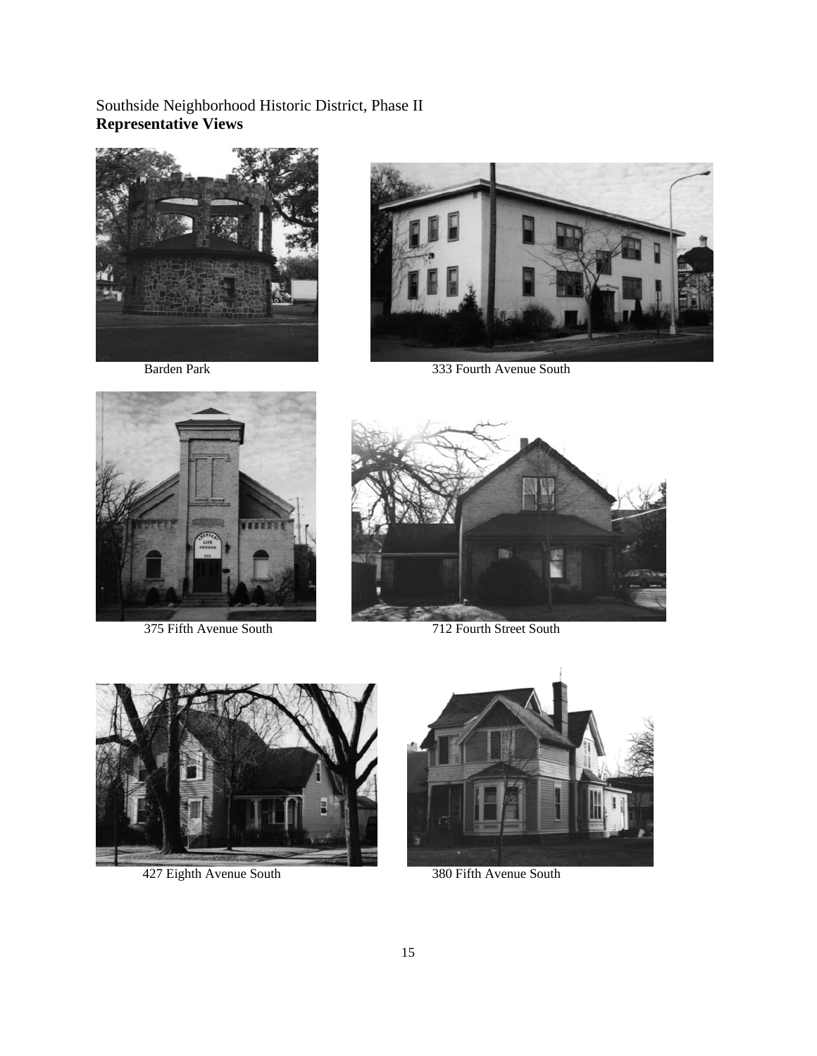Southside Neighborhood Historic District, Phase II
**Representative Views**

Barden Park

333 Fourth Avenue South

375 Fifth Avenue South

712 Fourth Street South

427 Eighth Avenue South

380 Fifth Avenue South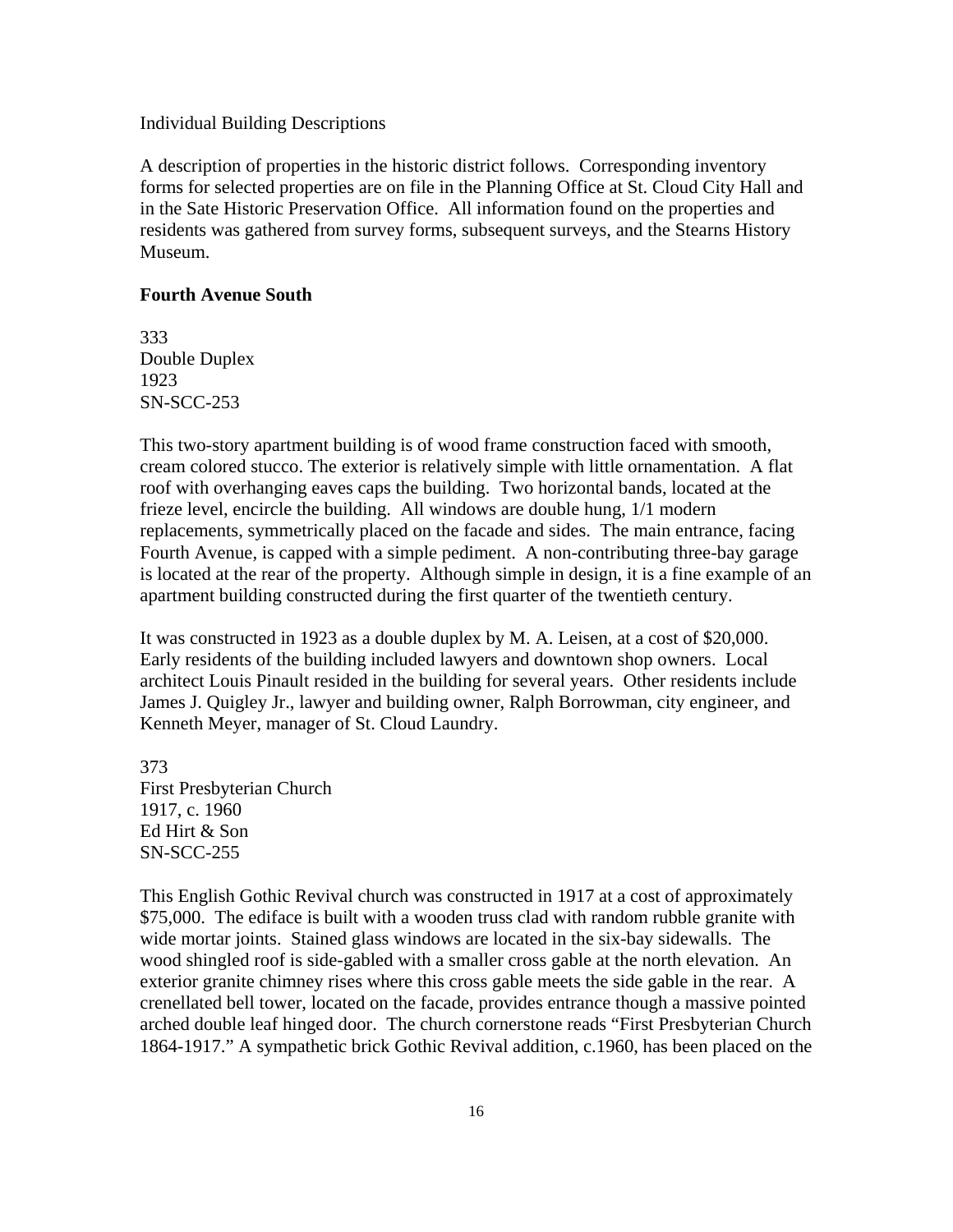Individual Building Descriptions

A description of properties in the historic district follows. Corresponding inventory forms for selected properties are on file in the Planning Office at St. Cloud City Hall and in the Sate Historic Preservation Office. All information found on the properties and residents was gathered from survey forms, subsequent surveys, and the Stearns History Museum.

**Fourth Avenue South**

333
Double Duplex
1923
SN-SCC-253

This two-story apartment building is of wood frame construction faced with smooth, cream colored stucco. The exterior is relatively simple with little ornamentation. A flat roof with overhanging eaves caps the building. Two horizontal bands, located at the frieze level, encircle the building. All windows are double hung, 1/1 modern replacements, symmetrically placed on the facade and sides. The main entrance, facing Fourth Avenue, is capped with a simple pediment. A non-contributing three-bay garage is located at the rear of the property. Although simple in design, it is a fine example of an apartment building constructed during the first quarter of the twentieth century.

It was constructed in 1923 as a double duplex by M. A. Leisen, at a cost of $20,000. Early residents of the building included lawyers and downtown shop owners. Local architect Louis Pinault resided in the building for several years. Other residents include James J. Quigley Jr., lawyer and building owner, Ralph Borrowman, city engineer, and Kenneth Meyer, manager of St. Cloud Laundry.

373
First Presbyterian Church
1917, c. 1960
Ed Hirt & Son
SN-SCC-255

This English Gothic Revival church was constructed in 1917 at a cost of approximately $75,000. The ediface is built with a wooden truss clad with random rubble granite with wide mortar joints. Stained glass windows are located in the six-bay sidewalls. The wood shingled roof is side-gabled with a smaller cross gable at the north elevation. An exterior granite chimney rises where this cross gable meets the side gable in the rear. A crenellated bell tower, located on the facade, provides entrance though a massive pointed arched double leaf hinged door. The church cornerstone reads "First Presbyterian Church 1864-1917." A sympathetic brick Gothic Revival addition, c.1960, has been placed on the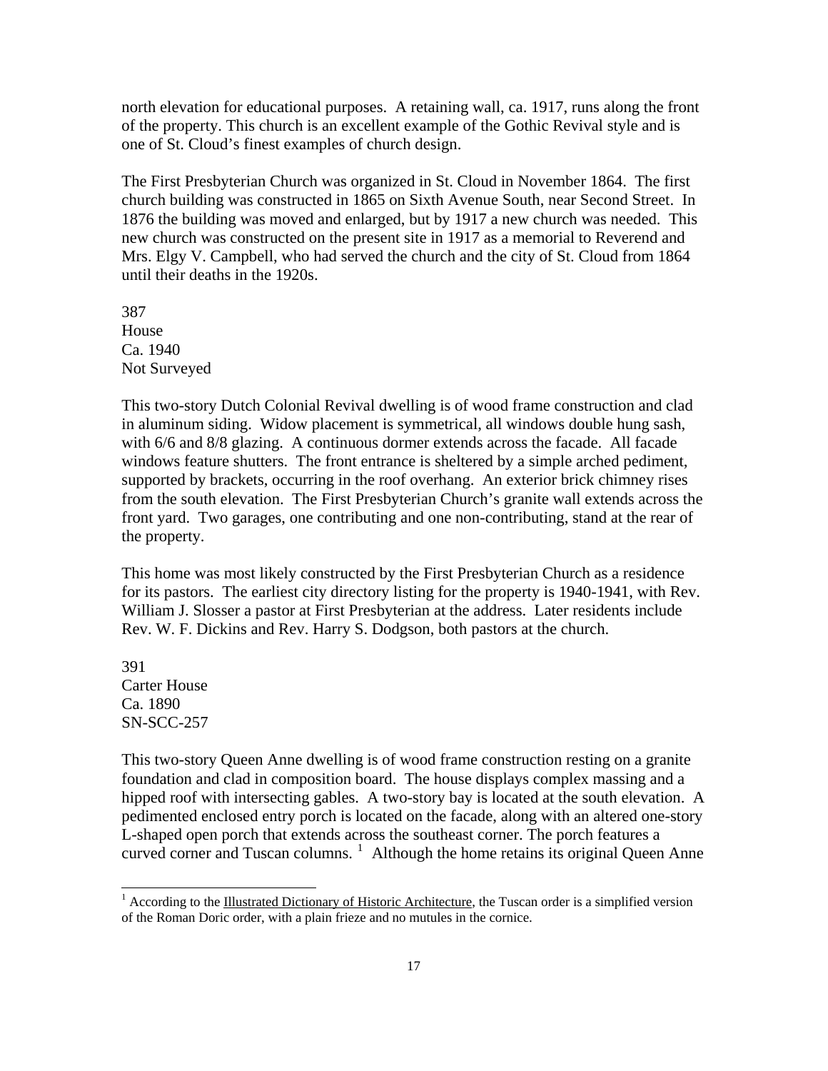north elevation for educational purposes. A retaining wall, ca. 1917, runs along the front of the property. This church is an excellent example of the Gothic Revival style and is one of St. Cloud's finest examples of church design.

The First Presbyterian Church was organized in St. Cloud in November 1864. The first church building was constructed in 1865 on Sixth Avenue South, near Second Street. In 1876 the building was moved and enlarged, but by 1917 a new church was needed. This new church was constructed on the present site in 1917 as a memorial to Reverend and Mrs. Elgy V. Campbell, who had served the church and the city of St. Cloud from 1864 until their deaths in the 1920s.

387
House
Ca. 1940
Not Surveyed

This two-story Dutch Colonial Revival dwelling is of wood frame construction and clad in aluminum siding. Widow placement is symmetrical, all windows double hung sash, with 6/6 and 8/8 glazing. A continuous dormer extends across the facade. All facade windows feature shutters. The front entrance is sheltered by a simple arched pediment, supported by brackets, occurring in the roof overhang. An exterior brick chimney rises from the south elevation. The First Presbyterian Church's granite wall extends across the front yard. Two garages, one contributing and one non-contributing, stand at the rear of the property.

This home was most likely constructed by the First Presbyterian Church as a residence for its pastors. The earliest city directory listing for the property is 1940-1941, with Rev. William J. Slosser a pastor at First Presbyterian at the address. Later residents include Rev. W. F. Dickins and Rev. Harry S. Dodgson, both pastors at the church.

391
Carter House
Ca. 1890
SN-SCC-257

This two-story Queen Anne dwelling is of wood frame construction resting on a granite foundation and clad in composition board. The house displays complex massing and a hipped roof with intersecting gables. A two-story bay is located at the south elevation. A pedimented enclosed entry porch is located on the facade, along with an altered one-story L-shaped open porch that extends across the southeast corner. The porch features a curved corner and Tuscan columns. [1] Although the home retains its original Queen Anne

[1] According to the Illustrated Dictionary of Historic Architecture, the Tuscan order is a simplified version of the Roman Doric order, with a plain frieze and no mutules in the cornice.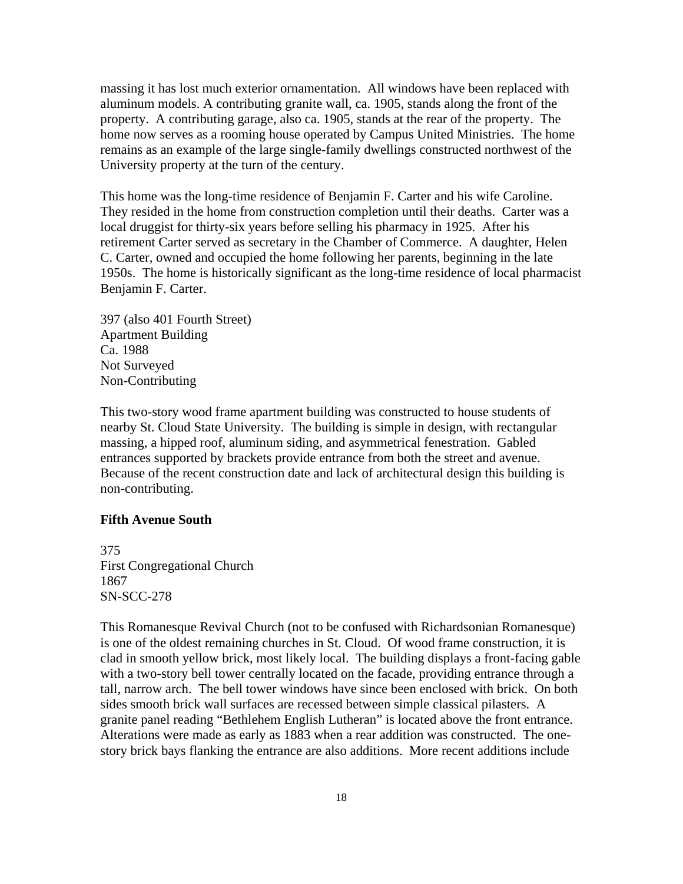massing it has lost much exterior ornamentation. All windows have been replaced with aluminum models. A contributing granite wall, ca. 1905, stands along the front of the property. A contributing garage, also ca. 1905, stands at the rear of the property. The home now serves as a rooming house operated by Campus United Ministries. The home remains as an example of the large single-family dwellings constructed northwest of the University property at the turn of the century.

This home was the long-time residence of Benjamin F. Carter and his wife Caroline. They resided in the home from construction completion until their deaths. Carter was a local druggist for thirty-six years before selling his pharmacy in 1925. After his retirement Carter served as secretary in the Chamber of Commerce. A daughter, Helen C. Carter, owned and occupied the home following her parents, beginning in the late 1950s. The home is historically significant as the long-time residence of local pharmacist Benjamin F. Carter.

397 (also 401 Fourth Street)
Apartment Building
Ca. 1988
Not Surveyed
Non-Contributing

This two-story wood frame apartment building was constructed to house students of nearby St. Cloud State University. The building is simple in design, with rectangular massing, a hipped roof, aluminum siding, and asymmetrical fenestration. Gabled entrances supported by brackets provide entrance from both the street and avenue. Because of the recent construction date and lack of architectural design this building is non-contributing.

**Fifth Avenue South**

375
First Congregational Church
1867
SN-SCC-278

This Romanesque Revival Church (not to be confused with Richardsonian Romanesque) is one of the oldest remaining churches in St. Cloud. Of wood frame construction, it is clad in smooth yellow brick, most likely local. The building displays a front-facing gable with a two-story bell tower centrally located on the facade, providing entrance through a tall, narrow arch. The bell tower windows have since been enclosed with brick. On both sides smooth brick wall surfaces are recessed between simple classical pilasters. A granite panel reading "Bethlehem English Lutheran" is located above the front entrance. Alterations were made as early as 1883 when a rear addition was constructed. The one-story brick bays flanking the entrance are also additions. More recent additions include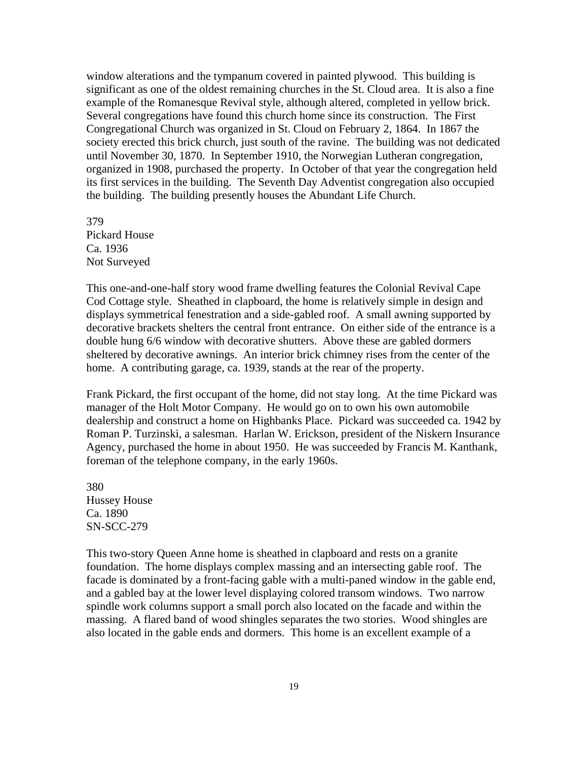window alterations and the tympanum covered in painted plywood. This building is significant as one of the oldest remaining churches in the St. Cloud area. It is also a fine example of the Romanesque Revival style, although altered, completed in yellow brick. Several congregations have found this church home since its construction. The First Congregational Church was organized in St. Cloud on February 2, 1864. In 1867 the society erected this brick church, just south of the ravine. The building was not dedicated until November 30, 1870. In September 1910, the Norwegian Lutheran congregation, organized in 1908, purchased the property. In October of that year the congregation held its first services in the building. The Seventh Day Adventist congregation also occupied the building. The building presently houses the Abundant Life Church.

379
Pickard House
Ca. 1936
Not Surveyed

This one-and-one-half story wood frame dwelling features the Colonial Revival Cape Cod Cottage style. Sheathed in clapboard, the home is relatively simple in design and displays symmetrical fenestration and a side-gabled roof. A small awning supported by decorative brackets shelters the central front entrance. On either side of the entrance is a double hung 6/6 window with decorative shutters. Above these are gabled dormers sheltered by decorative awnings. An interior brick chimney rises from the center of the home. A contributing garage, ca. 1939, stands at the rear of the property.

Frank Pickard, the first occupant of the home, did not stay long. At the time Pickard was manager of the Holt Motor Company. He would go on to own his own automobile dealership and construct a home on Highbanks Place. Pickard was succeeded ca. 1942 by Roman P. Turzinski, a salesman. Harlan W. Erickson, president of the Niskern Insurance Agency, purchased the home in about 1950. He was succeeded by Francis M. Kanthank, foreman of the telephone company, in the early 1960s.

380
Hussey House
Ca. 1890
SN-SCC-279

This two-story Queen Anne home is sheathed in clapboard and rests on a granite foundation. The home displays complex massing and an intersecting gable roof. The facade is dominated by a front-facing gable with a multi-paned window in the gable end, and a gabled bay at the lower level displaying colored transom windows. Two narrow spindle work columns support a small porch also located on the facade and within the massing. A flared band of wood shingles separates the two stories. Wood shingles are also located in the gable ends and dormers. This home is an excellent example of a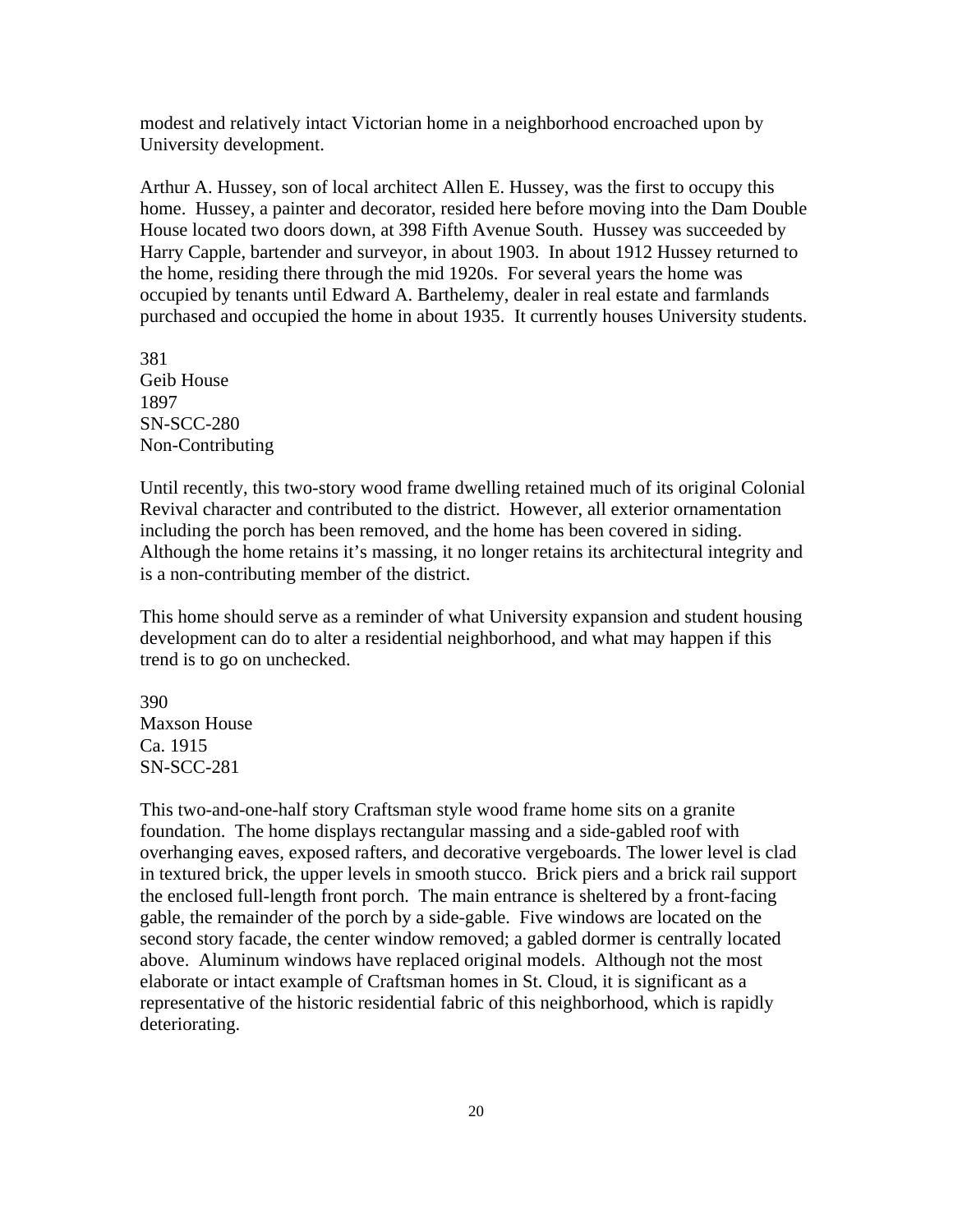modest and relatively intact Victorian home in a neighborhood encroached upon by University development.

Arthur A. Hussey, son of local architect Allen E. Hussey, was the first to occupy this home. Hussey, a painter and decorator, resided here before moving into the Dam Double House located two doors down, at 398 Fifth Avenue South. Hussey was succeeded by Harry Capple, bartender and surveyor, in about 1903. In about 1912 Hussey returned to the home, residing there through the mid 1920s. For several years the home was occupied by tenants until Edward A. Barthelemy, dealer in real estate and farmlands purchased and occupied the home in about 1935. It currently houses University students.

381
Geib House
1897
SN-SCC-280
Non-Contributing

Until recently, this two-story wood frame dwelling retained much of its original Colonial Revival character and contributed to the district. However, all exterior ornamentation including the porch has been removed, and the home has been covered in siding. Although the home retains it's massing, it no longer retains its architectural integrity and is a non-contributing member of the district.

This home should serve as a reminder of what University expansion and student housing development can do to alter a residential neighborhood, and what may happen if this trend is to go on unchecked.

390
Maxson House
Ca. 1915
SN-SCC-281

This two-and-one-half story Craftsman style wood frame home sits on a granite foundation. The home displays rectangular massing and a side-gabled roof with overhanging eaves, exposed rafters, and decorative vergeboards. The lower level is clad in textured brick, the upper levels in smooth stucco. Brick piers and a brick rail support the enclosed full-length front porch. The main entrance is sheltered by a front-facing gable, the remainder of the porch by a side-gable. Five windows are located on the second story facade, the center window removed; a gabled dormer is centrally located above. Aluminum windows have replaced original models. Although not the most elaborate or intact example of Craftsman homes in St. Cloud, it is significant as a representative of the historic residential fabric of this neighborhood, which is rapidly deteriorating.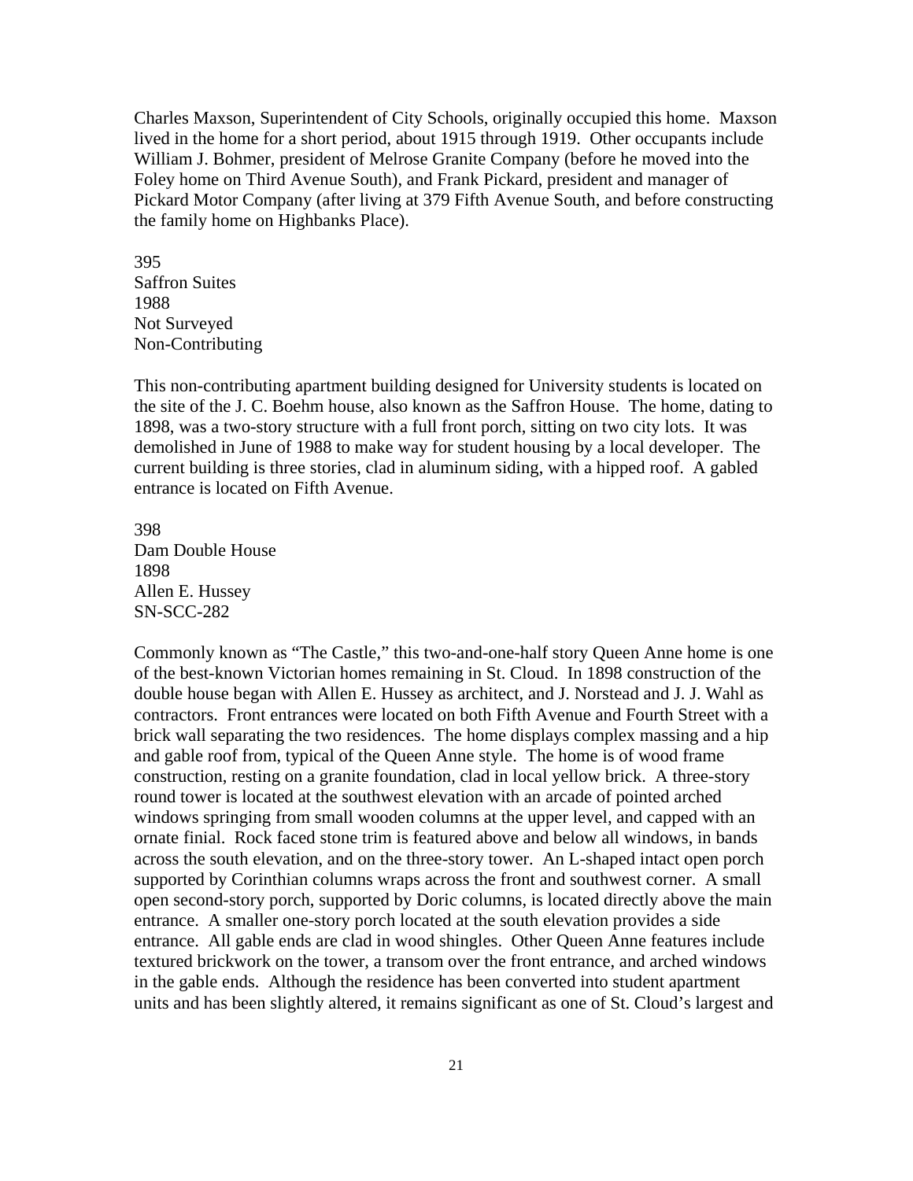Charles Maxson, Superintendent of City Schools, originally occupied this home. Maxson lived in the home for a short period, about 1915 through 1919. Other occupants include William J. Bohmer, president of Melrose Granite Company (before he moved into the Foley home on Third Avenue South), and Frank Pickard, president and manager of Pickard Motor Company (after living at 379 Fifth Avenue South, and before constructing the family home on Highbanks Place).

395
Saffron Suites
1988
Not Surveyed
Non-Contributing

This non-contributing apartment building designed for University students is located on the site of the J. C. Boehm house, also known as the Saffron House. The home, dating to 1898, was a two-story structure with a full front porch, sitting on two city lots. It was demolished in June of 1988 to make way for student housing by a local developer. The current building is three stories, clad in aluminum siding, with a hipped roof. A gabled entrance is located on Fifth Avenue.

398
Dam Double House
1898
Allen E. Hussey
SN-SCC-282

Commonly known as "The Castle," this two-and-one-half story Queen Anne home is one of the best-known Victorian homes remaining in St. Cloud. In 1898 construction of the double house began with Allen E. Hussey as architect, and J. Norstead and J. J. Wahl as contractors. Front entrances were located on both Fifth Avenue and Fourth Street with a brick wall separating the two residences. The home displays complex massing and a hip and gable roof from, typical of the Queen Anne style. The home is of wood frame construction, resting on a granite foundation, clad in local yellow brick. A three-story round tower is located at the southwest elevation with an arcade of pointed arched windows springing from small wooden columns at the upper level, and capped with an ornate finial. Rock faced stone trim is featured above and below all windows, in bands across the south elevation, and on the three-story tower. An L-shaped intact open porch supported by Corinthian columns wraps across the front and southwest corner. A small open second-story porch, supported by Doric columns, is located directly above the main entrance. A smaller one-story porch located at the south elevation provides a side entrance. All gable ends are clad in wood shingles. Other Queen Anne features include textured brickwork on the tower, a transom over the front entrance, and arched windows in the gable ends. Although the residence has been converted into student apartment units and has been slightly altered, it remains significant as one of St. Cloud's largest and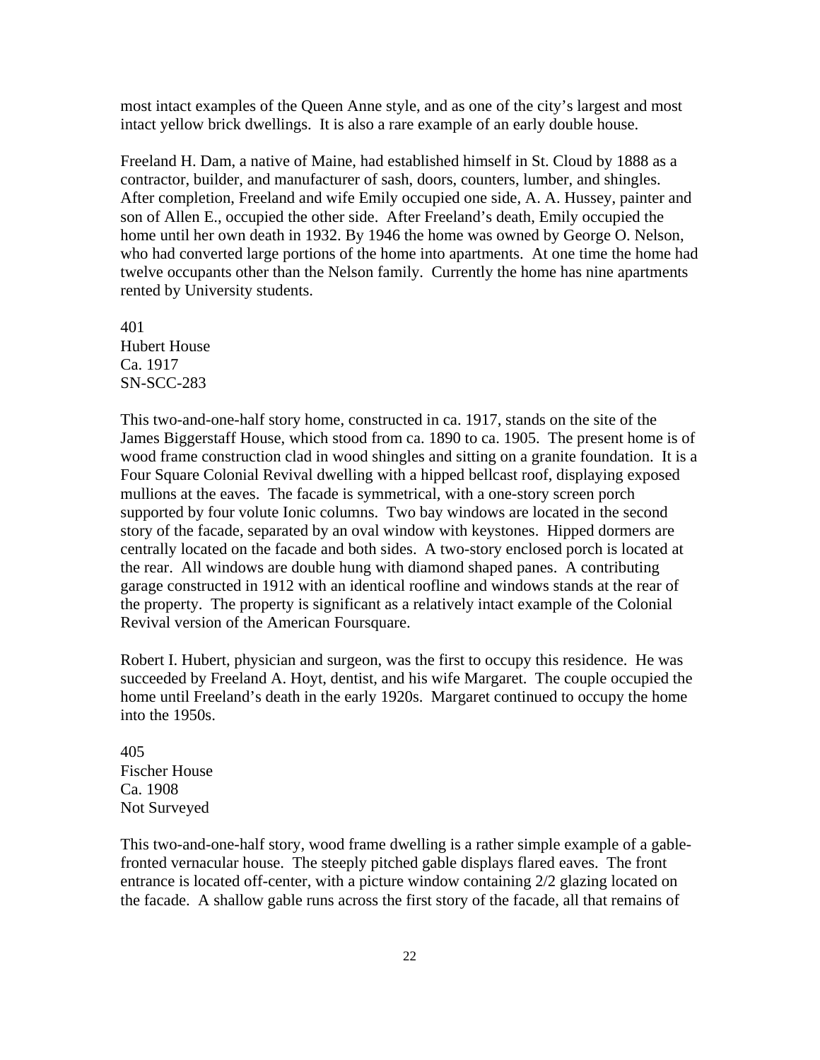most intact examples of the Queen Anne style, and as one of the city's largest and most intact yellow brick dwellings. It is also a rare example of an early double house.

Freeland H. Dam, a native of Maine, had established himself in St. Cloud by 1888 as a contractor, builder, and manufacturer of sash, doors, counters, lumber, and shingles. After completion, Freeland and wife Emily occupied one side, A. A. Hussey, painter and son of Allen E., occupied the other side. After Freeland's death, Emily occupied the home until her own death in 1932. By 1946 the home was owned by George O. Nelson, who had converted large portions of the home into apartments. At one time the home had twelve occupants other than the Nelson family. Currently the home has nine apartments rented by University students.

401
Hubert House
Ca. 1917
SN-SCC-283

This two-and-one-half story home, constructed in ca. 1917, stands on the site of the James Biggerstaff House, which stood from ca. 1890 to ca. 1905. The present home is of wood frame construction clad in wood shingles and sitting on a granite foundation. It is a Four Square Colonial Revival dwelling with a hipped bellcast roof, displaying exposed mullions at the eaves. The facade is symmetrical, with a one-story screen porch supported by four volute Ionic columns. Two bay windows are located in the second story of the facade, separated by an oval window with keystones. Hipped dormers are centrally located on the facade and both sides. A two-story enclosed porch is located at the rear. All windows are double hung with diamond shaped panes. A contributing garage constructed in 1912 with an identical roofline and windows stands at the rear of the property. The property is significant as a relatively intact example of the Colonial Revival version of the American Foursquare.

Robert I. Hubert, physician and surgeon, was the first to occupy this residence. He was succeeded by Freeland A. Hoyt, dentist, and his wife Margaret. The couple occupied the home until Freeland's death in the early 1920s. Margaret continued to occupy the home into the 1950s.

405
Fischer House
Ca. 1908
Not Surveyed

This two-and-one-half story, wood frame dwelling is a rather simple example of a gable-fronted vernacular house. The steeply pitched gable displays flared eaves. The front entrance is located off-center, with a picture window containing 2/2 glazing located on the facade. A shallow gable runs across the first story of the facade, all that remains of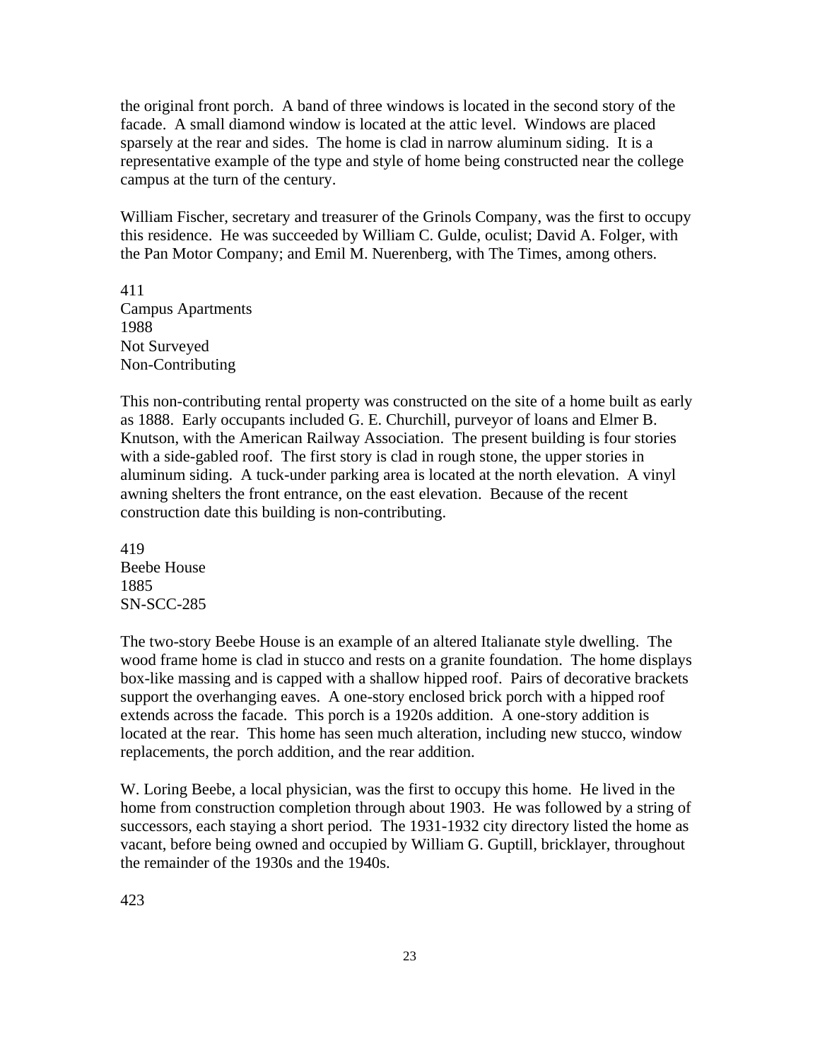the original front porch. A band of three windows is located in the second story of the facade. A small diamond window is located at the attic level. Windows are placed sparsely at the rear and sides. The home is clad in narrow aluminum siding. It is a representative example of the type and style of home being constructed near the college campus at the turn of the century.

William Fischer, secretary and treasurer of the Grinols Company, was the first to occupy this residence. He was succeeded by William C. Gulde, oculist; David A. Folger, with the Pan Motor Company; and Emil M. Nuerenberg, with The Times, among others.

411
Campus Apartments
1988
Not Surveyed
Non-Contributing

This non-contributing rental property was constructed on the site of a home built as early as 1888. Early occupants included G. E. Churchill, purveyor of loans and Elmer B. Knutson, with the American Railway Association. The present building is four stories with a side-gabled roof. The first story is clad in rough stone, the upper stories in aluminum siding. A tuck-under parking area is located at the north elevation. A vinyl awning shelters the front entrance, on the east elevation. Because of the recent construction date this building is non-contributing.

419
Beebe House
1885
SN-SCC-285

The two-story Beebe House is an example of an altered Italianate style dwelling. The wood frame home is clad in stucco and rests on a granite foundation. The home displays box-like massing and is capped with a shallow hipped roof. Pairs of decorative brackets support the overhanging eaves. A one-story enclosed brick porch with a hipped roof extends across the facade. This porch is a 1920s addition. A one-story addition is located at the rear. This home has seen much alteration, including new stucco, window replacements, the porch addition, and the rear addition.

W. Loring Beebe, a local physician, was the first to occupy this home. He lived in the home from construction completion through about 1903. He was followed by a string of successors, each staying a short period. The 1931-1932 city directory listed the home as vacant, before being owned and occupied by William G. Guptill, bricklayer, throughout the remainder of the 1930s and the 1940s.

423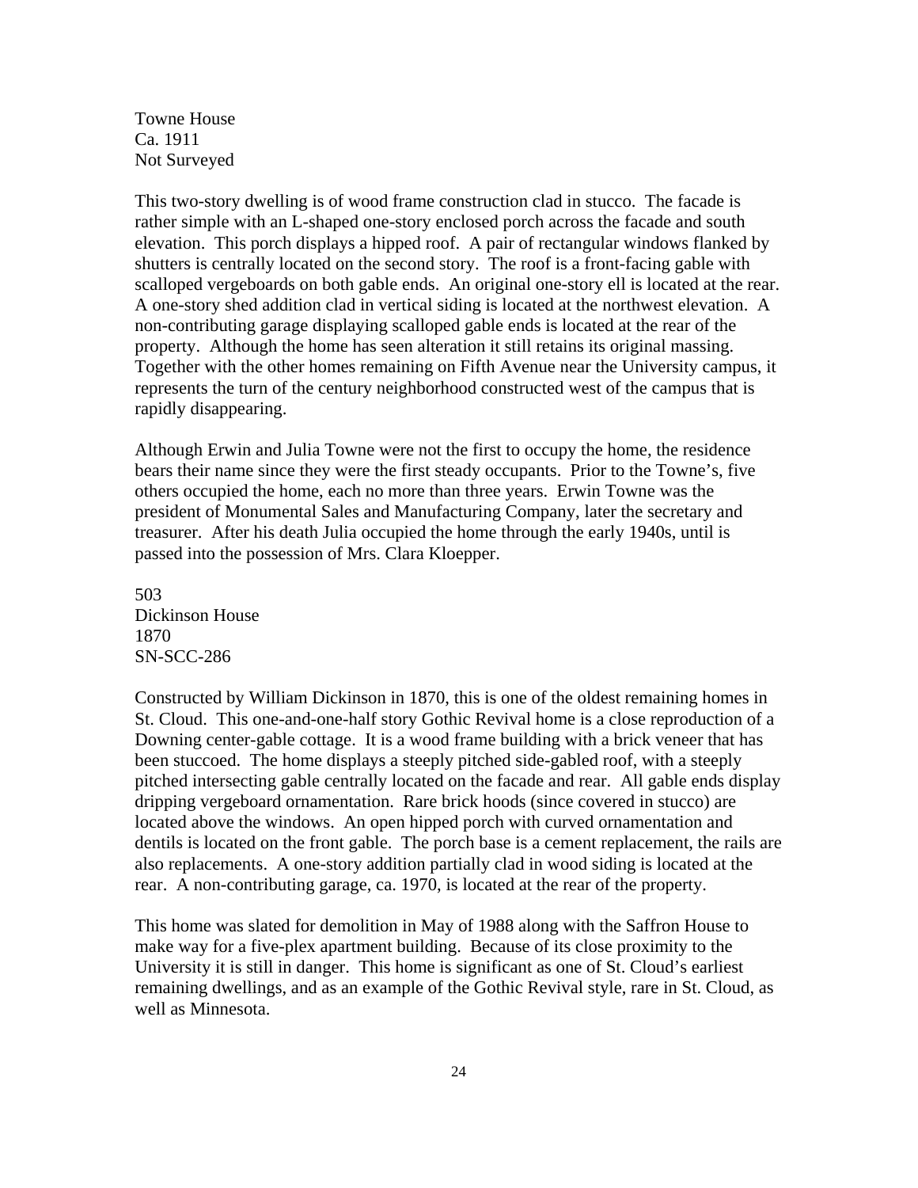Towne House
Ca. 1911
Not Surveyed

This two-story dwelling is of wood frame construction clad in stucco. The facade is rather simple with an L-shaped one-story enclosed porch across the facade and south elevation. This porch displays a hipped roof. A pair of rectangular windows flanked by shutters is centrally located on the second story. The roof is a front-facing gable with scalloped vergeboards on both gable ends. An original one-story ell is located at the rear. A one-story shed addition clad in vertical siding is located at the northwest elevation. A non-contributing garage displaying scalloped gable ends is located at the rear of the property. Although the home has seen alteration it still retains its original massing. Together with the other homes remaining on Fifth Avenue near the University campus, it represents the turn of the century neighborhood constructed west of the campus that is rapidly disappearing.

Although Erwin and Julia Towne were not the first to occupy the home, the residence bears their name since they were the first steady occupants. Prior to the Towne's, five others occupied the home, each no more than three years. Erwin Towne was the president of Monumental Sales and Manufacturing Company, later the secretary and treasurer. After his death Julia occupied the home through the early 1940s, until is passed into the possession of Mrs. Clara Kloepper.

503
Dickinson House
1870
SN-SCC-286

Constructed by William Dickinson in 1870, this is one of the oldest remaining homes in St. Cloud. This one-and-one-half story Gothic Revival home is a close reproduction of a Downing center-gable cottage. It is a wood frame building with a brick veneer that has been stuccoed. The home displays a steeply pitched side-gabled roof, with a steeply pitched intersecting gable centrally located on the facade and rear. All gable ends display dripping vergeboard ornamentation. Rare brick hoods (since covered in stucco) are located above the windows. An open hipped porch with curved ornamentation and dentils is located on the front gable. The porch base is a cement replacement, the rails are also replacements. A one-story addition partially clad in wood siding is located at the rear. A non-contributing garage, ca. 1970, is located at the rear of the property.

This home was slated for demolition in May of 1988 along with the Saffron House to make way for a five-plex apartment building. Because of its close proximity to the University it is still in danger. This home is significant as one of St. Cloud's earliest remaining dwellings, and as an example of the Gothic Revival style, rare in St. Cloud, as well as Minnesota.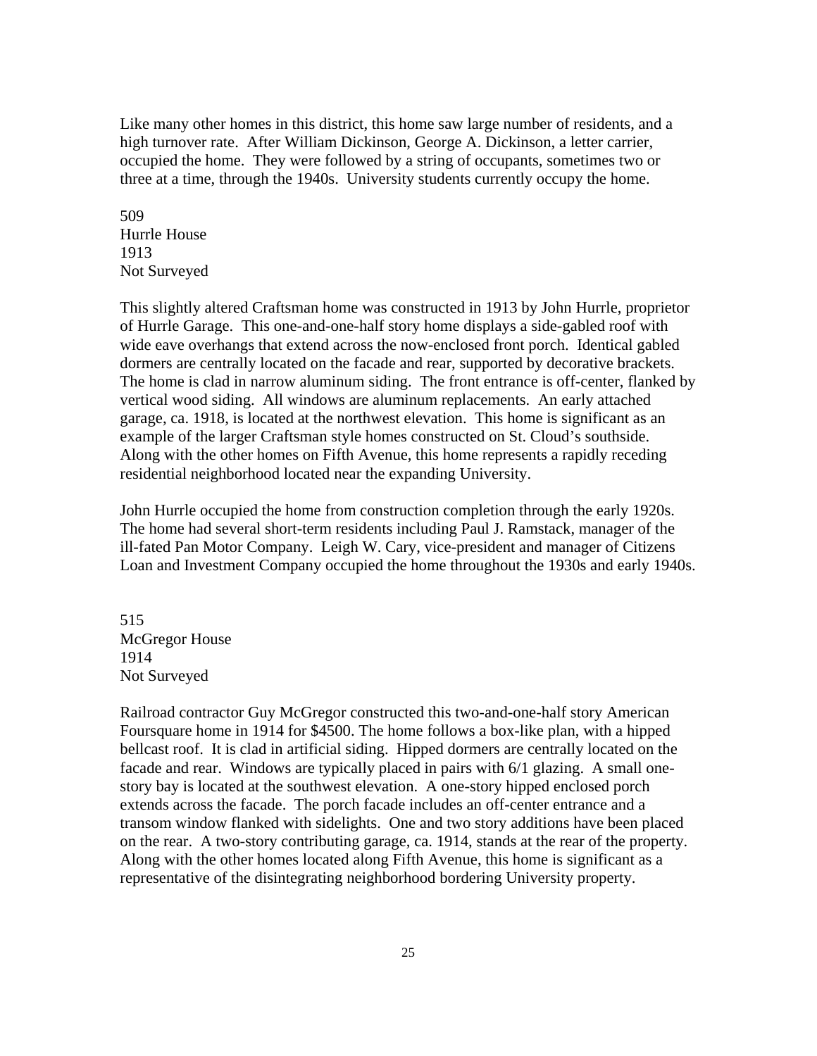Like many other homes in this district, this home saw large number of residents, and a high turnover rate. After William Dickinson, George A. Dickinson, a letter carrier, occupied the home. They were followed by a string of occupants, sometimes two or three at a time, through the 1940s. University students currently occupy the home.

509
Hurrle House
1913
Not Surveyed

This slightly altered Craftsman home was constructed in 1913 by John Hurrle, proprietor of Hurrle Garage. This one-and-one-half story home displays a side-gabled roof with wide eave overhangs that extend across the now-enclosed front porch. Identical gabled dormers are centrally located on the facade and rear, supported by decorative brackets. The home is clad in narrow aluminum siding. The front entrance is off-center, flanked by vertical wood siding. All windows are aluminum replacements. An early attached garage, ca. 1918, is located at the northwest elevation. This home is significant as an example of the larger Craftsman style homes constructed on St. Cloud's southside. Along with the other homes on Fifth Avenue, this home represents a rapidly receding residential neighborhood located near the expanding University.

John Hurrle occupied the home from construction completion through the early 1920s. The home had several short-term residents including Paul J. Ramstack, manager of the ill-fated Pan Motor Company. Leigh W. Cary, vice-president and manager of Citizens Loan and Investment Company occupied the home throughout the 1930s and early 1940s.

515
McGregor House
1914
Not Surveyed

Railroad contractor Guy McGregor constructed this two-and-one-half story American Foursquare home in 1914 for $4500. The home follows a box-like plan, with a hipped bellcast roof. It is clad in artificial siding. Hipped dormers are centrally located on the facade and rear. Windows are typically placed in pairs with 6/1 glazing. A small one-story bay is located at the southwest elevation. A one-story hipped enclosed porch extends across the facade. The porch facade includes an off-center entrance and a transom window flanked with sidelights. One and two story additions have been placed on the rear. A two-story contributing garage, ca. 1914, stands at the rear of the property. Along with the other homes located along Fifth Avenue, this home is significant as a representative of the disintegrating neighborhood bordering University property.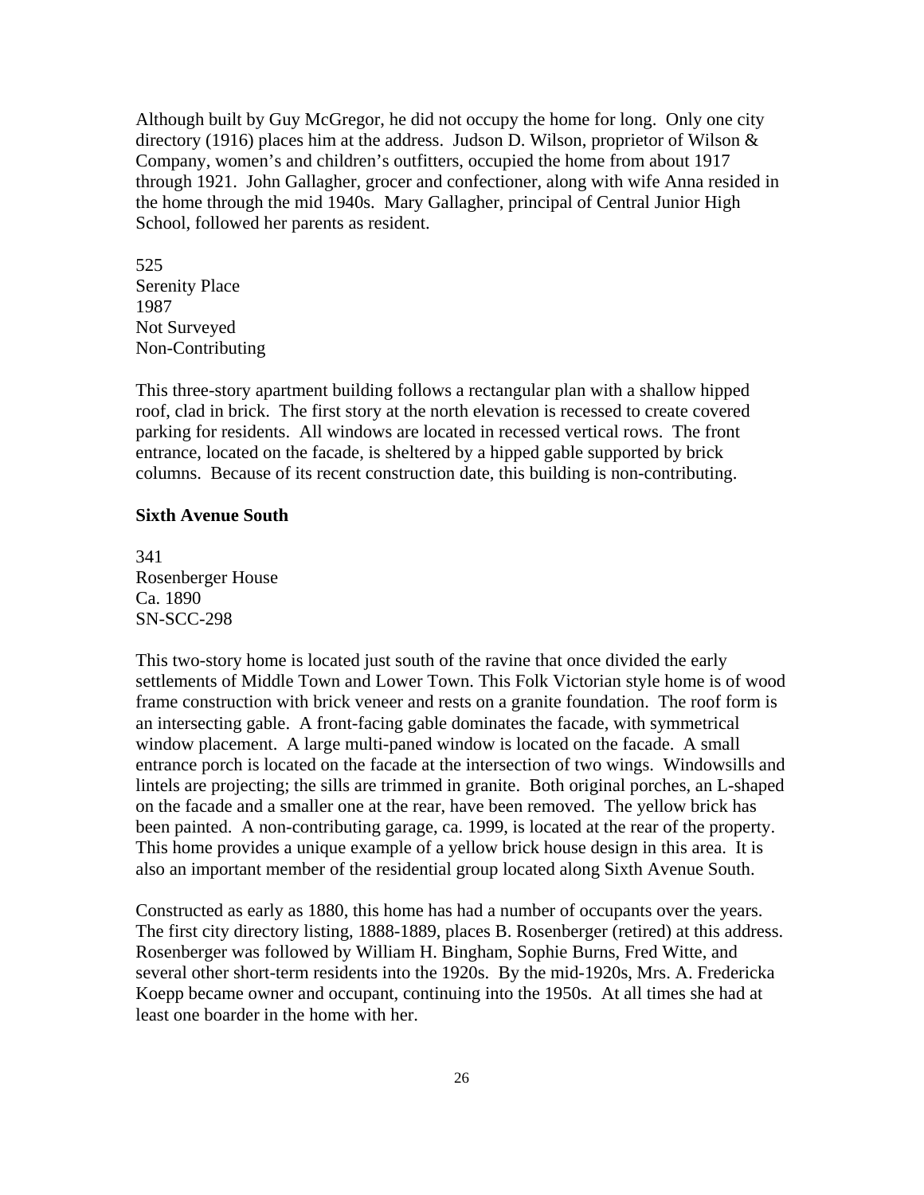Although built by Guy McGregor, he did not occupy the home for long. Only one city directory (1916) places him at the address. Judson D. Wilson, proprietor of Wilson & Company, women's and children's outfitters, occupied the home from about 1917 through 1921. John Gallagher, grocer and confectioner, along with wife Anna resided in the home through the mid 1940s. Mary Gallagher, principal of Central Junior High School, followed her parents as resident.

525
Serenity Place
1987
Not Surveyed
Non-Contributing

This three-story apartment building follows a rectangular plan with a shallow hipped roof, clad in brick. The first story at the north elevation is recessed to create covered parking for residents. All windows are located in recessed vertical rows. The front entrance, located on the facade, is sheltered by a hipped gable supported by brick columns. Because of its recent construction date, this building is non-contributing.

**Sixth Avenue South**

341
Rosenberger House
Ca. 1890
SN-SCC-298

This two-story home is located just south of the ravine that once divided the early settlements of Middle Town and Lower Town. This Folk Victorian style home is of wood frame construction with brick veneer and rests on a granite foundation. The roof form is an intersecting gable. A front-facing gable dominates the facade, with symmetrical window placement. A large multi-paned window is located on the facade. A small entrance porch is located on the facade at the intersection of two wings. Windowsills and lintels are projecting; the sills are trimmed in granite. Both original porches, an L-shaped on the facade and a smaller one at the rear, have been removed. The yellow brick has been painted. A non-contributing garage, ca. 1999, is located at the rear of the property. This home provides a unique example of a yellow brick house design in this area. It is also an important member of the residential group located along Sixth Avenue South.

Constructed as early as 1880, this home has had a number of occupants over the years. The first city directory listing, 1888-1889, places B. Rosenberger (retired) at this address. Rosenberger was followed by William H. Bingham, Sophie Burns, Fred Witte, and several other short-term residents into the 1920s. By the mid-1920s, Mrs. A. Fredericka Koepp became owner and occupant, continuing into the 1950s. At all times she had at least one boarder in the home with her.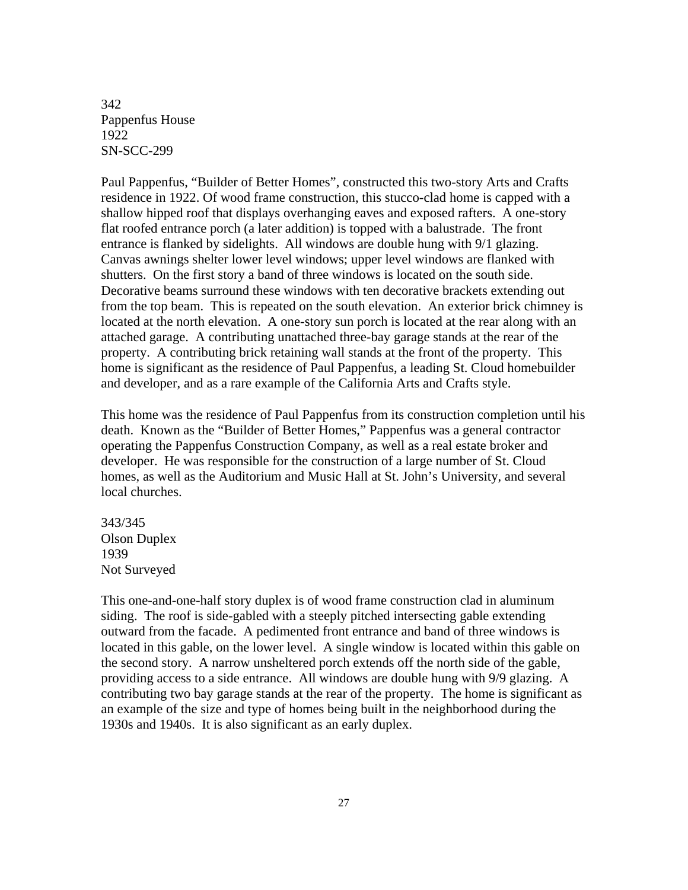342
Pappenfus House
1922
SN-SCC-299

Paul Pappenfus, "Builder of Better Homes", constructed this two-story Arts and Crafts residence in 1922. Of wood frame construction, this stucco-clad home is capped with a shallow hipped roof that displays overhanging eaves and exposed rafters. A one-story flat roofed entrance porch (a later addition) is topped with a balustrade. The front entrance is flanked by sidelights. All windows are double hung with 9/1 glazing. Canvas awnings shelter lower level windows; upper level windows are flanked with shutters. On the first story a band of three windows is located on the south side. Decorative beams surround these windows with ten decorative brackets extending out from the top beam. This is repeated on the south elevation. An exterior brick chimney is located at the north elevation. A one-story sun porch is located at the rear along with an attached garage. A contributing unattached three-bay garage stands at the rear of the property. A contributing brick retaining wall stands at the front of the property. This home is significant as the residence of Paul Pappenfus, a leading St. Cloud homebuilder and developer, and as a rare example of the California Arts and Crafts style.

This home was the residence of Paul Pappenfus from its construction completion until his death. Known as the "Builder of Better Homes," Pappenfus was a general contractor operating the Pappenfus Construction Company, as well as a real estate broker and developer. He was responsible for the construction of a large number of St. Cloud homes, as well as the Auditorium and Music Hall at St. John's University, and several local churches.

343/345
Olson Duplex
1939
Not Surveyed

This one-and-one-half story duplex is of wood frame construction clad in aluminum siding. The roof is side-gabled with a steeply pitched intersecting gable extending outward from the facade. A pedimented front entrance and band of three windows is located in this gable, on the lower level. A single window is located within this gable on the second story. A narrow unsheltered porch extends off the north side of the gable, providing access to a side entrance. All windows are double hung with 9/9 glazing. A contributing two bay garage stands at the rear of the property. The home is significant as an example of the size and type of homes being built in the neighborhood during the 1930s and 1940s. It is also significant as an early duplex.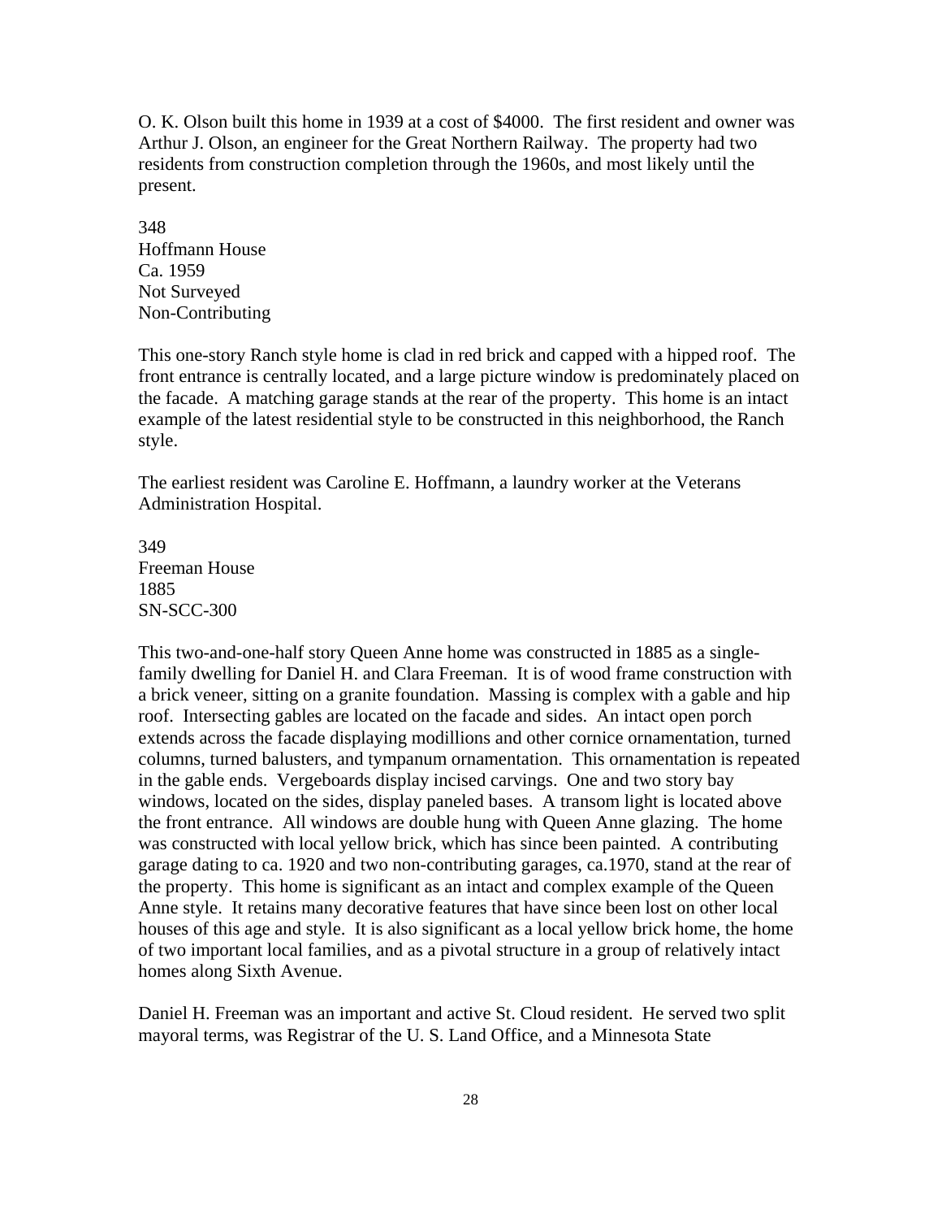O. K. Olson built this home in 1939 at a cost of $4000. The first resident and owner was Arthur J. Olson, an engineer for the Great Northern Railway. The property had two residents from construction completion through the 1960s, and most likely until the present.

348
Hoffmann House
Ca. 1959
Not Surveyed
Non-Contributing

This one-story Ranch style home is clad in red brick and capped with a hipped roof. The front entrance is centrally located, and a large picture window is predominately placed on the facade. A matching garage stands at the rear of the property. This home is an intact example of the latest residential style to be constructed in this neighborhood, the Ranch style.

The earliest resident was Caroline E. Hoffmann, a laundry worker at the Veterans Administration Hospital.

349
Freeman House
1885
SN-SCC-300

This two-and-one-half story Queen Anne home was constructed in 1885 as a single-family dwelling for Daniel H. and Clara Freeman. It is of wood frame construction with a brick veneer, sitting on a granite foundation. Massing is complex with a gable and hip roof. Intersecting gables are located on the facade and sides. An intact open porch extends across the facade displaying modillions and other cornice ornamentation, turned columns, turned balusters, and tympanum ornamentation. This ornamentation is repeated in the gable ends. Vergeboards display incised carvings. One and two story bay windows, located on the sides, display paneled bases. A transom light is located above the front entrance. All windows are double hung with Queen Anne glazing. The home was constructed with local yellow brick, which has since been painted. A contributing garage dating to ca. 1920 and two non-contributing garages, ca.1970, stand at the rear of the property. This home is significant as an intact and complex example of the Queen Anne style. It retains many decorative features that have since been lost on other local houses of this age and style. It is also significant as a local yellow brick home, the home of two important local families, and as a pivotal structure in a group of relatively intact homes along Sixth Avenue.

Daniel H. Freeman was an important and active St. Cloud resident. He served two split mayoral terms, was Registrar of the U. S. Land Office, and a Minnesota State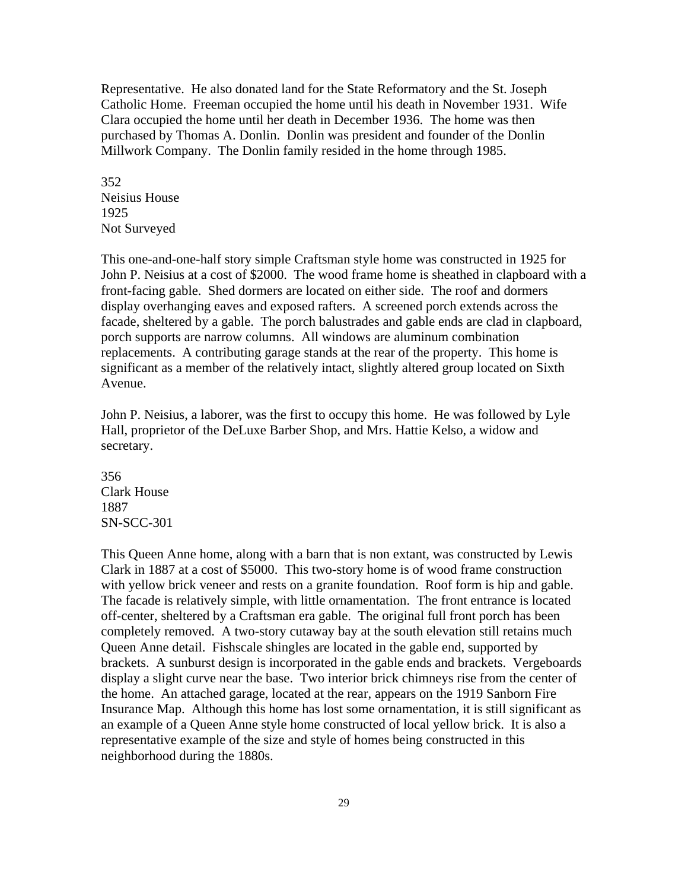Representative. He also donated land for the State Reformatory and the St. Joseph Catholic Home. Freeman occupied the home until his death in November 1931. Wife Clara occupied the home until her death in December 1936. The home was then purchased by Thomas A. Donlin. Donlin was president and founder of the Donlin Millwork Company. The Donlin family resided in the home through 1985.

352
Neisius House
1925
Not Surveyed

This one-and-one-half story simple Craftsman style home was constructed in 1925 for John P. Neisius at a cost of $2000. The wood frame home is sheathed in clapboard with a front-facing gable. Shed dormers are located on either side. The roof and dormers display overhanging eaves and exposed rafters. A screened porch extends across the facade, sheltered by a gable. The porch balustrades and gable ends are clad in clapboard, porch supports are narrow columns. All windows are aluminum combination replacements. A contributing garage stands at the rear of the property. This home is significant as a member of the relatively intact, slightly altered group located on Sixth Avenue.

John P. Neisius, a laborer, was the first to occupy this home. He was followed by Lyle Hall, proprietor of the DeLuxe Barber Shop, and Mrs. Hattie Kelso, a widow and secretary.

356
Clark House
1887
SN-SCC-301

This Queen Anne home, along with a barn that is non extant, was constructed by Lewis Clark in 1887 at a cost of $5000. This two-story home is of wood frame construction with yellow brick veneer and rests on a granite foundation. Roof form is hip and gable. The facade is relatively simple, with little ornamentation. The front entrance is located off-center, sheltered by a Craftsman era gable. The original full front porch has been completely removed. A two-story cutaway bay at the south elevation still retains much Queen Anne detail. Fishscale shingles are located in the gable end, supported by brackets. A sunburst design is incorporated in the gable ends and brackets. Vergeboards display a slight curve near the base. Two interior brick chimneys rise from the center of the home. An attached garage, located at the rear, appears on the 1919 Sanborn Fire Insurance Map. Although this home has lost some ornamentation, it is still significant as an example of a Queen Anne style home constructed of local yellow brick. It is also a representative example of the size and style of homes being constructed in this neighborhood during the 1880s.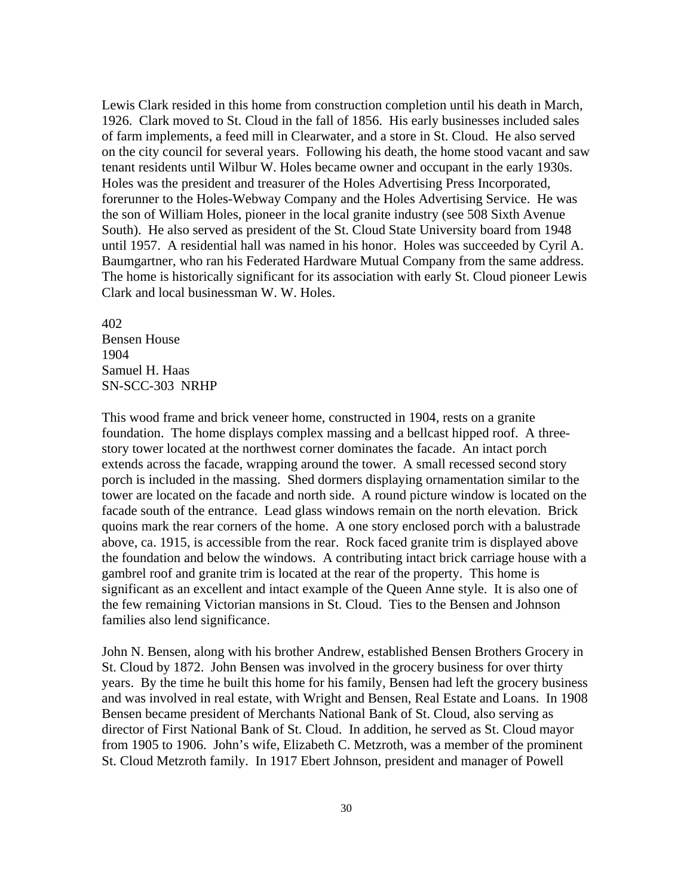Lewis Clark resided in this home from construction completion until his death in March, 1926. Clark moved to St. Cloud in the fall of 1856. His early businesses included sales of farm implements, a feed mill in Clearwater, and a store in St. Cloud. He also served on the city council for several years. Following his death, the home stood vacant and saw tenant residents until Wilbur W. Holes became owner and occupant in the early 1930s. Holes was the president and treasurer of the Holes Advertising Press Incorporated, forerunner to the Holes-Webway Company and the Holes Advertising Service. He was the son of William Holes, pioneer in the local granite industry (see 508 Sixth Avenue South). He also served as president of the St. Cloud State University board from 1948 until 1957. A residential hall was named in his honor. Holes was succeeded by Cyril A. Baumgartner, who ran his Federated Hardware Mutual Company from the same address. The home is historically significant for its association with early St. Cloud pioneer Lewis Clark and local businessman W. W. Holes.

402
Bensen House
1904
Samuel H. Haas
SN-SCC-303 NRHP

This wood frame and brick veneer home, constructed in 1904, rests on a granite foundation. The home displays complex massing and a bellcast hipped roof. A three-story tower located at the northwest corner dominates the facade. An intact porch extends across the facade, wrapping around the tower. A small recessed second story porch is included in the massing. Shed dormers displaying ornamentation similar to the tower are located on the facade and north side. A round picture window is located on the facade south of the entrance. Lead glass windows remain on the north elevation. Brick quoins mark the rear corners of the home. A one story enclosed porch with a balustrade above, ca. 1915, is accessible from the rear. Rock faced granite trim is displayed above the foundation and below the windows. A contributing intact brick carriage house with a gambrel roof and granite trim is located at the rear of the property. This home is significant as an excellent and intact example of the Queen Anne style. It is also one of the few remaining Victorian mansions in St. Cloud. Ties to the Bensen and Johnson families also lend significance.

John N. Bensen, along with his brother Andrew, established Bensen Brothers Grocery in St. Cloud by 1872. John Bensen was involved in the grocery business for over thirty years. By the time he built this home for his family, Bensen had left the grocery business and was involved in real estate, with Wright and Bensen, Real Estate and Loans. In 1908 Bensen became president of Merchants National Bank of St. Cloud, also serving as director of First National Bank of St. Cloud. In addition, he served as St. Cloud mayor from 1905 to 1906. John's wife, Elizabeth C. Metzroth, was a member of the prominent St. Cloud Metzroth family. In 1917 Ebert Johnson, president and manager of Powell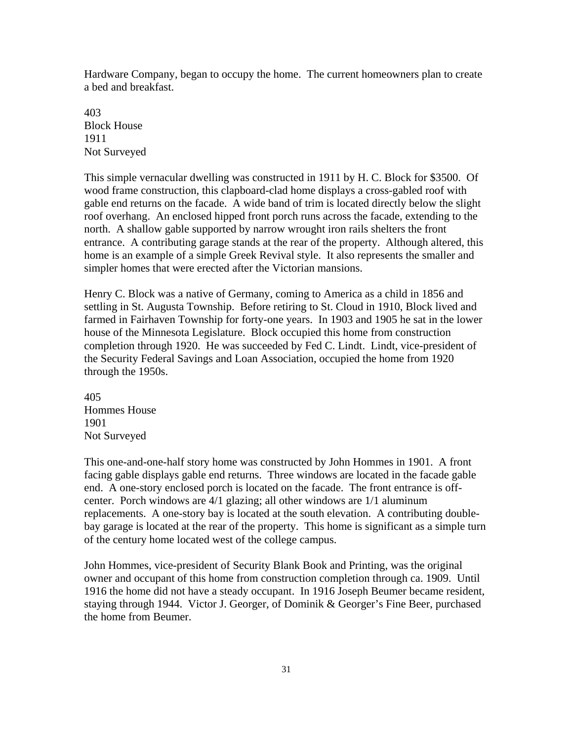Hardware Company, began to occupy the home. The current homeowners plan to create a bed and breakfast.

403
Block House
1911
Not Surveyed

This simple vernacular dwelling was constructed in 1911 by H. C. Block for $3500. Of wood frame construction, this clapboard-clad home displays a cross-gabled roof with gable end returns on the facade. A wide band of trim is located directly below the slight roof overhang. An enclosed hipped front porch runs across the facade, extending to the north. A shallow gable supported by narrow wrought iron rails shelters the front entrance. A contributing garage stands at the rear of the property. Although altered, this home is an example of a simple Greek Revival style. It also represents the smaller and simpler homes that were erected after the Victorian mansions.

Henry C. Block was a native of Germany, coming to America as a child in 1856 and settling in St. Augusta Township. Before retiring to St. Cloud in 1910, Block lived and farmed in Fairhaven Township for forty-one years. In 1903 and 1905 he sat in the lower house of the Minnesota Legislature. Block occupied this home from construction completion through 1920. He was succeeded by Fed C. Lindt. Lindt, vice-president of the Security Federal Savings and Loan Association, occupied the home from 1920 through the 1950s.

405
Hommes House
1901
Not Surveyed

This one-and-one-half story home was constructed by John Hommes in 1901. A front facing gable displays gable end returns. Three windows are located in the facade gable end. A one-story enclosed porch is located on the facade. The front entrance is off-center. Porch windows are 4/1 glazing; all other windows are 1/1 aluminum replacements. A one-story bay is located at the south elevation. A contributing double-bay garage is located at the rear of the property. This home is significant as a simple turn of the century home located west of the college campus.

John Hommes, vice-president of Security Blank Book and Printing, was the original owner and occupant of this home from construction completion through ca. 1909. Until 1916 the home did not have a steady occupant. In 1916 Joseph Beumer became resident, staying through 1944. Victor J. Georger, of Dominik & Georger's Fine Beer, purchased the home from Beumer.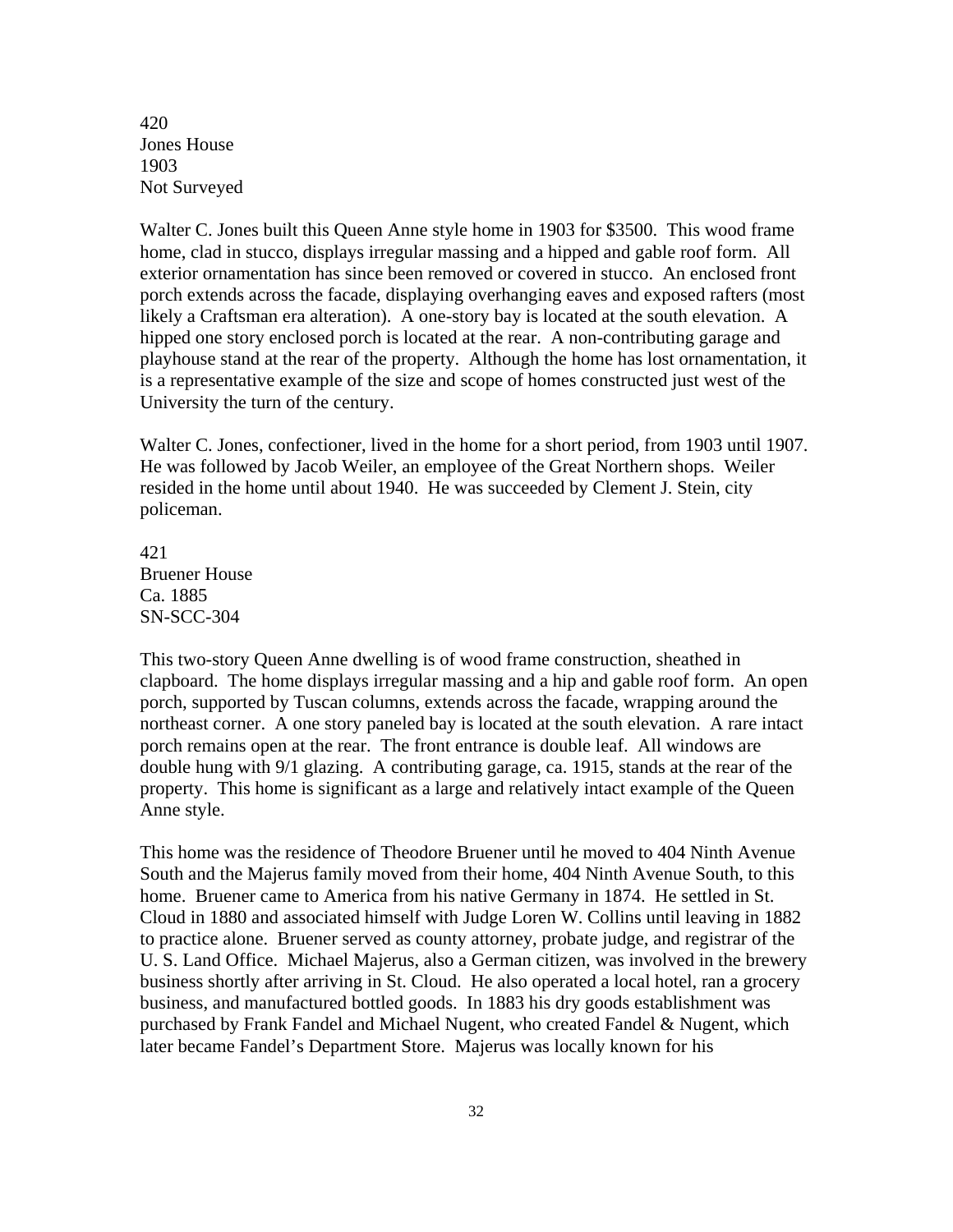420
Jones House
1903
Not Surveyed

Walter C. Jones built this Queen Anne style home in 1903 for $3500. This wood frame home, clad in stucco, displays irregular massing and a hipped and gable roof form. All exterior ornamentation has since been removed or covered in stucco. An enclosed front porch extends across the facade, displaying overhanging eaves and exposed rafters (most likely a Craftsman era alteration). A one-story bay is located at the south elevation. A hipped one story enclosed porch is located at the rear. A non-contributing garage and playhouse stand at the rear of the property. Although the home has lost ornamentation, it is a representative example of the size and scope of homes constructed just west of the University the turn of the century.

Walter C. Jones, confectioner, lived in the home for a short period, from 1903 until 1907. He was followed by Jacob Weiler, an employee of the Great Northern shops. Weiler resided in the home until about 1940. He was succeeded by Clement J. Stein, city policeman.

421
Bruener House
Ca. 1885
SN-SCC-304

This two-story Queen Anne dwelling is of wood frame construction, sheathed in clapboard. The home displays irregular massing and a hip and gable roof form. An open porch, supported by Tuscan columns, extends across the facade, wrapping around the northeast corner. A one story paneled bay is located at the south elevation. A rare intact porch remains open at the rear. The front entrance is double leaf. All windows are double hung with 9/1 glazing. A contributing garage, ca. 1915, stands at the rear of the property. This home is significant as a large and relatively intact example of the Queen Anne style.

This home was the residence of Theodore Bruener until he moved to 404 Ninth Avenue South and the Majerus family moved from their home, 404 Ninth Avenue South, to this home. Bruener came to America from his native Germany in 1874. He settled in St. Cloud in 1880 and associated himself with Judge Loren W. Collins until leaving in 1882 to practice alone. Bruener served as county attorney, probate judge, and registrar of the U. S. Land Office. Michael Majerus, also a German citizen, was involved in the brewery business shortly after arriving in St. Cloud. He also operated a local hotel, ran a grocery business, and manufactured bottled goods. In 1883 his dry goods establishment was purchased by Frank Fandel and Michael Nugent, who created Fandel & Nugent, which later became Fandel's Department Store. Majerus was locally known for his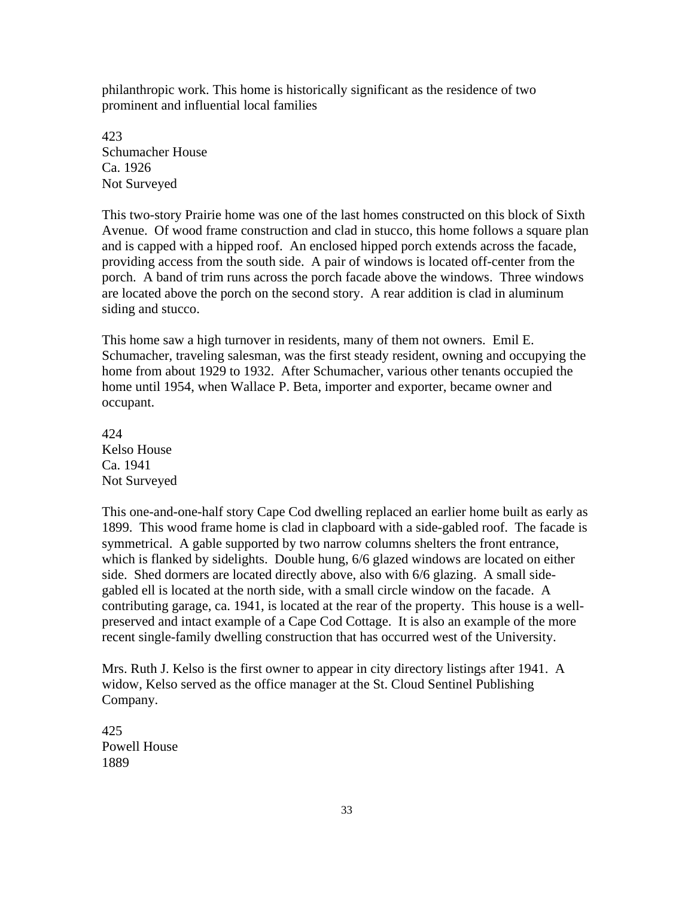philanthropic work. This home is historically significant as the residence of two prominent and influential local families

423
Schumacher House
Ca. 1926
Not Surveyed

This two-story Prairie home was one of the last homes constructed on this block of Sixth Avenue. Of wood frame construction and clad in stucco, this home follows a square plan and is capped with a hipped roof. An enclosed hipped porch extends across the facade, providing access from the south side. A pair of windows is located off-center from the porch. A band of trim runs across the porch facade above the windows. Three windows are located above the porch on the second story. A rear addition is clad in aluminum siding and stucco.

This home saw a high turnover in residents, many of them not owners. Emil E. Schumacher, traveling salesman, was the first steady resident, owning and occupying the home from about 1929 to 1932. After Schumacher, various other tenants occupied the home until 1954, when Wallace P. Beta, importer and exporter, became owner and occupant.

424
Kelso House
Ca. 1941
Not Surveyed

This one-and-one-half story Cape Cod dwelling replaced an earlier home built as early as 1899. This wood frame home is clad in clapboard with a side-gabled roof. The facade is symmetrical. A gable supported by two narrow columns shelters the front entrance, which is flanked by sidelights. Double hung, 6/6 glazed windows are located on either side. Shed dormers are located directly above, also with 6/6 glazing. A small side-gabled ell is located at the north side, with a small circle window on the facade. A contributing garage, ca. 1941, is located at the rear of the property. This house is a well-preserved and intact example of a Cape Cod Cottage. It is also an example of the more recent single-family dwelling construction that has occurred west of the University.

Mrs. Ruth J. Kelso is the first owner to appear in city directory listings after 1941. A widow, Kelso served as the office manager at the St. Cloud Sentinel Publishing Company.

425
Powell House
1889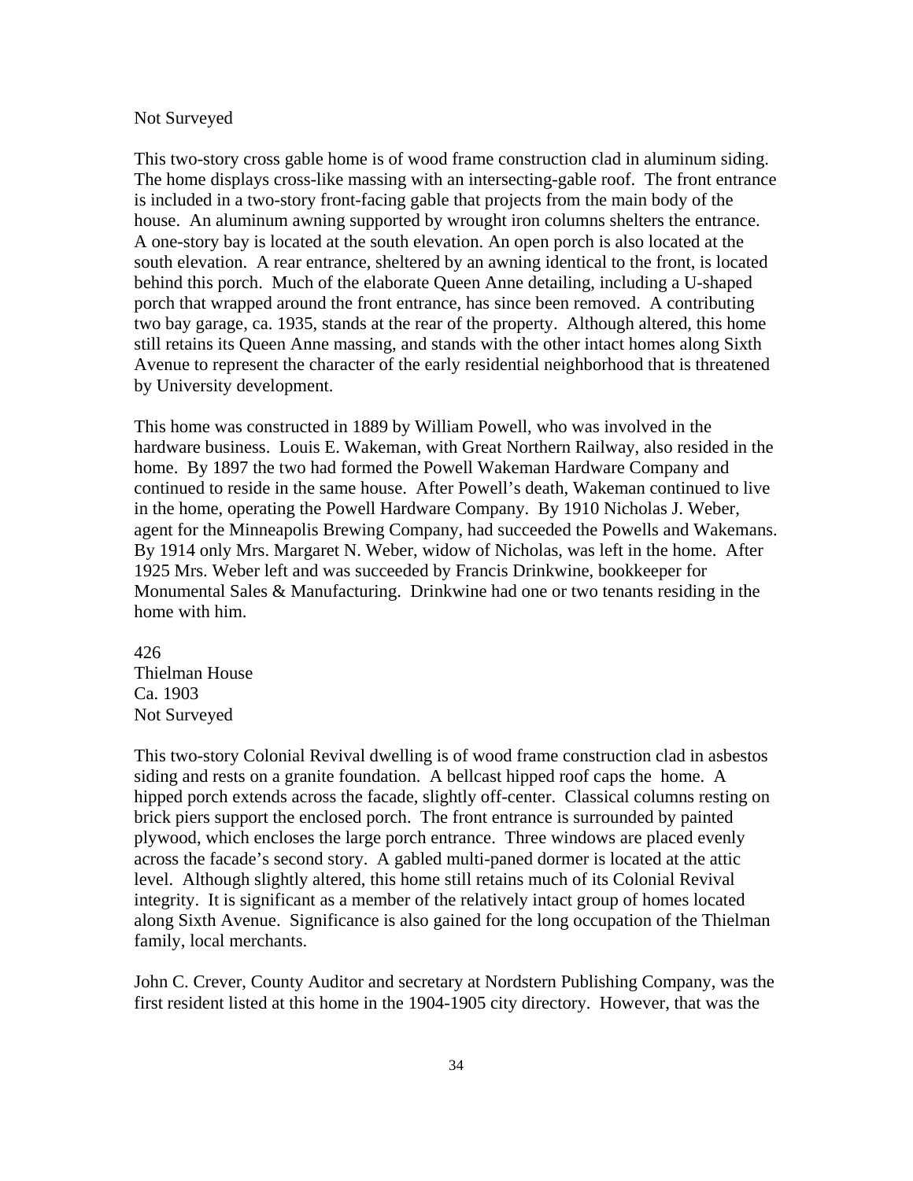Not Surveyed

This two-story cross gable home is of wood frame construction clad in aluminum siding. The home displays cross-like massing with an intersecting-gable roof. The front entrance is included in a two-story front-facing gable that projects from the main body of the house. An aluminum awning supported by wrought iron columns shelters the entrance. A one-story bay is located at the south elevation. An open porch is also located at the south elevation. A rear entrance, sheltered by an awning identical to the front, is located behind this porch. Much of the elaborate Queen Anne detailing, including a U-shaped porch that wrapped around the front entrance, has since been removed. A contributing two bay garage, ca. 1935, stands at the rear of the property. Although altered, this home still retains its Queen Anne massing, and stands with the other intact homes along Sixth Avenue to represent the character of the early residential neighborhood that is threatened by University development.

This home was constructed in 1889 by William Powell, who was involved in the hardware business. Louis E. Wakeman, with Great Northern Railway, also resided in the home. By 1897 the two had formed the Powell Wakeman Hardware Company and continued to reside in the same house. After Powell's death, Wakeman continued to live in the home, operating the Powell Hardware Company. By 1910 Nicholas J. Weber, agent for the Minneapolis Brewing Company, had succeeded the Powells and Wakemans. By 1914 only Mrs. Margaret N. Weber, widow of Nicholas, was left in the home. After 1925 Mrs. Weber left and was succeeded by Francis Drinkwine, bookkeeper for Monumental Sales & Manufacturing. Drinkwine had one or two tenants residing in the home with him.

426
Thielman House
Ca. 1903
Not Surveyed

This two-story Colonial Revival dwelling is of wood frame construction clad in asbestos siding and rests on a granite foundation. A bellcast hipped roof caps the home. A hipped porch extends across the facade, slightly off-center. Classical columns resting on brick piers support the enclosed porch. The front entrance is surrounded by painted plywood, which encloses the large porch entrance. Three windows are placed evenly across the facade's second story. A gabled multi-paned dormer is located at the attic level. Although slightly altered, this home still retains much of its Colonial Revival integrity. It is significant as a member of the relatively intact group of homes located along Sixth Avenue. Significance is also gained for the long occupation of the Thielman family, local merchants.

John C. Crever, County Auditor and secretary at Nordstern Publishing Company, was the first resident listed at this home in the 1904-1905 city directory. However, that was the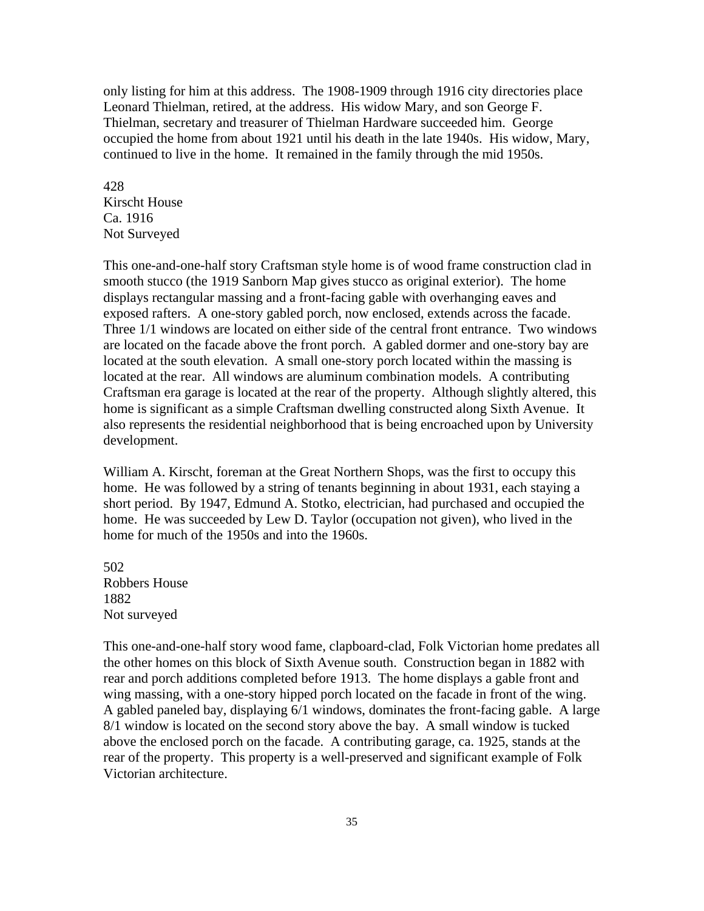only listing for him at this address. The 1908-1909 through 1916 city directories place Leonard Thielman, retired, at the address. His widow Mary, and son George F. Thielman, secretary and treasurer of Thielman Hardware succeeded him. George occupied the home from about 1921 until his death in the late 1940s. His widow, Mary, continued to live in the home. It remained in the family through the mid 1950s.

428
Kirscht House
Ca. 1916
Not Surveyed

This one-and-one-half story Craftsman style home is of wood frame construction clad in smooth stucco (the 1919 Sanborn Map gives stucco as original exterior). The home displays rectangular massing and a front-facing gable with overhanging eaves and exposed rafters. A one-story gabled porch, now enclosed, extends across the facade. Three 1/1 windows are located on either side of the central front entrance. Two windows are located on the facade above the front porch. A gabled dormer and one-story bay are located at the south elevation. A small one-story porch located within the massing is located at the rear. All windows are aluminum combination models. A contributing Craftsman era garage is located at the rear of the property. Although slightly altered, this home is significant as a simple Craftsman dwelling constructed along Sixth Avenue. It also represents the residential neighborhood that is being encroached upon by University development.

William A. Kirscht, foreman at the Great Northern Shops, was the first to occupy this home. He was followed by a string of tenants beginning in about 1931, each staying a short period. By 1947, Edmund A. Stotko, electrician, had purchased and occupied the home. He was succeeded by Lew D. Taylor (occupation not given), who lived in the home for much of the 1950s and into the 1960s.

502
Robbers House
1882
Not surveyed

This one-and-one-half story wood fame, clapboard-clad, Folk Victorian home predates all the other homes on this block of Sixth Avenue south. Construction began in 1882 with rear and porch additions completed before 1913. The home displays a gable front and wing massing, with a one-story hipped porch located on the facade in front of the wing. A gabled paneled bay, displaying 6/1 windows, dominates the front-facing gable. A large 8/1 window is located on the second story above the bay. A small window is tucked above the enclosed porch on the facade. A contributing garage, ca. 1925, stands at the rear of the property. This property is a well-preserved and significant example of Folk Victorian architecture.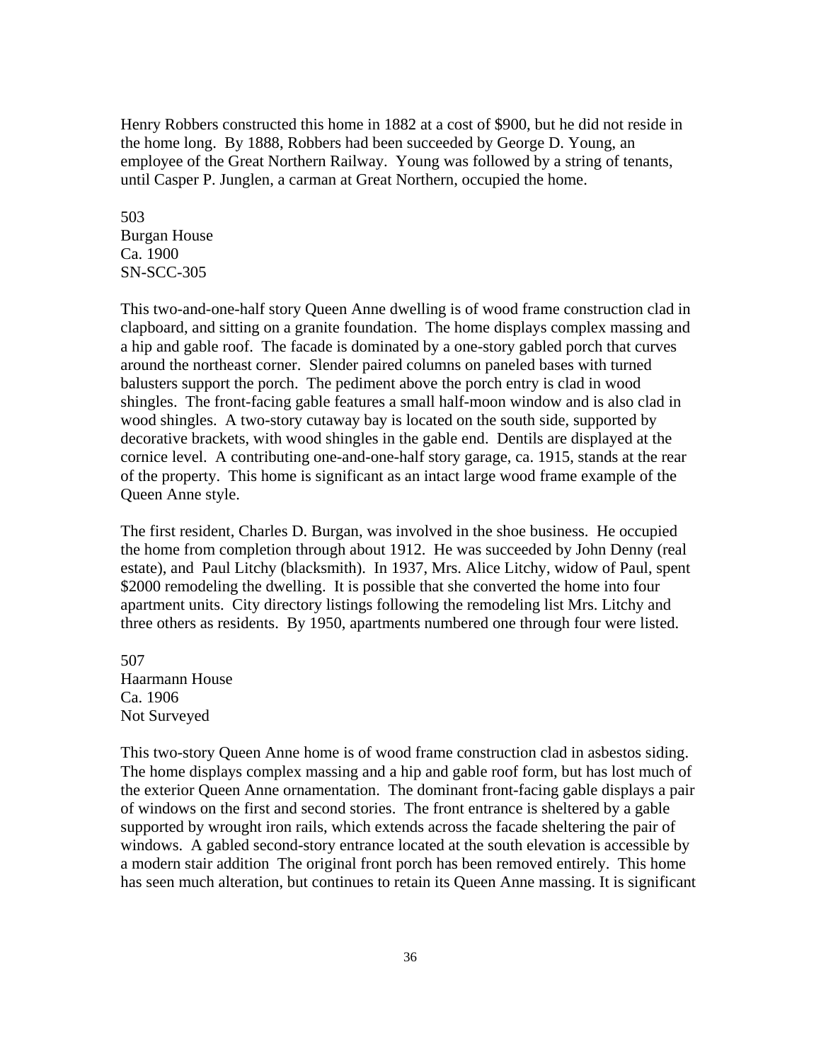Henry Robbers constructed this home in 1882 at a cost of $900, but he did not reside in the home long. By 1888, Robbers had been succeeded by George D. Young, an employee of the Great Northern Railway. Young was followed by a string of tenants, until Casper P. Junglen, a carman at Great Northern, occupied the home.

503
Burgan House
Ca. 1900
SN-SCC-305

This two-and-one-half story Queen Anne dwelling is of wood frame construction clad in clapboard, and sitting on a granite foundation. The home displays complex massing and a hip and gable roof. The facade is dominated by a one-story gabled porch that curves around the northeast corner. Slender paired columns on paneled bases with turned balusters support the porch. The pediment above the porch entry is clad in wood shingles. The front-facing gable features a small half-moon window and is also clad in wood shingles. A two-story cutaway bay is located on the south side, supported by decorative brackets, with wood shingles in the gable end. Dentils are displayed at the cornice level. A contributing one-and-one-half story garage, ca. 1915, stands at the rear of the property. This home is significant as an intact large wood frame example of the Queen Anne style.

The first resident, Charles D. Burgan, was involved in the shoe business. He occupied the home from completion through about 1912. He was succeeded by John Denny (real estate), and Paul Litchy (blacksmith). In 1937, Mrs. Alice Litchy, widow of Paul, spent $2000 remodeling the dwelling. It is possible that she converted the home into four apartment units. City directory listings following the remodeling list Mrs. Litchy and three others as residents. By 1950, apartments numbered one through four were listed.

507
Haarmann House
Ca. 1906
Not Surveyed

This two-story Queen Anne home is of wood frame construction clad in asbestos siding. The home displays complex massing and a hip and gable roof form, but has lost much of the exterior Queen Anne ornamentation. The dominant front-facing gable displays a pair of windows on the first and second stories. The front entrance is sheltered by a gable supported by wrought iron rails, which extends across the facade sheltering the pair of windows. A gabled second-story entrance located at the south elevation is accessible by a modern stair addition The original front porch has been removed entirely. This home has seen much alteration, but continues to retain its Queen Anne massing. It is significant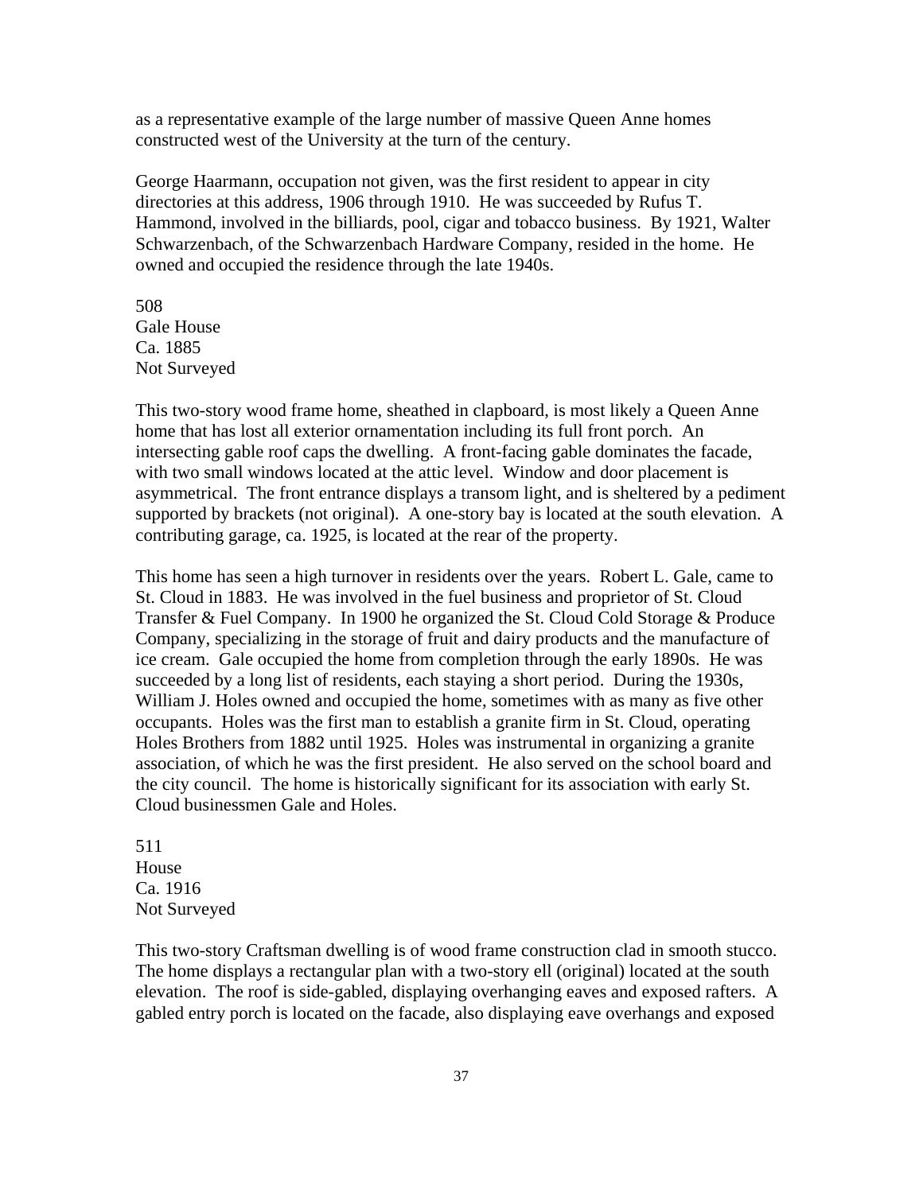as a representative example of the large number of massive Queen Anne homes constructed west of the University at the turn of the century.

George Haarmann, occupation not given, was the first resident to appear in city directories at this address, 1906 through 1910. He was succeeded by Rufus T. Hammond, involved in the billiards, pool, cigar and tobacco business. By 1921, Walter Schwarzenbach, of the Schwarzenbach Hardware Company, resided in the home. He owned and occupied the residence through the late 1940s.

508
Gale House
Ca. 1885
Not Surveyed

This two-story wood frame home, sheathed in clapboard, is most likely a Queen Anne home that has lost all exterior ornamentation including its full front porch. An intersecting gable roof caps the dwelling. A front-facing gable dominates the facade, with two small windows located at the attic level. Window and door placement is asymmetrical. The front entrance displays a transom light, and is sheltered by a pediment supported by brackets (not original). A one-story bay is located at the south elevation. A contributing garage, ca. 1925, is located at the rear of the property.

This home has seen a high turnover in residents over the years. Robert L. Gale, came to St. Cloud in 1883. He was involved in the fuel business and proprietor of St. Cloud Transfer & Fuel Company. In 1900 he organized the St. Cloud Cold Storage & Produce Company, specializing in the storage of fruit and dairy products and the manufacture of ice cream. Gale occupied the home from completion through the early 1890s. He was succeeded by a long list of residents, each staying a short period. During the 1930s, William J. Holes owned and occupied the home, sometimes with as many as five other occupants. Holes was the first man to establish a granite firm in St. Cloud, operating Holes Brothers from 1882 until 1925. Holes was instrumental in organizing a granite association, of which he was the first president. He also served on the school board and the city council. The home is historically significant for its association with early St. Cloud businessmen Gale and Holes.

511
House
Ca. 1916
Not Surveyed

This two-story Craftsman dwelling is of wood frame construction clad in smooth stucco. The home displays a rectangular plan with a two-story ell (original) located at the south elevation. The roof is side-gabled, displaying overhanging eaves and exposed rafters. A gabled entry porch is located on the facade, also displaying eave overhangs and exposed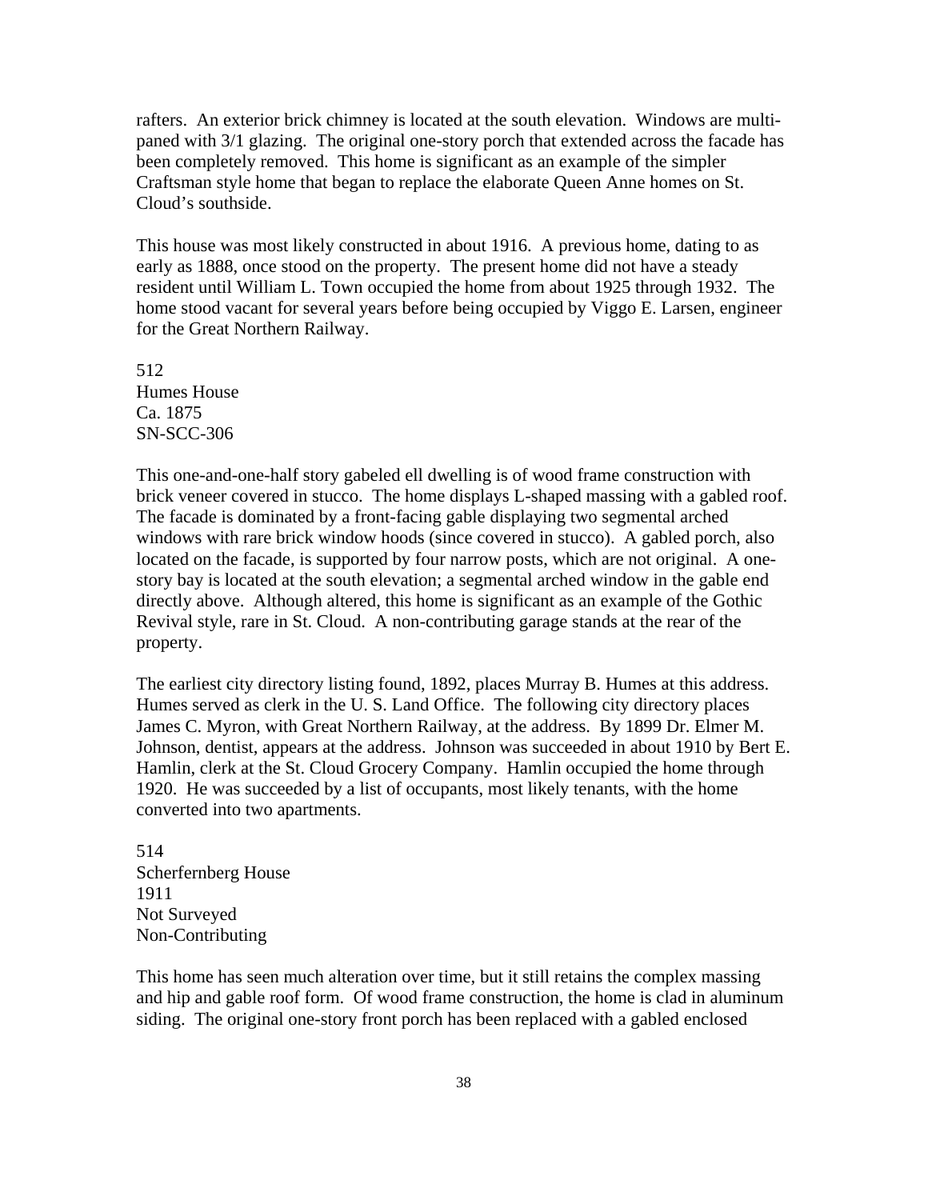rafters. An exterior brick chimney is located at the south elevation. Windows are multi-paned with 3/1 glazing. The original one-story porch that extended across the facade has been completely removed. This home is significant as an example of the simpler Craftsman style home that began to replace the elaborate Queen Anne homes on St. Cloud's southside.

This house was most likely constructed in about 1916. A previous home, dating to as early as 1888, once stood on the property. The present home did not have a steady resident until William L. Town occupied the home from about 1925 through 1932. The home stood vacant for several years before being occupied by Viggo E. Larsen, engineer for the Great Northern Railway.

512
Humes House
Ca. 1875
SN-SCC-306

This one-and-one-half story gabeled ell dwelling is of wood frame construction with brick veneer covered in stucco. The home displays L-shaped massing with a gabled roof. The facade is dominated by a front-facing gable displaying two segmental arched windows with rare brick window hoods (since covered in stucco). A gabled porch, also located on the facade, is supported by four narrow posts, which are not original. A one-story bay is located at the south elevation; a segmental arched window in the gable end directly above. Although altered, this home is significant as an example of the Gothic Revival style, rare in St. Cloud. A non-contributing garage stands at the rear of the property.

The earliest city directory listing found, 1892, places Murray B. Humes at this address. Humes served as clerk in the U. S. Land Office. The following city directory places James C. Myron, with Great Northern Railway, at the address. By 1899 Dr. Elmer M. Johnson, dentist, appears at the address. Johnson was succeeded in about 1910 by Bert E. Hamlin, clerk at the St. Cloud Grocery Company. Hamlin occupied the home through 1920. He was succeeded by a list of occupants, most likely tenants, with the home converted into two apartments.

514
Scherfernberg House
1911
Not Surveyed
Non-Contributing

This home has seen much alteration over time, but it still retains the complex massing and hip and gable roof form. Of wood frame construction, the home is clad in aluminum siding. The original one-story front porch has been replaced with a gabled enclosed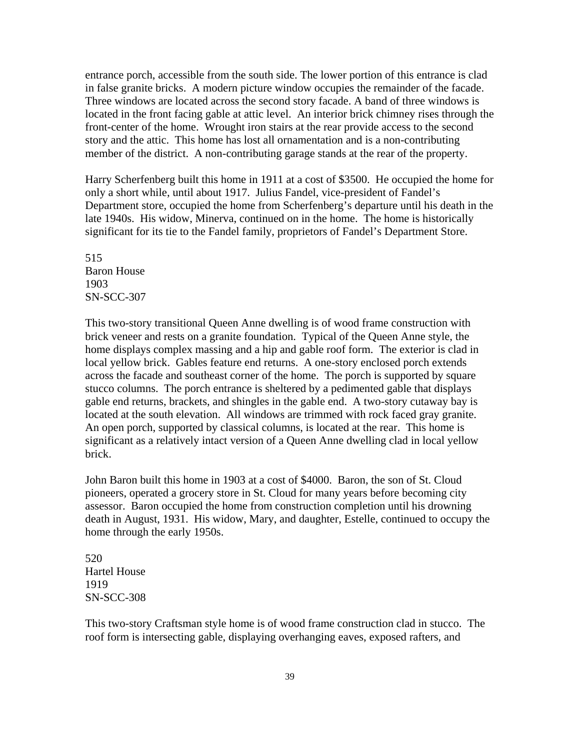entrance porch, accessible from the south side. The lower portion of this entrance is clad in false granite bricks. A modern picture window occupies the remainder of the facade. Three windows are located across the second story facade. A band of three windows is located in the front facing gable at attic level. An interior brick chimney rises through the front-center of the home. Wrought iron stairs at the rear provide access to the second story and the attic. This home has lost all ornamentation and is a non-contributing member of the district. A non-contributing garage stands at the rear of the property.

Harry Scherfenberg built this home in 1911 at a cost of $3500. He occupied the home for only a short while, until about 1917. Julius Fandel, vice-president of Fandel's Department store, occupied the home from Scherfenberg's departure until his death in the late 1940s. His widow, Minerva, continued on in the home. The home is historically significant for its tie to the Fandel family, proprietors of Fandel's Department Store.

515
Baron House
1903
SN-SCC-307

This two-story transitional Queen Anne dwelling is of wood frame construction with brick veneer and rests on a granite foundation. Typical of the Queen Anne style, the home displays complex massing and a hip and gable roof form. The exterior is clad in local yellow brick. Gables feature end returns. A one-story enclosed porch extends across the facade and southeast corner of the home. The porch is supported by square stucco columns. The porch entrance is sheltered by a pedimented gable that displays gable end returns, brackets, and shingles in the gable end. A two-story cutaway bay is located at the south elevation. All windows are trimmed with rock faced gray granite. An open porch, supported by classical columns, is located at the rear. This home is significant as a relatively intact version of a Queen Anne dwelling clad in local yellow brick.

John Baron built this home in 1903 at a cost of $4000. Baron, the son of St. Cloud pioneers, operated a grocery store in St. Cloud for many years before becoming city assessor. Baron occupied the home from construction completion until his drowning death in August, 1931. His widow, Mary, and daughter, Estelle, continued to occupy the home through the early 1950s.

520
Hartel House
1919
SN-SCC-308

This two-story Craftsman style home is of wood frame construction clad in stucco. The roof form is intersecting gable, displaying overhanging eaves, exposed rafters, and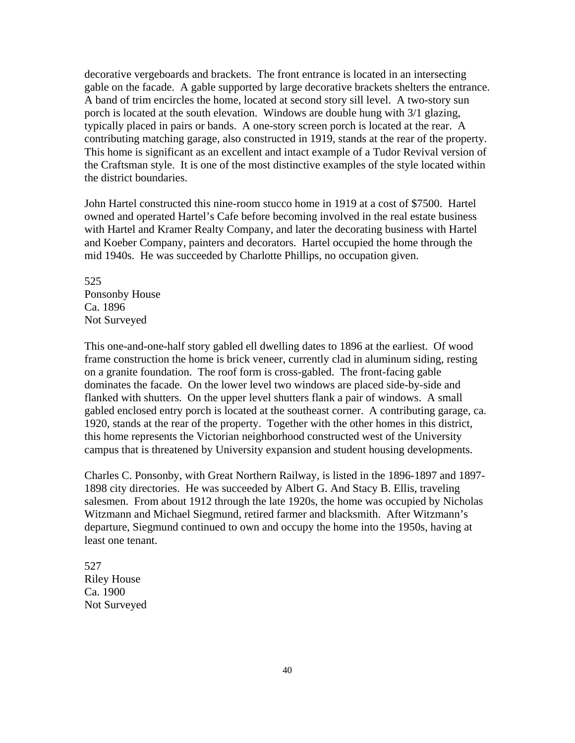decorative vergeboards and brackets. The front entrance is located in an intersecting gable on the facade. A gable supported by large decorative brackets shelters the entrance. A band of trim encircles the home, located at second story sill level. A two-story sun porch is located at the south elevation. Windows are double hung with 3/1 glazing, typically placed in pairs or bands. A one-story screen porch is located at the rear. A contributing matching garage, also constructed in 1919, stands at the rear of the property. This home is significant as an excellent and intact example of a Tudor Revival version of the Craftsman style. It is one of the most distinctive examples of the style located within the district boundaries.

John Hartel constructed this nine-room stucco home in 1919 at a cost of $7500. Hartel owned and operated Hartel's Cafe before becoming involved in the real estate business with Hartel and Kramer Realty Company, and later the decorating business with Hartel and Koeber Company, painters and decorators. Hartel occupied the home through the mid 1940s. He was succeeded by Charlotte Phillips, no occupation given.

525
Ponsonby House
Ca. 1896
Not Surveyed

This one-and-one-half story gabled ell dwelling dates to 1896 at the earliest. Of wood frame construction the home is brick veneer, currently clad in aluminum siding, resting on a granite foundation. The roof form is cross-gabled. The front-facing gable dominates the facade. On the lower level two windows are placed side-by-side and flanked with shutters. On the upper level shutters flank a pair of windows. A small gabled enclosed entry porch is located at the southeast corner. A contributing garage, ca. 1920, stands at the rear of the property. Together with the other homes in this district, this home represents the Victorian neighborhood constructed west of the University campus that is threatened by University expansion and student housing developments.

Charles C. Ponsonby, with Great Northern Railway, is listed in the 1896-1897 and 1897-1898 city directories. He was succeeded by Albert G. And Stacy B. Ellis, traveling salesmen. From about 1912 through the late 1920s, the home was occupied by Nicholas Witzmann and Michael Siegmund, retired farmer and blacksmith. After Witzmann's departure, Siegmund continued to own and occupy the home into the 1950s, having at least one tenant.

527
Riley House
Ca. 1900
Not Surveyed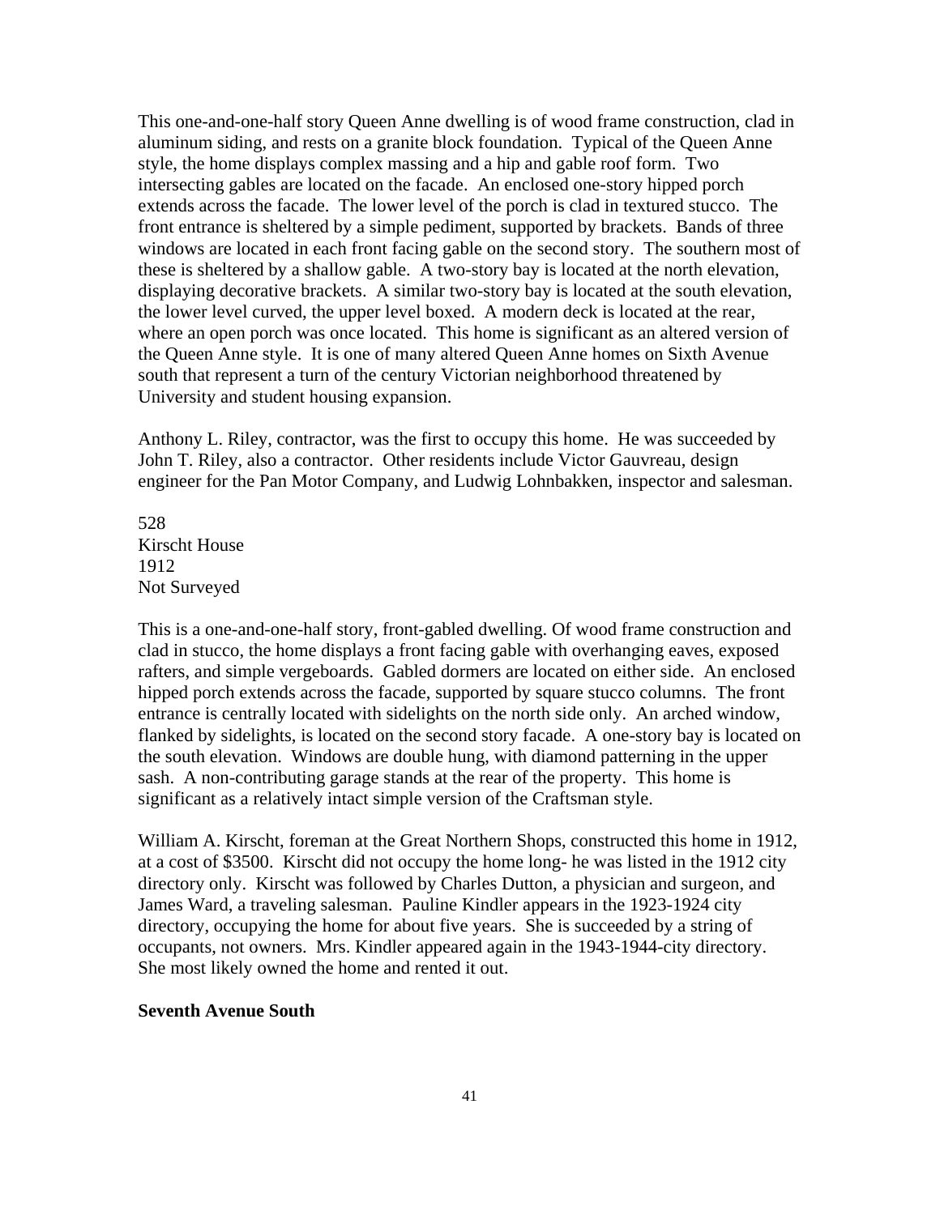This one-and-one-half story Queen Anne dwelling is of wood frame construction, clad in aluminum siding, and rests on a granite block foundation. Typical of the Queen Anne style, the home displays complex massing and a hip and gable roof form. Two intersecting gables are located on the facade. An enclosed one-story hipped porch extends across the facade. The lower level of the porch is clad in textured stucco. The front entrance is sheltered by a simple pediment, supported by brackets. Bands of three windows are located in each front facing gable on the second story. The southern most of these is sheltered by a shallow gable. A two-story bay is located at the north elevation, displaying decorative brackets. A similar two-story bay is located at the south elevation, the lower level curved, the upper level boxed. A modern deck is located at the rear, where an open porch was once located. This home is significant as an altered version of the Queen Anne style. It is one of many altered Queen Anne homes on Sixth Avenue south that represent a turn of the century Victorian neighborhood threatened by University and student housing expansion.

Anthony L. Riley, contractor, was the first to occupy this home. He was succeeded by John T. Riley, also a contractor. Other residents include Victor Gauvreau, design engineer for the Pan Motor Company, and Ludwig Lohnbakken, inspector and salesman.

528
Kirscht House
1912
Not Surveyed

This is a one-and-one-half story, front-gabled dwelling. Of wood frame construction and clad in stucco, the home displays a front facing gable with overhanging eaves, exposed rafters, and simple vergeboards. Gabled dormers are located on either side. An enclosed hipped porch extends across the facade, supported by square stucco columns. The front entrance is centrally located with sidelights on the north side only. An arched window, flanked by sidelights, is located on the second story facade. A one-story bay is located on the south elevation. Windows are double hung, with diamond patterning in the upper sash. A non-contributing garage stands at the rear of the property. This home is significant as a relatively intact simple version of the Craftsman style.

William A. Kirscht, foreman at the Great Northern Shops, constructed this home in 1912, at a cost of $3500. Kirscht did not occupy the home long- he was listed in the 1912 city directory only. Kirscht was followed by Charles Dutton, a physician and surgeon, and James Ward, a traveling salesman. Pauline Kindler appears in the 1923-1924 city directory, occupying the home for about five years. She is succeeded by a string of occupants, not owners. Mrs. Kindler appeared again in the 1943-1944-city directory. She most likely owned the home and rented it out.

**Seventh Avenue South**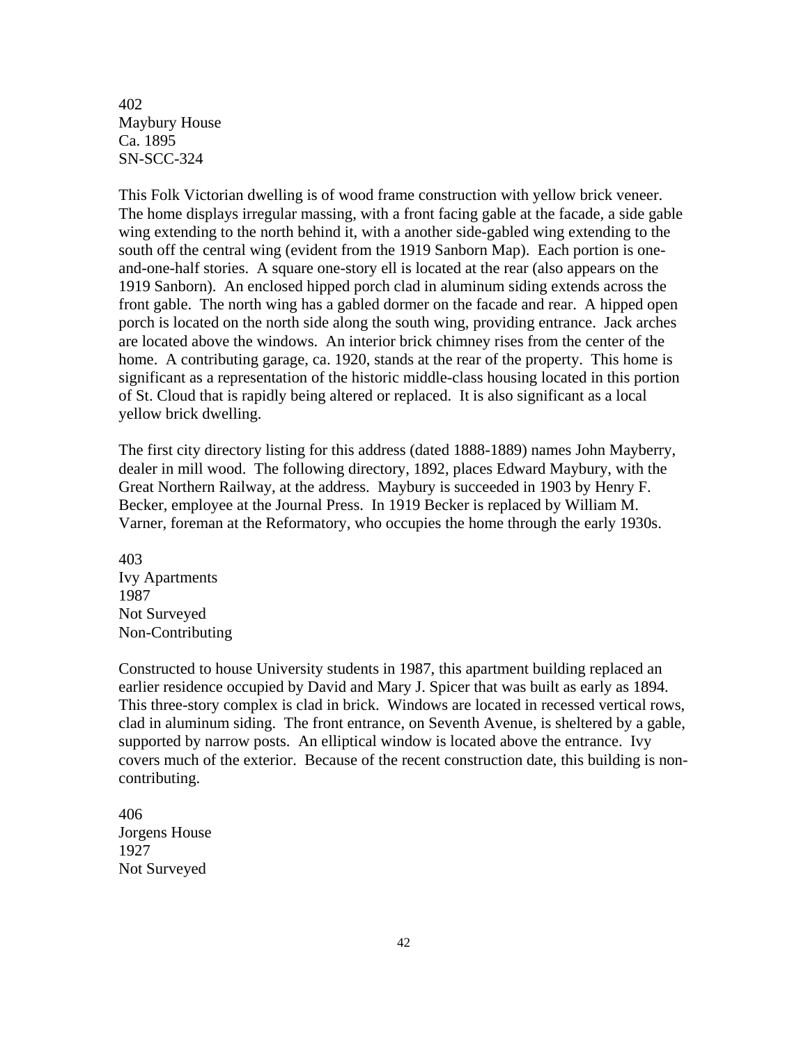402
Maybury House
Ca. 1895
SN-SCC-324

This Folk Victorian dwelling is of wood frame construction with yellow brick veneer. The home displays irregular massing, with a front facing gable at the facade, a side gable wing extending to the north behind it, with a another side-gabled wing extending to the south off the central wing (evident from the 1919 Sanborn Map). Each portion is one-and-one-half stories. A square one-story ell is located at the rear (also appears on the 1919 Sanborn). An enclosed hipped porch clad in aluminum siding extends across the front gable. The north wing has a gabled dormer on the facade and rear. A hipped open porch is located on the north side along the south wing, providing entrance. Jack arches are located above the windows. An interior brick chimney rises from the center of the home. A contributing garage, ca. 1920, stands at the rear of the property. This home is significant as a representation of the historic middle-class housing located in this portion of St. Cloud that is rapidly being altered or replaced. It is also significant as a local yellow brick dwelling.

The first city directory listing for this address (dated 1888-1889) names John Mayberry, dealer in mill wood. The following directory, 1892, places Edward Maybury, with the Great Northern Railway, at the address. Maybury is succeeded in 1903 by Henry F. Becker, employee at the Journal Press. In 1919 Becker is replaced by William M. Varner, foreman at the Reformatory, who occupies the home through the early 1930s.

403
Ivy Apartments
1987
Not Surveyed
Non-Contributing

Constructed to house University students in 1987, this apartment building replaced an earlier residence occupied by David and Mary J. Spicer that was built as early as 1894. This three-story complex is clad in brick. Windows are located in recessed vertical rows, clad in aluminum siding. The front entrance, on Seventh Avenue, is sheltered by a gable, supported by narrow posts. An elliptical window is located above the entrance. Ivy covers much of the exterior. Because of the recent construction date, this building is non-contributing.

406
Jorgens House
1927
Not Surveyed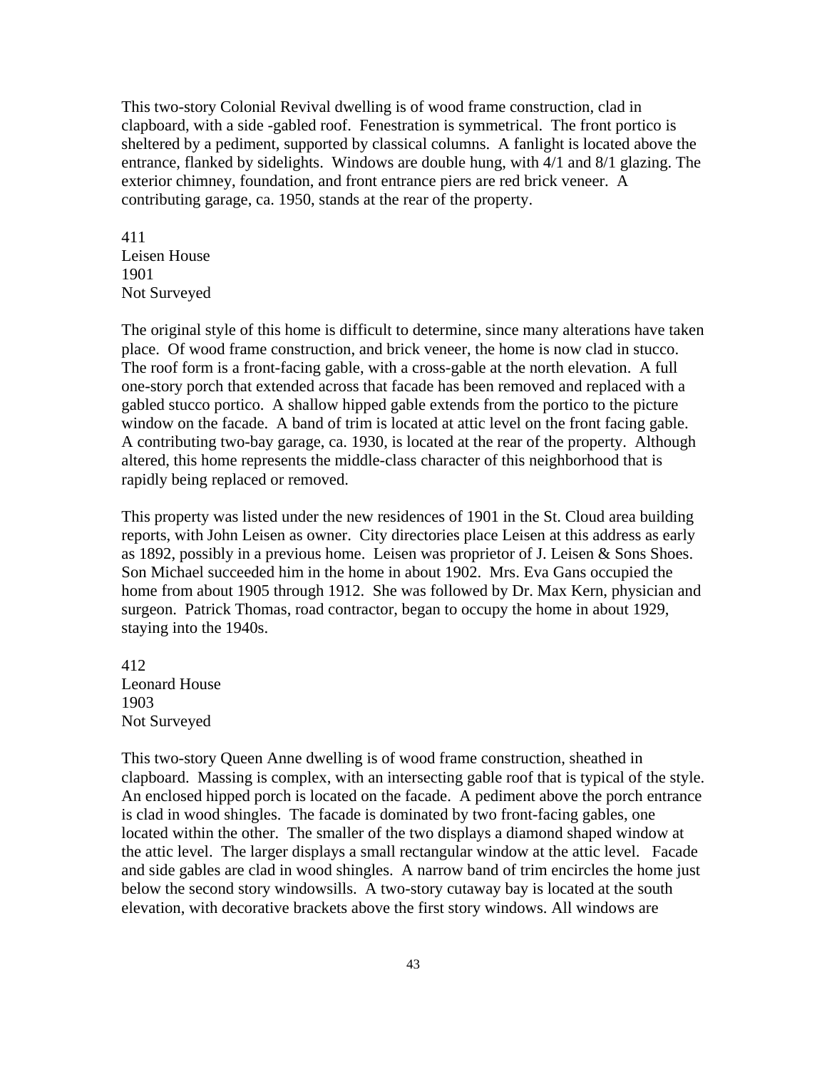This two-story Colonial Revival dwelling is of wood frame construction, clad in clapboard, with a side -gabled roof. Fenestration is symmetrical. The front portico is sheltered by a pediment, supported by classical columns. A fanlight is located above the entrance, flanked by sidelights. Windows are double hung, with 4/1 and 8/1 glazing. The exterior chimney, foundation, and front entrance piers are red brick veneer. A contributing garage, ca. 1950, stands at the rear of the property.

411
Leisen House
1901
Not Surveyed

The original style of this home is difficult to determine, since many alterations have taken place. Of wood frame construction, and brick veneer, the home is now clad in stucco. The roof form is a front-facing gable, with a cross-gable at the north elevation. A full one-story porch that extended across that facade has been removed and replaced with a gabled stucco portico. A shallow hipped gable extends from the portico to the picture window on the facade. A band of trim is located at attic level on the front facing gable. A contributing two-bay garage, ca. 1930, is located at the rear of the property. Although altered, this home represents the middle-class character of this neighborhood that is rapidly being replaced or removed.

This property was listed under the new residences of 1901 in the St. Cloud area building reports, with John Leisen as owner. City directories place Leisen at this address as early as 1892, possibly in a previous home. Leisen was proprietor of J. Leisen & Sons Shoes. Son Michael succeeded him in the home in about 1902. Mrs. Eva Gans occupied the home from about 1905 through 1912. She was followed by Dr. Max Kern, physician and surgeon. Patrick Thomas, road contractor, began to occupy the home in about 1929, staying into the 1940s.

412
Leonard House
1903
Not Surveyed

This two-story Queen Anne dwelling is of wood frame construction, sheathed in clapboard. Massing is complex, with an intersecting gable roof that is typical of the style. An enclosed hipped porch is located on the facade. A pediment above the porch entrance is clad in wood shingles. The facade is dominated by two front-facing gables, one located within the other. The smaller of the two displays a diamond shaped window at the attic level. The larger displays a small rectangular window at the attic level. Facade and side gables are clad in wood shingles. A narrow band of trim encircles the home just below the second story windowsills. A two-story cutaway bay is located at the south elevation, with decorative brackets above the first story windows. All windows are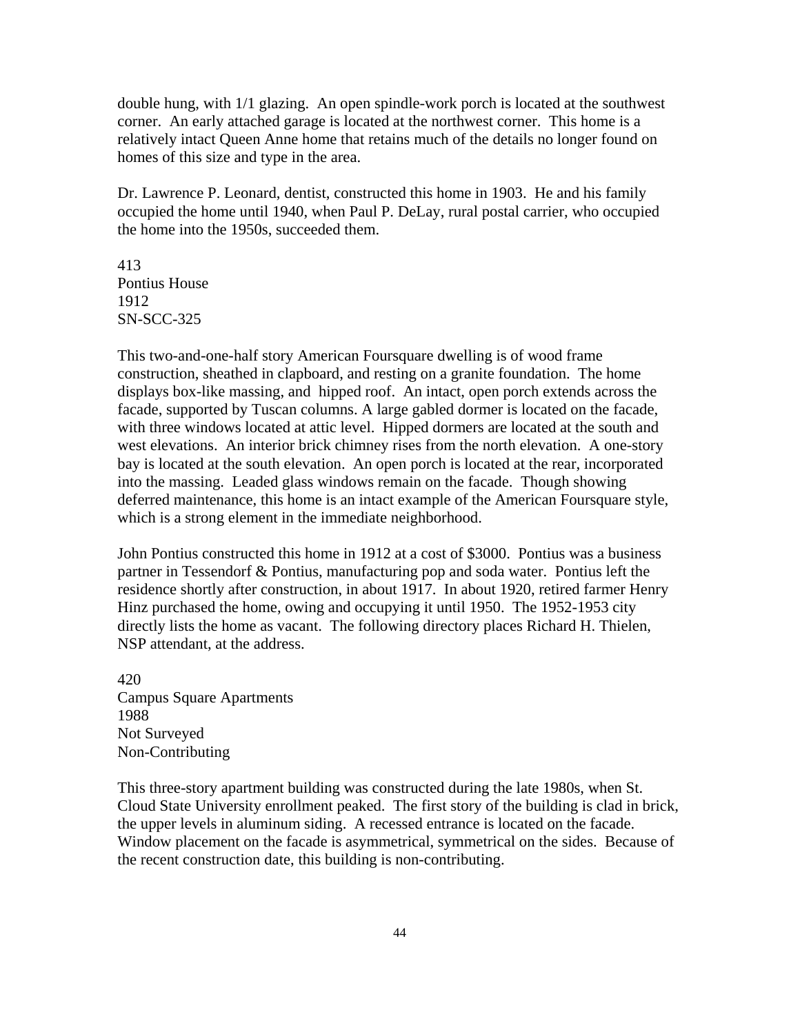double hung, with 1/1 glazing. An open spindle-work porch is located at the southwest corner. An early attached garage is located at the northwest corner. This home is a relatively intact Queen Anne home that retains much of the details no longer found on homes of this size and type in the area.

Dr. Lawrence P. Leonard, dentist, constructed this home in 1903. He and his family occupied the home until 1940, when Paul P. DeLay, rural postal carrier, who occupied the home into the 1950s, succeeded them.

413
Pontius House
1912
SN-SCC-325

This two-and-one-half story American Foursquare dwelling is of wood frame construction, sheathed in clapboard, and resting on a granite foundation. The home displays box-like massing, and hipped roof. An intact, open porch extends across the facade, supported by Tuscan columns. A large gabled dormer is located on the facade, with three windows located at attic level. Hipped dormers are located at the south and west elevations. An interior brick chimney rises from the north elevation. A one-story bay is located at the south elevation. An open porch is located at the rear, incorporated into the massing. Leaded glass windows remain on the facade. Though showing deferred maintenance, this home is an intact example of the American Foursquare style, which is a strong element in the immediate neighborhood.

John Pontius constructed this home in 1912 at a cost of $3000. Pontius was a business partner in Tessendorf & Pontius, manufacturing pop and soda water. Pontius left the residence shortly after construction, in about 1917. In about 1920, retired farmer Henry Hinz purchased the home, owing and occupying it until 1950. The 1952-1953 city directly lists the home as vacant. The following directory places Richard H. Thielen, NSP attendant, at the address.

420
Campus Square Apartments
1988
Not Surveyed
Non-Contributing

This three-story apartment building was constructed during the late 1980s, when St. Cloud State University enrollment peaked. The first story of the building is clad in brick, the upper levels in aluminum siding. A recessed entrance is located on the facade. Window placement on the facade is asymmetrical, symmetrical on the sides. Because of the recent construction date, this building is non-contributing.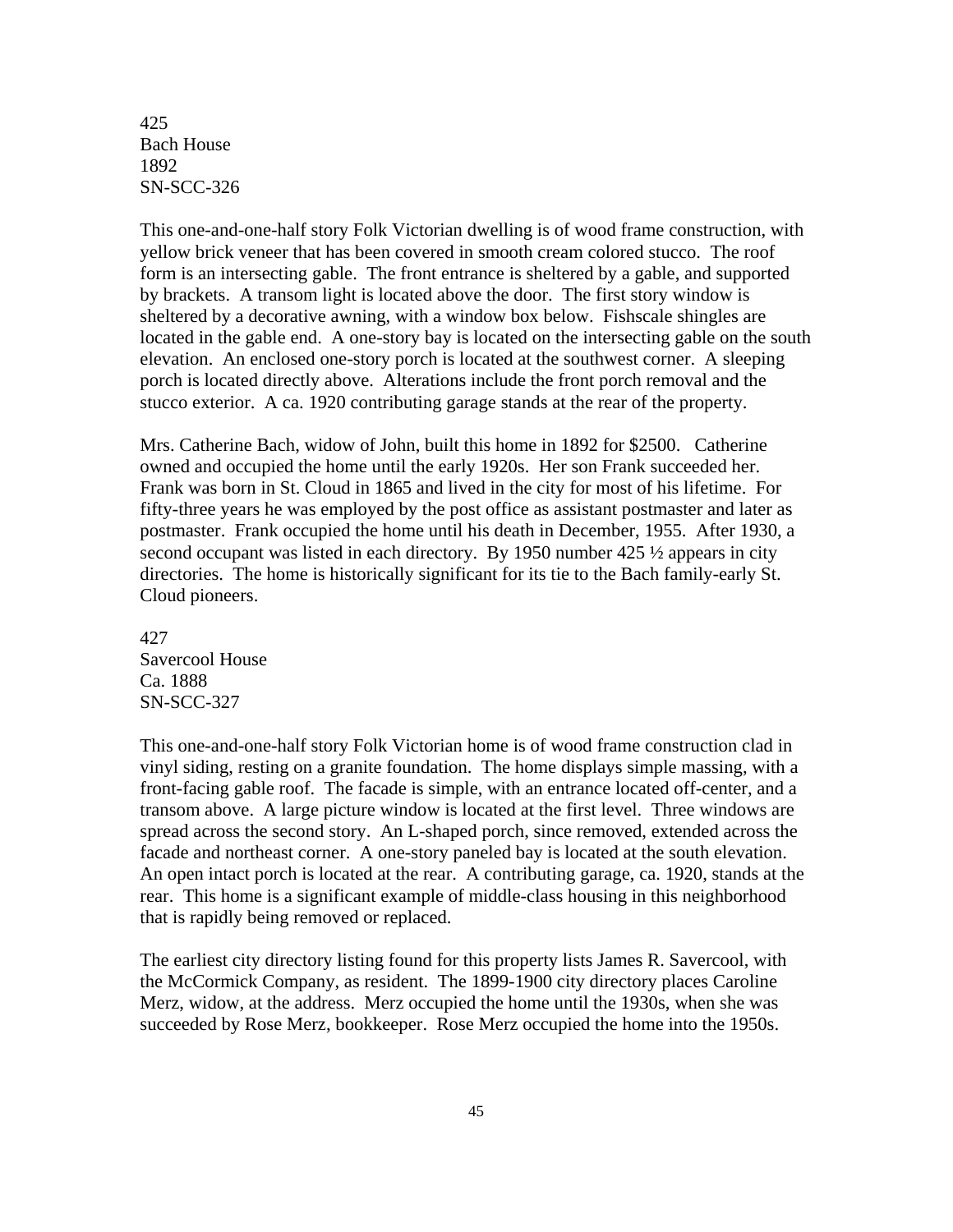425
Bach House
1892
SN-SCC-326

This one-and-one-half story Folk Victorian dwelling is of wood frame construction, with yellow brick veneer that has been covered in smooth cream colored stucco. The roof form is an intersecting gable. The front entrance is sheltered by a gable, and supported by brackets. A transom light is located above the door. The first story window is sheltered by a decorative awning, with a window box below. Fishscale shingles are located in the gable end. A one-story bay is located on the intersecting gable on the south elevation. An enclosed one-story porch is located at the southwest corner. A sleeping porch is located directly above. Alterations include the front porch removal and the stucco exterior. A ca. 1920 contributing garage stands at the rear of the property.

Mrs. Catherine Bach, widow of John, built this home in 1892 for $2500. Catherine owned and occupied the home until the early 1920s. Her son Frank succeeded her. Frank was born in St. Cloud in 1865 and lived in the city for most of his lifetime. For fifty-three years he was employed by the post office as assistant postmaster and later as postmaster. Frank occupied the home until his death in December, 1955. After 1930, a second occupant was listed in each directory. By 1950 number 425 ½ appears in city directories. The home is historically significant for its tie to the Bach family-early St. Cloud pioneers.

427
Savercool House
Ca. 1888
SN-SCC-327

This one-and-one-half story Folk Victorian home is of wood frame construction clad in vinyl siding, resting on a granite foundation. The home displays simple massing, with a front-facing gable roof. The facade is simple, with an entrance located off-center, and a transom above. A large picture window is located at the first level. Three windows are spread across the second story. An L-shaped porch, since removed, extended across the facade and northeast corner. A one-story paneled bay is located at the south elevation. An open intact porch is located at the rear. A contributing garage, ca. 1920, stands at the rear. This home is a significant example of middle-class housing in this neighborhood that is rapidly being removed or replaced.

The earliest city directory listing found for this property lists James R. Savercool, with the McCormick Company, as resident. The 1899-1900 city directory places Caroline Merz, widow, at the address. Merz occupied the home until the 1930s, when she was succeeded by Rose Merz, bookkeeper. Rose Merz occupied the home into the 1950s.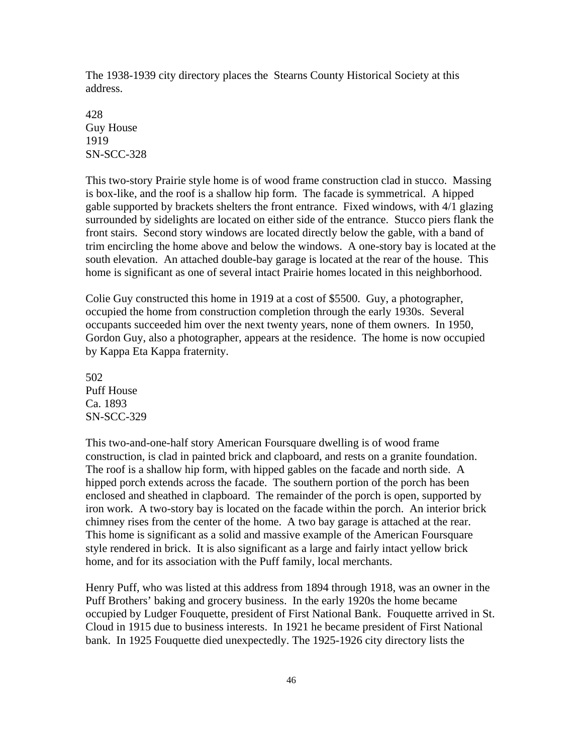The 1938-1939 city directory places the Stearns County Historical Society at this address.

428
Guy House
1919
SN-SCC-328

This two-story Prairie style home is of wood frame construction clad in stucco. Massing is box-like, and the roof is a shallow hip form. The facade is symmetrical. A hipped gable supported by brackets shelters the front entrance. Fixed windows, with 4/1 glazing surrounded by sidelights are located on either side of the entrance. Stucco piers flank the front stairs. Second story windows are located directly below the gable, with a band of trim encircling the home above and below the windows. A one-story bay is located at the south elevation. An attached double-bay garage is located at the rear of the house. This home is significant as one of several intact Prairie homes located in this neighborhood.

Colie Guy constructed this home in 1919 at a cost of $5500. Guy, a photographer, occupied the home from construction completion through the early 1930s. Several occupants succeeded him over the next twenty years, none of them owners. In 1950, Gordon Guy, also a photographer, appears at the residence. The home is now occupied by Kappa Eta Kappa fraternity.

502
Puff House
Ca. 1893
SN-SCC-329

This two-and-one-half story American Foursquare dwelling is of wood frame construction, is clad in painted brick and clapboard, and rests on a granite foundation. The roof is a shallow hip form, with hipped gables on the facade and north side. A hipped porch extends across the facade. The southern portion of the porch has been enclosed and sheathed in clapboard. The remainder of the porch is open, supported by iron work. A two-story bay is located on the facade within the porch. An interior brick chimney rises from the center of the home. A two bay garage is attached at the rear. This home is significant as a solid and massive example of the American Foursquare style rendered in brick. It is also significant as a large and fairly intact yellow brick home, and for its association with the Puff family, local merchants.

Henry Puff, who was listed at this address from 1894 through 1918, was an owner in the Puff Brothers' baking and grocery business. In the early 1920s the home became occupied by Ludger Fouquette, president of First National Bank. Fouquette arrived in St. Cloud in 1915 due to business interests. In 1921 he became president of First National bank. In 1925 Fouquette died unexpectedly. The 1925-1926 city directory lists the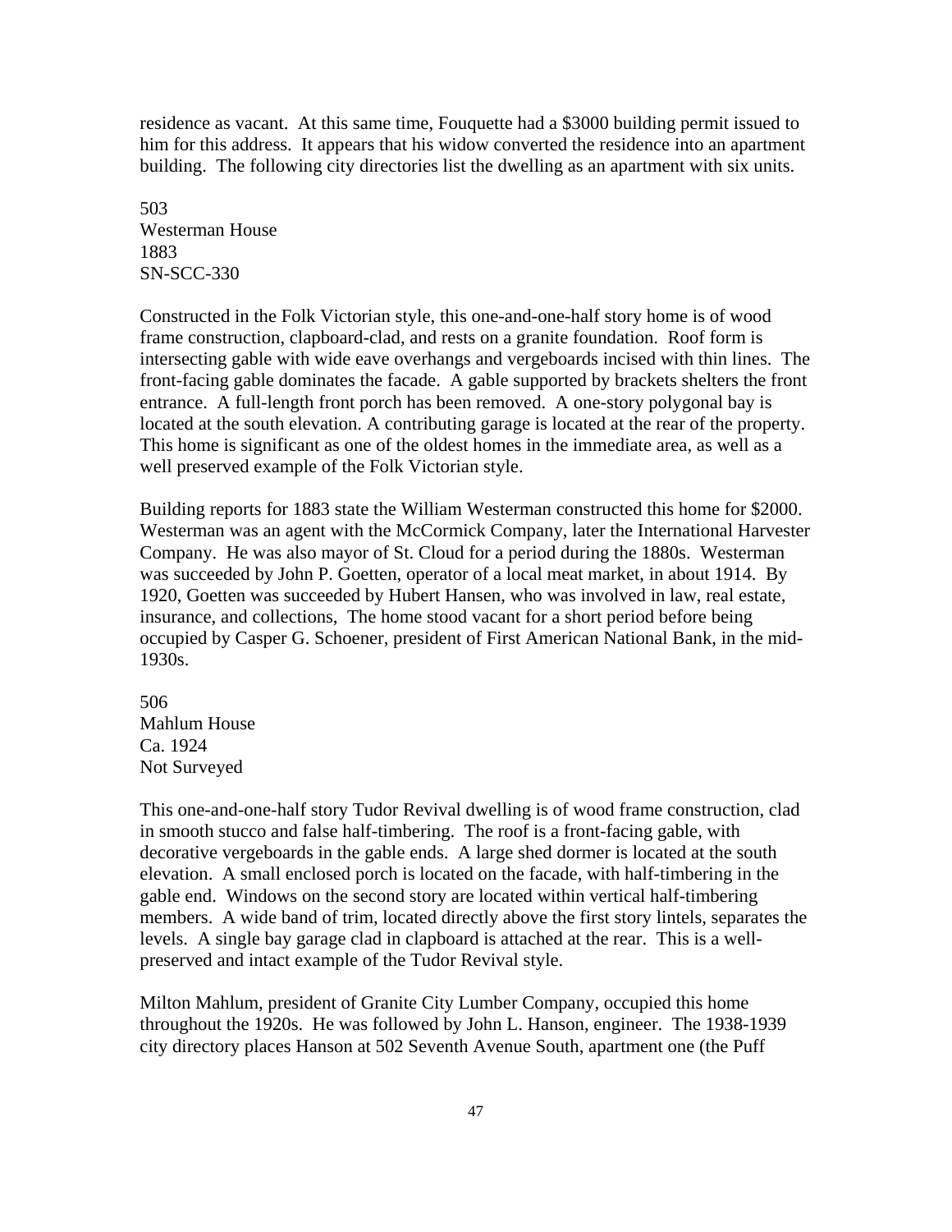residence as vacant. At this same time, Fouquette had a $3000 building permit issued to him for this address. It appears that his widow converted the residence into an apartment building. The following city directories list the dwelling as an apartment with six units.

503
Westerman House
1883
SN-SCC-330

Constructed in the Folk Victorian style, this one-and-one-half story home is of wood frame construction, clapboard-clad, and rests on a granite foundation. Roof form is intersecting gable with wide eave overhangs and vergeboards incised with thin lines. The front-facing gable dominates the facade. A gable supported by brackets shelters the front entrance. A full-length front porch has been removed. A one-story polygonal bay is located at the south elevation. A contributing garage is located at the rear of the property. This home is significant as one of the oldest homes in the immediate area, as well as a well preserved example of the Folk Victorian style.

Building reports for 1883 state the William Westerman constructed this home for $2000. Westerman was an agent with the McCormick Company, later the International Harvester Company. He was also mayor of St. Cloud for a period during the 1880s. Westerman was succeeded by John P. Goetten, operator of a local meat market, in about 1914. By 1920, Goetten was succeeded by Hubert Hansen, who was involved in law, real estate, insurance, and collections, The home stood vacant for a short period before being occupied by Casper G. Schoener, president of First American National Bank, in the mid-1930s.

506
Mahlum House
Ca. 1924
Not Surveyed

This one-and-one-half story Tudor Revival dwelling is of wood frame construction, clad in smooth stucco and false half-timbering. The roof is a front-facing gable, with decorative vergeboards in the gable ends. A large shed dormer is located at the south elevation. A small enclosed porch is located on the facade, with half-timbering in the gable end. Windows on the second story are located within vertical half-timbering members. A wide band of trim, located directly above the first story lintels, separates the levels. A single bay garage clad in clapboard is attached at the rear. This is a well-preserved and intact example of the Tudor Revival style.

Milton Mahlum, president of Granite City Lumber Company, occupied this home throughout the 1920s. He was followed by John L. Hanson, engineer. The 1938-1939 city directory places Hanson at 502 Seventh Avenue South, apartment one (the Puff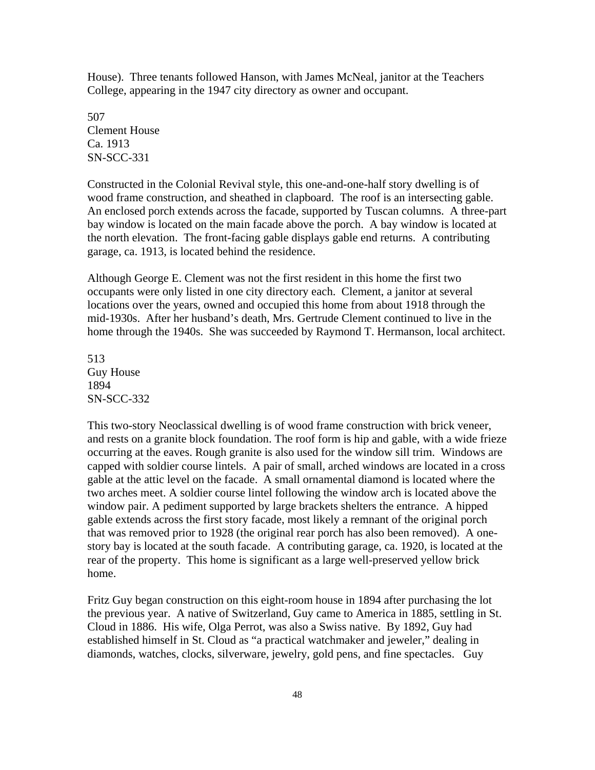House). Three tenants followed Hanson, with James McNeal, janitor at the Teachers College, appearing in the 1947 city directory as owner and occupant.

507
Clement House
Ca. 1913
SN-SCC-331

Constructed in the Colonial Revival style, this one-and-one-half story dwelling is of wood frame construction, and sheathed in clapboard. The roof is an intersecting gable. An enclosed porch extends across the facade, supported by Tuscan columns. A three-part bay window is located on the main facade above the porch. A bay window is located at the north elevation. The front-facing gable displays gable end returns. A contributing garage, ca. 1913, is located behind the residence.

Although George E. Clement was not the first resident in this home the first two occupants were only listed in one city directory each. Clement, a janitor at several locations over the years, owned and occupied this home from about 1918 through the mid-1930s. After her husband's death, Mrs. Gertrude Clement continued to live in the home through the 1940s. She was succeeded by Raymond T. Hermanson, local architect.

513
Guy House
1894
SN-SCC-332

This two-story Neoclassical dwelling is of wood frame construction with brick veneer, and rests on a granite block foundation. The roof form is hip and gable, with a wide frieze occurring at the eaves. Rough granite is also used for the window sill trim. Windows are capped with soldier course lintels. A pair of small, arched windows are located in a cross gable at the attic level on the facade. A small ornamental diamond is located where the two arches meet. A soldier course lintel following the window arch is located above the window pair. A pediment supported by large brackets shelters the entrance. A hipped gable extends across the first story facade, most likely a remnant of the original porch that was removed prior to 1928 (the original rear porch has also been removed). A one-story bay is located at the south facade. A contributing garage, ca. 1920, is located at the rear of the property. This home is significant as a large well-preserved yellow brick home.

Fritz Guy began construction on this eight-room house in 1894 after purchasing the lot the previous year. A native of Switzerland, Guy came to America in 1885, settling in St. Cloud in 1886. His wife, Olga Perrot, was also a Swiss native. By 1892, Guy had established himself in St. Cloud as "a practical watchmaker and jeweler," dealing in diamonds, watches, clocks, silverware, jewelry, gold pens, and fine spectacles. Guy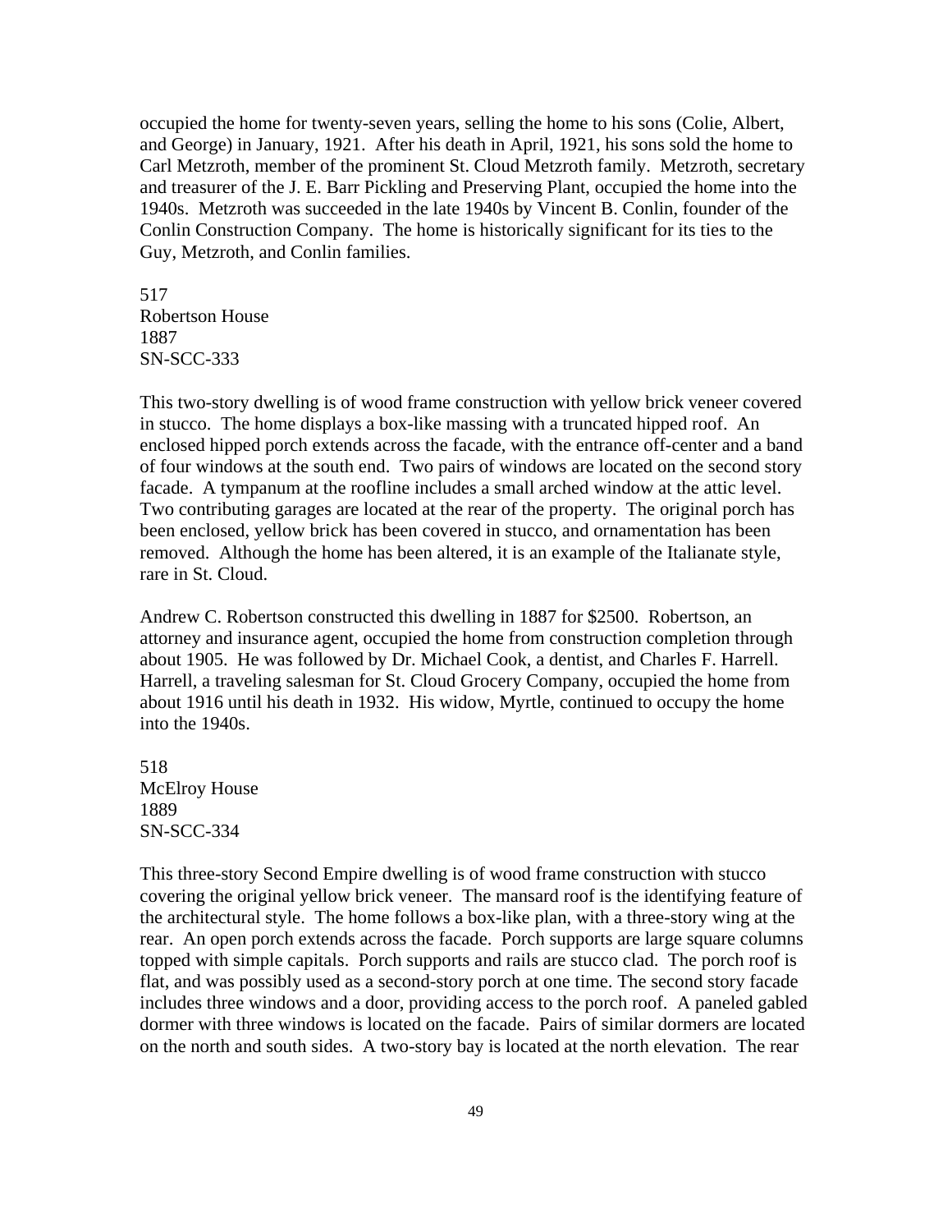occupied the home for twenty-seven years, selling the home to his sons (Colie, Albert, and George) in January, 1921. After his death in April, 1921, his sons sold the home to Carl Metzroth, member of the prominent St. Cloud Metzroth family. Metzroth, secretary and treasurer of the J. E. Barr Pickling and Preserving Plant, occupied the home into the 1940s. Metzroth was succeeded in the late 1940s by Vincent B. Conlin, founder of the Conlin Construction Company. The home is historically significant for its ties to the Guy, Metzroth, and Conlin families.

517
Robertson House
1887
SN-SCC-333

This two-story dwelling is of wood frame construction with yellow brick veneer covered in stucco. The home displays a box-like massing with a truncated hipped roof. An enclosed hipped porch extends across the facade, with the entrance off-center and a band of four windows at the south end. Two pairs of windows are located on the second story facade. A tympanum at the roofline includes a small arched window at the attic level. Two contributing garages are located at the rear of the property. The original porch has been enclosed, yellow brick has been covered in stucco, and ornamentation has been removed. Although the home has been altered, it is an example of the Italianate style, rare in St. Cloud.

Andrew C. Robertson constructed this dwelling in 1887 for $2500. Robertson, an attorney and insurance agent, occupied the home from construction completion through about 1905. He was followed by Dr. Michael Cook, a dentist, and Charles F. Harrell. Harrell, a traveling salesman for St. Cloud Grocery Company, occupied the home from about 1916 until his death in 1932. His widow, Myrtle, continued to occupy the home into the 1940s.

518
McElroy House
1889
SN-SCC-334

This three-story Second Empire dwelling is of wood frame construction with stucco covering the original yellow brick veneer. The mansard roof is the identifying feature of the architectural style. The home follows a box-like plan, with a three-story wing at the rear. An open porch extends across the facade. Porch supports are large square columns topped with simple capitals. Porch supports and rails are stucco clad. The porch roof is flat, and was possibly used as a second-story porch at one time. The second story facade includes three windows and a door, providing access to the porch roof. A paneled gabled dormer with three windows is located on the facade. Pairs of similar dormers are located on the north and south sides. A two-story bay is located at the north elevation. The rear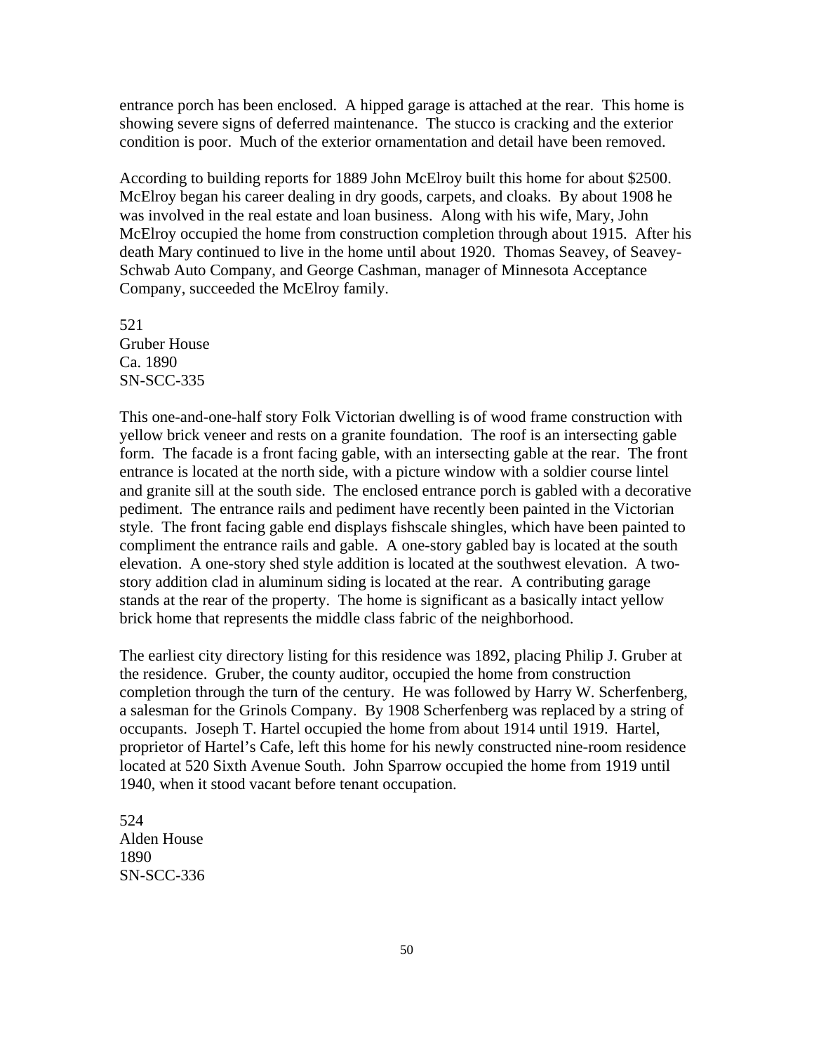entrance porch has been enclosed. A hipped garage is attached at the rear. This home is showing severe signs of deferred maintenance. The stucco is cracking and the exterior condition is poor. Much of the exterior ornamentation and detail have been removed.

According to building reports for 1889 John McElroy built this home for about $2500. McElroy began his career dealing in dry goods, carpets, and cloaks. By about 1908 he was involved in the real estate and loan business. Along with his wife, Mary, John McElroy occupied the home from construction completion through about 1915. After his death Mary continued to live in the home until about 1920. Thomas Seavey, of Seavey-Schwab Auto Company, and George Cashman, manager of Minnesota Acceptance Company, succeeded the McElroy family.

521
Gruber House
Ca. 1890
SN-SCC-335

This one-and-one-half story Folk Victorian dwelling is of wood frame construction with yellow brick veneer and rests on a granite foundation. The roof is an intersecting gable form. The facade is a front facing gable, with an intersecting gable at the rear. The front entrance is located at the north side, with a picture window with a soldier course lintel and granite sill at the south side. The enclosed entrance porch is gabled with a decorative pediment. The entrance rails and pediment have recently been painted in the Victorian style. The front facing gable end displays fishscale shingles, which have been painted to compliment the entrance rails and gable. A one-story gabled bay is located at the south elevation. A one-story shed style addition is located at the southwest elevation. A two-story addition clad in aluminum siding is located at the rear. A contributing garage stands at the rear of the property. The home is significant as a basically intact yellow brick home that represents the middle class fabric of the neighborhood.

The earliest city directory listing for this residence was 1892, placing Philip J. Gruber at the residence. Gruber, the county auditor, occupied the home from construction completion through the turn of the century. He was followed by Harry W. Scherfenberg, a salesman for the Grinols Company. By 1908 Scherfenberg was replaced by a string of occupants. Joseph T. Hartel occupied the home from about 1914 until 1919. Hartel, proprietor of Hartel's Cafe, left this home for his newly constructed nine-room residence located at 520 Sixth Avenue South. John Sparrow occupied the home from 1919 until 1940, when it stood vacant before tenant occupation.

524
Alden House
1890
SN-SCC-336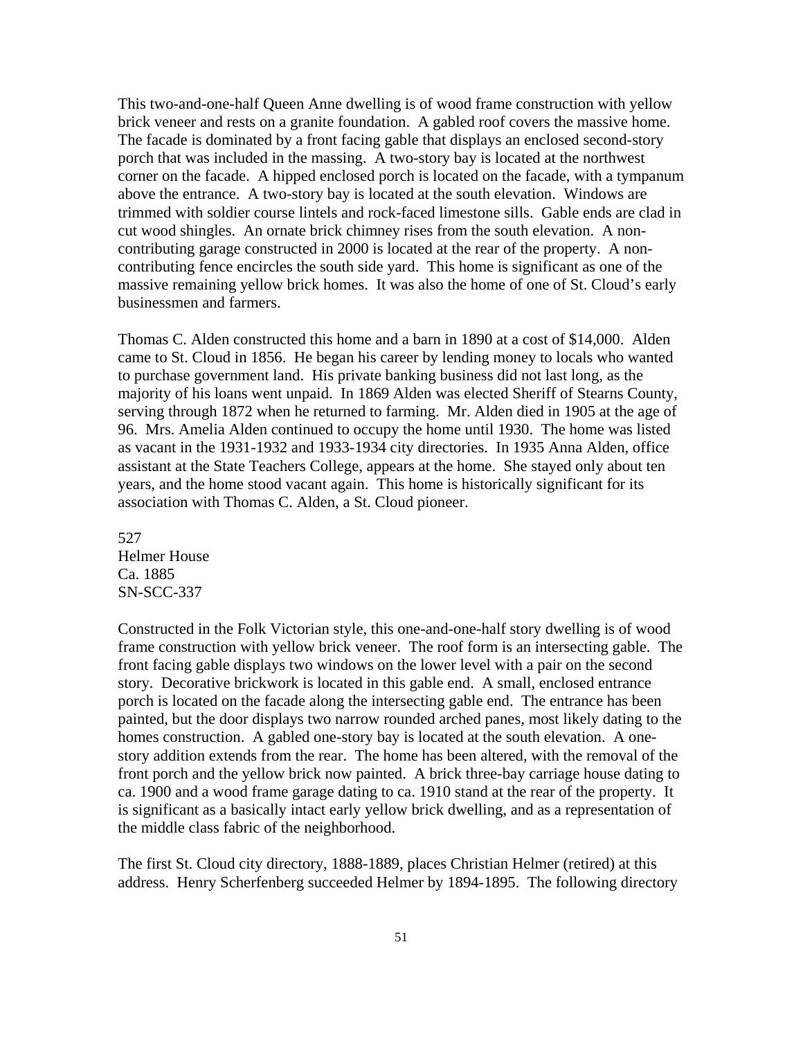This two-and-one-half Queen Anne dwelling is of wood frame construction with yellow brick veneer and rests on a granite foundation. A gabled roof covers the massive home. The facade is dominated by a front facing gable that displays an enclosed second-story porch that was included in the massing. A two-story bay is located at the northwest corner on the facade. A hipped enclosed porch is located on the facade, with a tympanum above the entrance. A two-story bay is located at the south elevation. Windows are trimmed with soldier course lintels and rock-faced limestone sills. Gable ends are clad in cut wood shingles. An ornate brick chimney rises from the south elevation. A non-contributing garage constructed in 2000 is located at the rear of the property. A non-contributing fence encircles the south side yard. This home is significant as one of the massive remaining yellow brick homes. It was also the home of one of St. Cloud's early businessmen and farmers.

Thomas C. Alden constructed this home and a barn in 1890 at a cost of $14,000. Alden came to St. Cloud in 1856. He began his career by lending money to locals who wanted to purchase government land. His private banking business did not last long, as the majority of his loans went unpaid. In 1869 Alden was elected Sheriff of Stearns County, serving through 1872 when he returned to farming. Mr. Alden died in 1905 at the age of 96. Mrs. Amelia Alden continued to occupy the home until 1930. The home was listed as vacant in the 1931-1932 and 1933-1934 city directories. In 1935 Anna Alden, office assistant at the State Teachers College, appears at the home. She stayed only about ten years, and the home stood vacant again. This home is historically significant for its association with Thomas C. Alden, a St. Cloud pioneer.

527
Helmer House
Ca. 1885
SN-SCC-337

Constructed in the Folk Victorian style, this one-and-one-half story dwelling is of wood frame construction with yellow brick veneer. The roof form is an intersecting gable. The front facing gable displays two windows on the lower level with a pair on the second story. Decorative brickwork is located in this gable end. A small, enclosed entrance porch is located on the facade along the intersecting gable end. The entrance has been painted, but the door displays two narrow rounded arched panes, most likely dating to the homes construction. A gabled one-story bay is located at the south elevation. A one-story addition extends from the rear. The home has been altered, with the removal of the front porch and the yellow brick now painted. A brick three-bay carriage house dating to ca. 1900 and a wood frame garage dating to ca. 1910 stand at the rear of the property. It is significant as a basically intact early yellow brick dwelling, and as a representation of the middle class fabric of the neighborhood.

The first St. Cloud city directory, 1888-1889, places Christian Helmer (retired) at this address. Henry Scherfenberg succeeded Helmer by 1894-1895. The following directory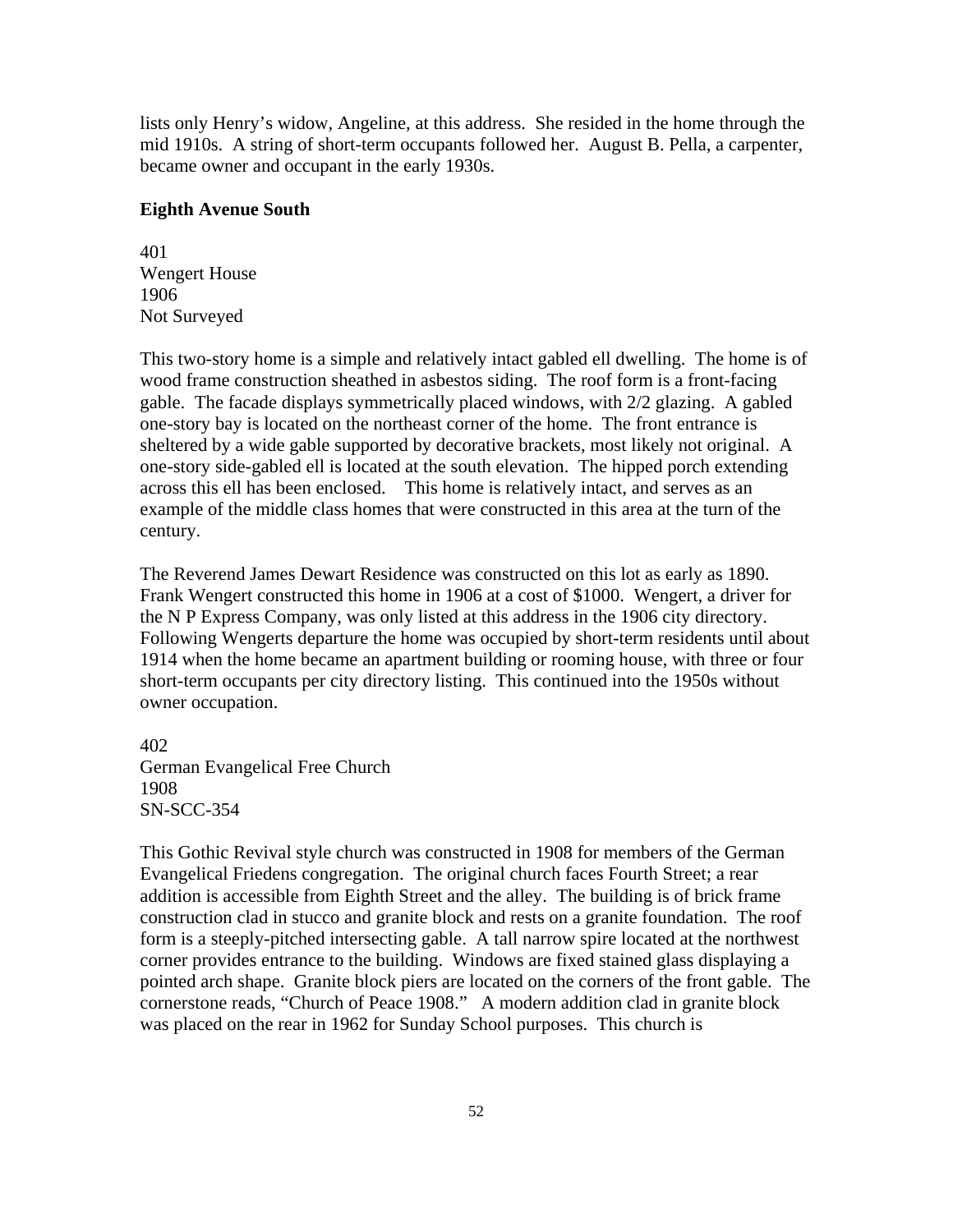lists only Henry's widow, Angeline, at this address. She resided in the home through the mid 1910s. A string of short-term occupants followed her. August B. Pella, a carpenter, became owner and occupant in the early 1930s.

**Eighth Avenue South**

401
Wengert House
1906
Not Surveyed

This two-story home is a simple and relatively intact gabled ell dwelling. The home is of wood frame construction sheathed in asbestos siding. The roof form is a front-facing gable. The facade displays symmetrically placed windows, with 2/2 glazing. A gabled one-story bay is located on the northeast corner of the home. The front entrance is sheltered by a wide gable supported by decorative brackets, most likely not original. A one-story side-gabled ell is located at the south elevation. The hipped porch extending across this ell has been enclosed. This home is relatively intact, and serves as an example of the middle class homes that were constructed in this area at the turn of the century.

The Reverend James Dewart Residence was constructed on this lot as early as 1890. Frank Wengert constructed this home in 1906 at a cost of $1000. Wengert, a driver for the N P Express Company, was only listed at this address in the 1906 city directory. Following Wengerts departure the home was occupied by short-term residents until about 1914 when the home became an apartment building or rooming house, with three or four short-term occupants per city directory listing. This continued into the 1950s without owner occupation.

402
German Evangelical Free Church
1908
SN-SCC-354

This Gothic Revival style church was constructed in 1908 for members of the German Evangelical Friedens congregation. The original church faces Fourth Street; a rear addition is accessible from Eighth Street and the alley. The building is of brick frame construction clad in stucco and granite block and rests on a granite foundation. The roof form is a steeply-pitched intersecting gable. A tall narrow spire located at the northwest corner provides entrance to the building. Windows are fixed stained glass displaying a pointed arch shape. Granite block piers are located on the corners of the front gable. The cornerstone reads, "Church of Peace 1908." A modern addition clad in granite block was placed on the rear in 1962 for Sunday School purposes. This church is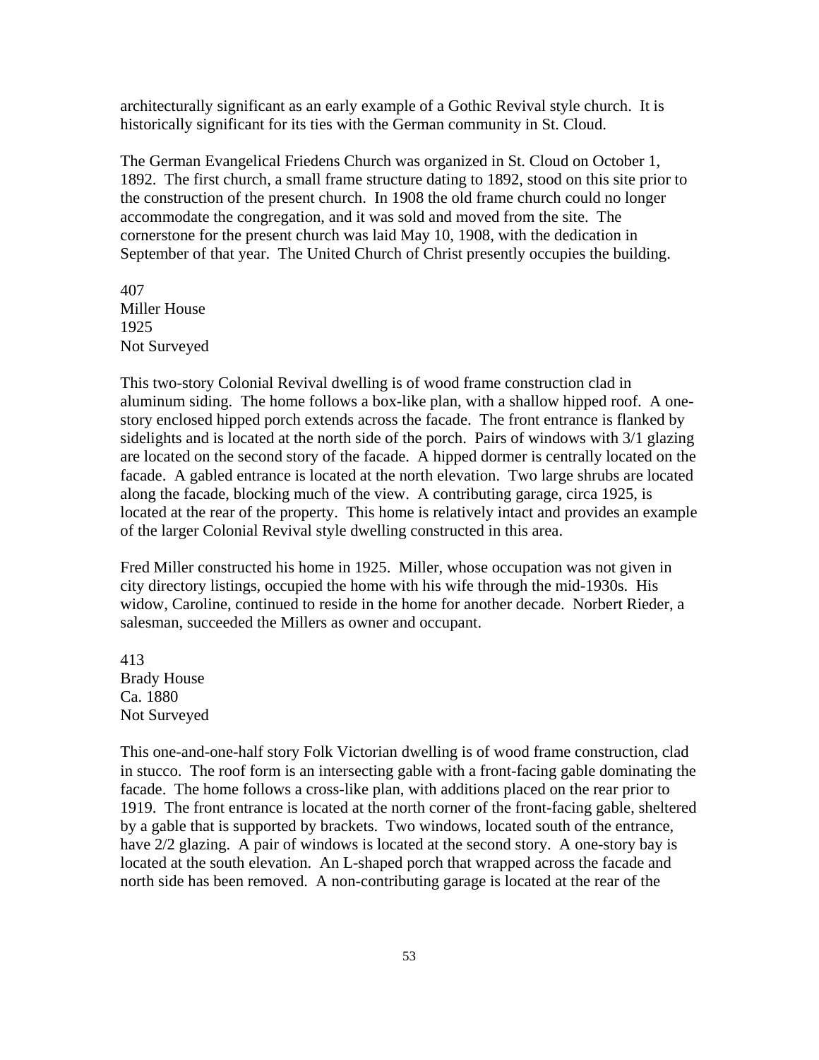architecturally significant as an early example of a Gothic Revival style church. It is historically significant for its ties with the German community in St. Cloud.

The German Evangelical Friedens Church was organized in St. Cloud on October 1, 1892. The first church, a small frame structure dating to 1892, stood on this site prior to the construction of the present church. In 1908 the old frame church could no longer accommodate the congregation, and it was sold and moved from the site. The cornerstone for the present church was laid May 10, 1908, with the dedication in September of that year. The United Church of Christ presently occupies the building.

407
Miller House
1925
Not Surveyed

This two-story Colonial Revival dwelling is of wood frame construction clad in aluminum siding. The home follows a box-like plan, with a shallow hipped roof. A one-story enclosed hipped porch extends across the facade. The front entrance is flanked by sidelights and is located at the north side of the porch. Pairs of windows with 3/1 glazing are located on the second story of the facade. A hipped dormer is centrally located on the facade. A gabled entrance is located at the north elevation. Two large shrubs are located along the facade, blocking much of the view. A contributing garage, circa 1925, is located at the rear of the property. This home is relatively intact and provides an example of the larger Colonial Revival style dwelling constructed in this area.

Fred Miller constructed his home in 1925. Miller, whose occupation was not given in city directory listings, occupied the home with his wife through the mid-1930s. His widow, Caroline, continued to reside in the home for another decade. Norbert Rieder, a salesman, succeeded the Millers as owner and occupant.

413
Brady House
Ca. 1880
Not Surveyed

This one-and-one-half story Folk Victorian dwelling is of wood frame construction, clad in stucco. The roof form is an intersecting gable with a front-facing gable dominating the facade. The home follows a cross-like plan, with additions placed on the rear prior to 1919. The front entrance is located at the north corner of the front-facing gable, sheltered by a gable that is supported by brackets. Two windows, located south of the entrance, have 2/2 glazing. A pair of windows is located at the second story. A one-story bay is located at the south elevation. An L-shaped porch that wrapped across the facade and north side has been removed. A non-contributing garage is located at the rear of the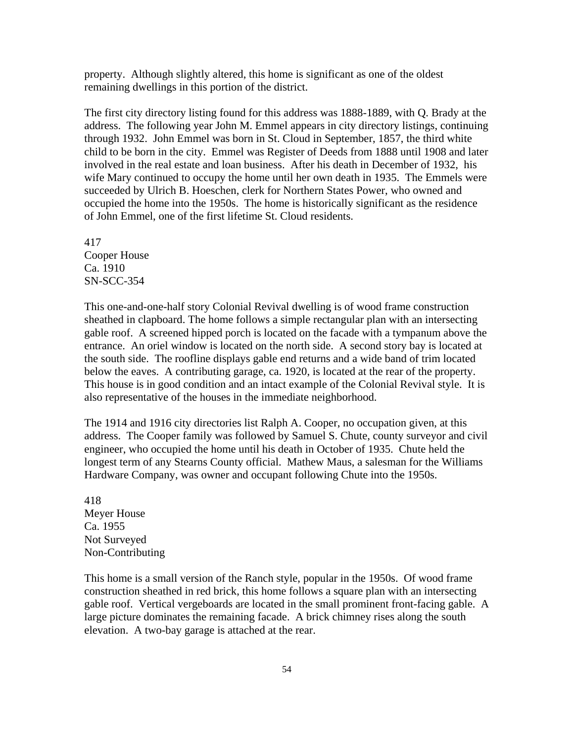property. Although slightly altered, this home is significant as one of the oldest remaining dwellings in this portion of the district.

The first city directory listing found for this address was 1888-1889, with Q. Brady at the address. The following year John M. Emmel appears in city directory listings, continuing through 1932. John Emmel was born in St. Cloud in September, 1857, the third white child to be born in the city. Emmel was Register of Deeds from 1888 until 1908 and later involved in the real estate and loan business. After his death in December of 1932, his wife Mary continued to occupy the home until her own death in 1935. The Emmels were succeeded by Ulrich B. Hoeschen, clerk for Northern States Power, who owned and occupied the home into the 1950s. The home is historically significant as the residence of John Emmel, one of the first lifetime St. Cloud residents.

417
Cooper House
Ca. 1910
SN-SCC-354

This one-and-one-half story Colonial Revival dwelling is of wood frame construction sheathed in clapboard. The home follows a simple rectangular plan with an intersecting gable roof. A screened hipped porch is located on the facade with a tympanum above the entrance. An oriel window is located on the north side. A second story bay is located at the south side. The roofline displays gable end returns and a wide band of trim located below the eaves. A contributing garage, ca. 1920, is located at the rear of the property. This house is in good condition and an intact example of the Colonial Revival style. It is also representative of the houses in the immediate neighborhood.

The 1914 and 1916 city directories list Ralph A. Cooper, no occupation given, at this address. The Cooper family was followed by Samuel S. Chute, county surveyor and civil engineer, who occupied the home until his death in October of 1935. Chute held the longest term of any Stearns County official. Mathew Maus, a salesman for the Williams Hardware Company, was owner and occupant following Chute into the 1950s.

418
Meyer House
Ca. 1955
Not Surveyed
Non-Contributing

This home is a small version of the Ranch style, popular in the 1950s. Of wood frame construction sheathed in red brick, this home follows a square plan with an intersecting gable roof. Vertical vergeboards are located in the small prominent front-facing gable. A large picture dominates the remaining facade. A brick chimney rises along the south elevation. A two-bay garage is attached at the rear.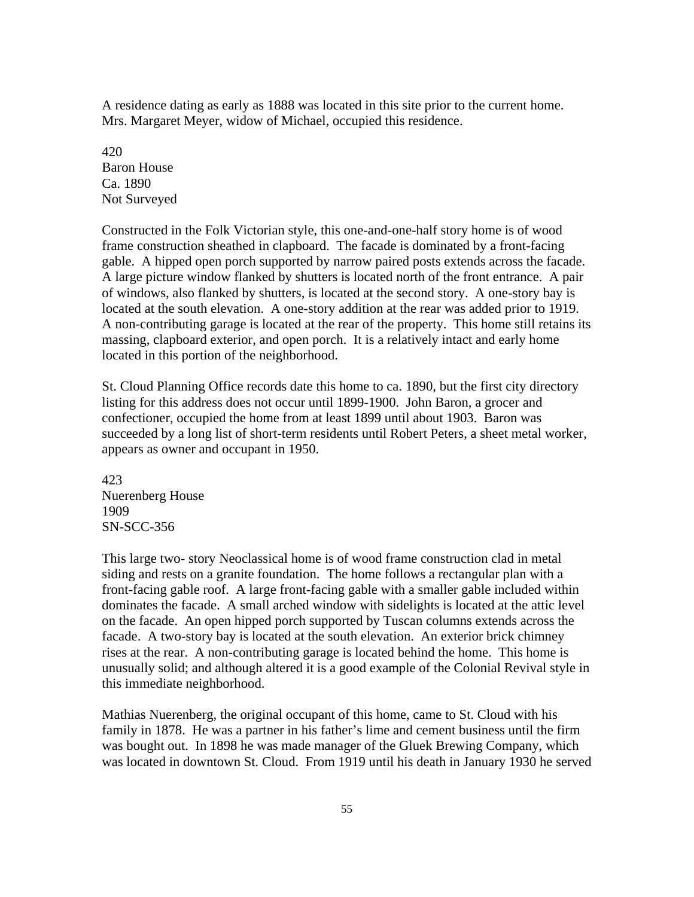A residence dating as early as 1888 was located in this site prior to the current home. Mrs. Margaret Meyer, widow of Michael, occupied this residence.

420
Baron House
Ca. 1890
Not Surveyed

Constructed in the Folk Victorian style, this one-and-one-half story home is of wood frame construction sheathed in clapboard. The facade is dominated by a front-facing gable. A hipped open porch supported by narrow paired posts extends across the facade. A large picture window flanked by shutters is located north of the front entrance. A pair of windows, also flanked by shutters, is located at the second story. A one-story bay is located at the south elevation. A one-story addition at the rear was added prior to 1919. A non-contributing garage is located at the rear of the property. This home still retains its massing, clapboard exterior, and open porch. It is a relatively intact and early home located in this portion of the neighborhood.

St. Cloud Planning Office records date this home to ca. 1890, but the first city directory listing for this address does not occur until 1899-1900. John Baron, a grocer and confectioner, occupied the home from at least 1899 until about 1903. Baron was succeeded by a long list of short-term residents until Robert Peters, a sheet metal worker, appears as owner and occupant in 1950.

423
Nuerenberg House
1909
SN-SCC-356

This large two- story Neoclassical home is of wood frame construction clad in metal siding and rests on a granite foundation. The home follows a rectangular plan with a front-facing gable roof. A large front-facing gable with a smaller gable included within dominates the facade. A small arched window with sidelights is located at the attic level on the facade. An open hipped porch supported by Tuscan columns extends across the facade. A two-story bay is located at the south elevation. An exterior brick chimney rises at the rear. A non-contributing garage is located behind the home. This home is unusually solid; and although altered it is a good example of the Colonial Revival style in this immediate neighborhood.

Mathias Nuerenberg, the original occupant of this home, came to St. Cloud with his family in 1878. He was a partner in his father's lime and cement business until the firm was bought out. In 1898 he was made manager of the Gluek Brewing Company, which was located in downtown St. Cloud. From 1919 until his death in January 1930 he served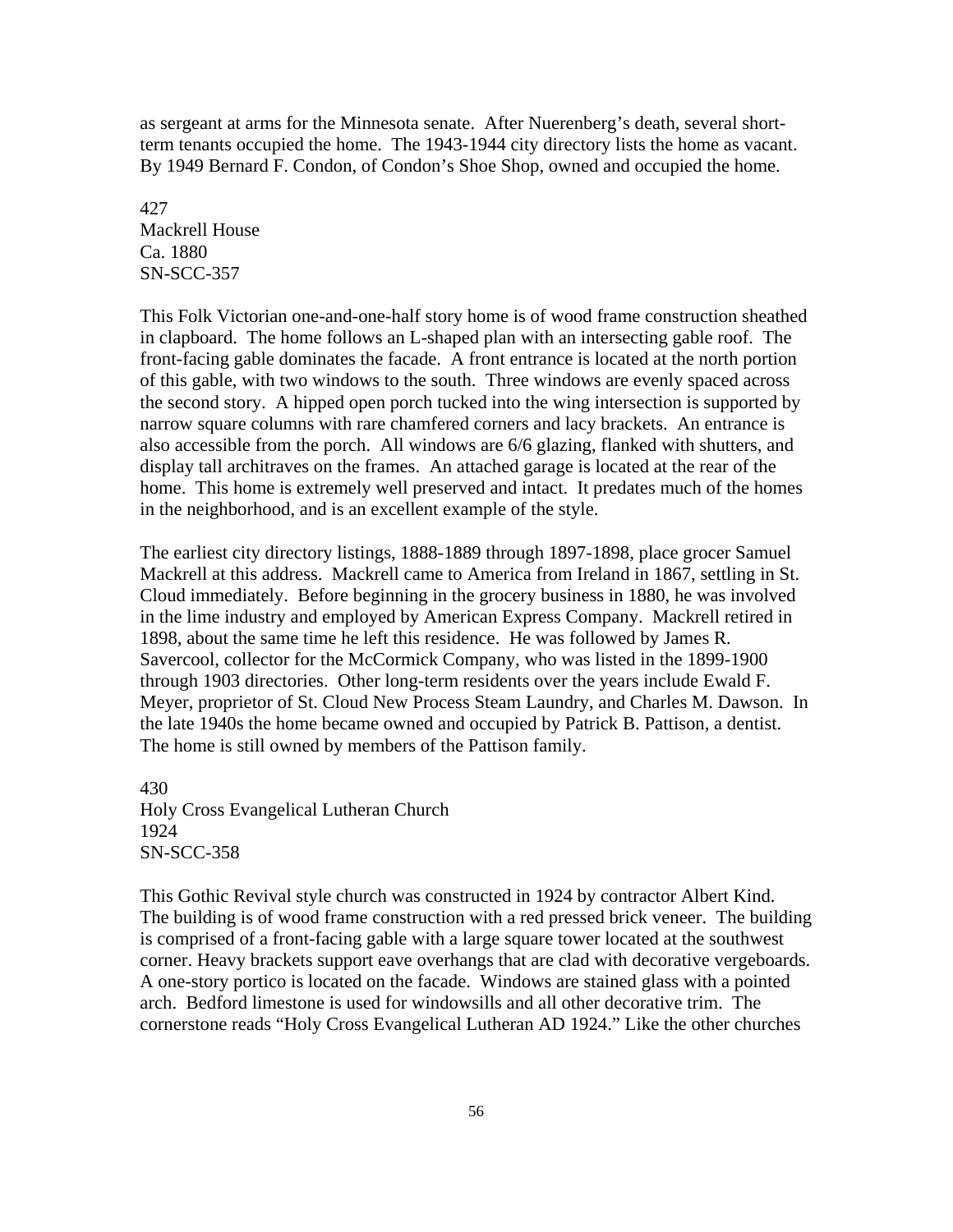as sergeant at arms for the Minnesota senate. After Nuerenberg's death, several short-term tenants occupied the home. The 1943-1944 city directory lists the home as vacant. By 1949 Bernard F. Condon, of Condon's Shoe Shop, owned and occupied the home.

427
Mackrell House
Ca. 1880
SN-SCC-357

This Folk Victorian one-and-one-half story home is of wood frame construction sheathed in clapboard. The home follows an L-shaped plan with an intersecting gable roof. The front-facing gable dominates the facade. A front entrance is located at the north portion of this gable, with two windows to the south. Three windows are evenly spaced across the second story. A hipped open porch tucked into the wing intersection is supported by narrow square columns with rare chamfered corners and lacy brackets. An entrance is also accessible from the porch. All windows are 6/6 glazing, flanked with shutters, and display tall architraves on the frames. An attached garage is located at the rear of the home. This home is extremely well preserved and intact. It predates much of the homes in the neighborhood, and is an excellent example of the style.

The earliest city directory listings, 1888-1889 through 1897-1898, place grocer Samuel Mackrell at this address. Mackrell came to America from Ireland in 1867, settling in St. Cloud immediately. Before beginning in the grocery business in 1880, he was involved in the lime industry and employed by American Express Company. Mackrell retired in 1898, about the same time he left this residence. He was followed by James R. Savercool, collector for the McCormick Company, who was listed in the 1899-1900 through 1903 directories. Other long-term residents over the years include Ewald F. Meyer, proprietor of St. Cloud New Process Steam Laundry, and Charles M. Dawson. In the late 1940s the home became owned and occupied by Patrick B. Pattison, a dentist. The home is still owned by members of the Pattison family.

430
Holy Cross Evangelical Lutheran Church
1924
SN-SCC-358

This Gothic Revival style church was constructed in 1924 by contractor Albert Kind. The building is of wood frame construction with a red pressed brick veneer. The building is comprised of a front-facing gable with a large square tower located at the southwest corner. Heavy brackets support eave overhangs that are clad with decorative vergeboards. A one-story portico is located on the facade. Windows are stained glass with a pointed arch. Bedford limestone is used for windowsills and all other decorative trim. The cornerstone reads "Holy Cross Evangelical Lutheran AD 1924." Like the other churches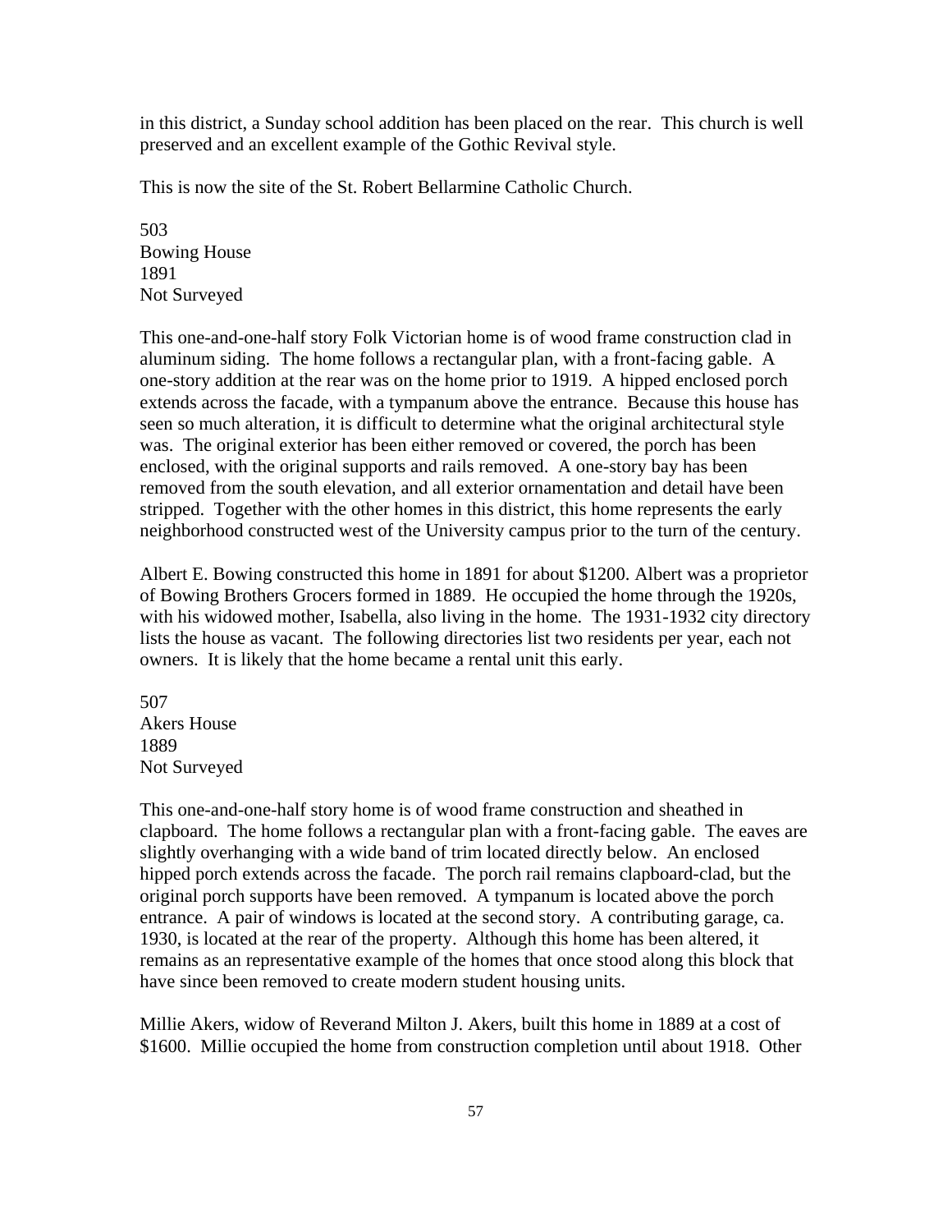in this district, a Sunday school addition has been placed on the rear. This church is well preserved and an excellent example of the Gothic Revival style.

This is now the site of the St. Robert Bellarmine Catholic Church.

503
Bowing House
1891
Not Surveyed

This one-and-one-half story Folk Victorian home is of wood frame construction clad in aluminum siding. The home follows a rectangular plan, with a front-facing gable. A one-story addition at the rear was on the home prior to 1919. A hipped enclosed porch extends across the facade, with a tympanum above the entrance. Because this house has seen so much alteration, it is difficult to determine what the original architectural style was. The original exterior has been either removed or covered, the porch has been enclosed, with the original supports and rails removed. A one-story bay has been removed from the south elevation, and all exterior ornamentation and detail have been stripped. Together with the other homes in this district, this home represents the early neighborhood constructed west of the University campus prior to the turn of the century.

Albert E. Bowing constructed this home in 1891 for about $1200. Albert was a proprietor of Bowing Brothers Grocers formed in 1889. He occupied the home through the 1920s, with his widowed mother, Isabella, also living in the home. The 1931-1932 city directory lists the house as vacant. The following directories list two residents per year, each not owners. It is likely that the home became a rental unit this early.

507
Akers House
1889
Not Surveyed

This one-and-one-half story home is of wood frame construction and sheathed in clapboard. The home follows a rectangular plan with a front-facing gable. The eaves are slightly overhanging with a wide band of trim located directly below. An enclosed hipped porch extends across the facade. The porch rail remains clapboard-clad, but the original porch supports have been removed. A tympanum is located above the porch entrance. A pair of windows is located at the second story. A contributing garage, ca. 1930, is located at the rear of the property. Although this home has been altered, it remains as an representative example of the homes that once stood along this block that have since been removed to create modern student housing units.

Millie Akers, widow of Reverand Milton J. Akers, built this home in 1889 at a cost of $1600. Millie occupied the home from construction completion until about 1918. Other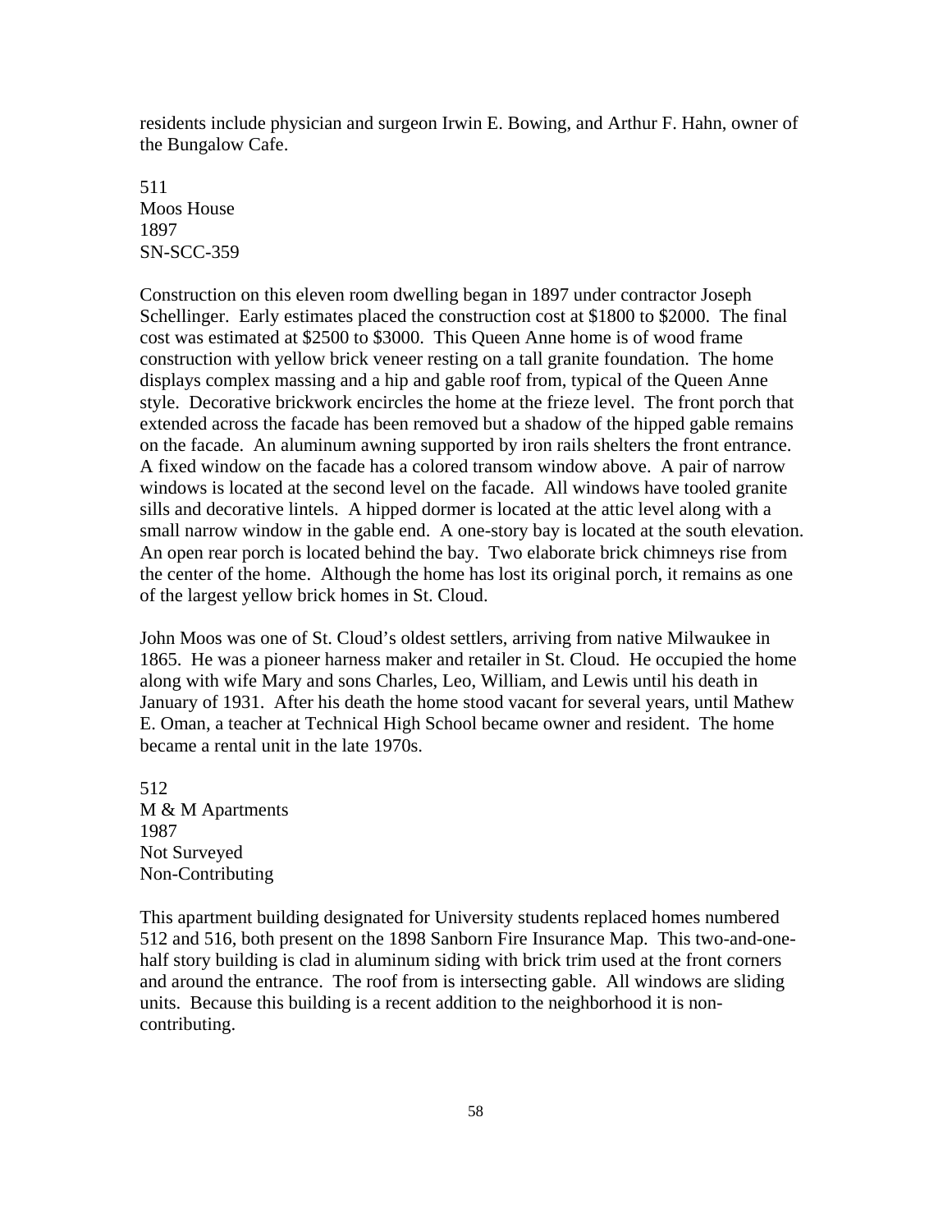residents include physician and surgeon Irwin E. Bowing, and Arthur F. Hahn, owner of the Bungalow Cafe.

511
Moos House
1897
SN-SCC-359

Construction on this eleven room dwelling began in 1897 under contractor Joseph Schellinger. Early estimates placed the construction cost at $1800 to $2000. The final cost was estimated at $2500 to $3000. This Queen Anne home is of wood frame construction with yellow brick veneer resting on a tall granite foundation. The home displays complex massing and a hip and gable roof from, typical of the Queen Anne style. Decorative brickwork encircles the home at the frieze level. The front porch that extended across the facade has been removed but a shadow of the hipped gable remains on the facade. An aluminum awning supported by iron rails shelters the front entrance. A fixed window on the facade has a colored transom window above. A pair of narrow windows is located at the second level on the facade. All windows have tooled granite sills and decorative lintels. A hipped dormer is located at the attic level along with a small narrow window in the gable end. A one-story bay is located at the south elevation. An open rear porch is located behind the bay. Two elaborate brick chimneys rise from the center of the home. Although the home has lost its original porch, it remains as one of the largest yellow brick homes in St. Cloud.

John Moos was one of St. Cloud's oldest settlers, arriving from native Milwaukee in 1865. He was a pioneer harness maker and retailer in St. Cloud. He occupied the home along with wife Mary and sons Charles, Leo, William, and Lewis until his death in January of 1931. After his death the home stood vacant for several years, until Mathew E. Oman, a teacher at Technical High School became owner and resident. The home became a rental unit in the late 1970s.

512
M & M Apartments
1987
Not Surveyed
Non-Contributing

This apartment building designated for University students replaced homes numbered 512 and 516, both present on the 1898 Sanborn Fire Insurance Map. This two-and-one-half story building is clad in aluminum siding with brick trim used at the front corners and around the entrance. The roof from is intersecting gable. All windows are sliding units. Because this building is a recent addition to the neighborhood it is non-contributing.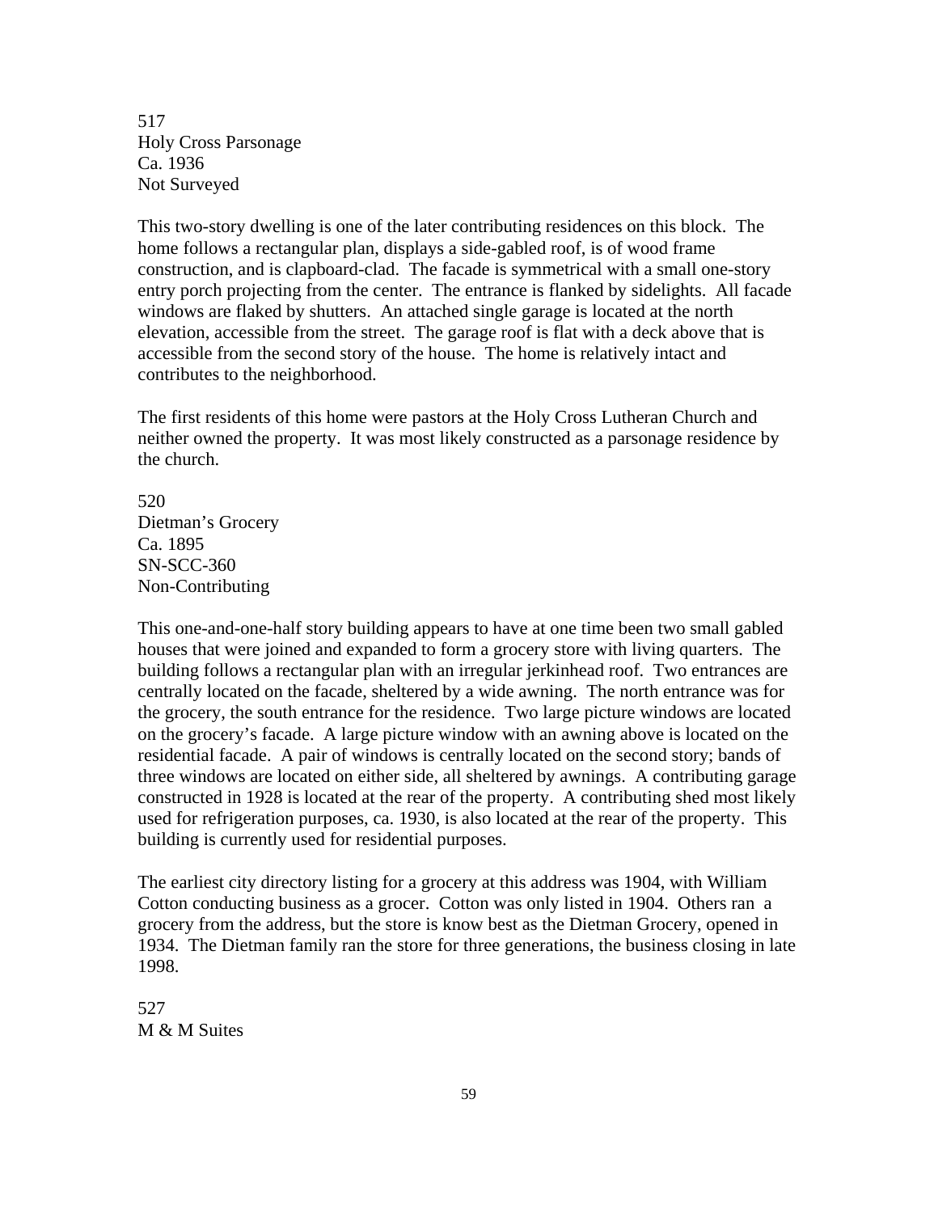517
Holy Cross Parsonage
Ca. 1936
Not Surveyed

This two-story dwelling is one of the later contributing residences on this block. The home follows a rectangular plan, displays a side-gabled roof, is of wood frame construction, and is clapboard-clad. The facade is symmetrical with a small one-story entry porch projecting from the center. The entrance is flanked by sidelights. All facade windows are flaked by shutters. An attached single garage is located at the north elevation, accessible from the street. The garage roof is flat with a deck above that is accessible from the second story of the house. The home is relatively intact and contributes to the neighborhood.

The first residents of this home were pastors at the Holy Cross Lutheran Church and neither owned the property. It was most likely constructed as a parsonage residence by the church.

520
Dietman's Grocery
Ca. 1895
SN-SCC-360
Non-Contributing

This one-and-one-half story building appears to have at one time been two small gabled houses that were joined and expanded to form a grocery store with living quarters. The building follows a rectangular plan with an irregular jerkinhead roof. Two entrances are centrally located on the facade, sheltered by a wide awning. The north entrance was for the grocery, the south entrance for the residence. Two large picture windows are located on the grocery's facade. A large picture window with an awning above is located on the residential facade. A pair of windows is centrally located on the second story; bands of three windows are located on either side, all sheltered by awnings. A contributing garage constructed in 1928 is located at the rear of the property. A contributing shed most likely used for refrigeration purposes, ca. 1930, is also located at the rear of the property. This building is currently used for residential purposes.

The earliest city directory listing for a grocery at this address was 1904, with William Cotton conducting business as a grocer. Cotton was only listed in 1904. Others ran a grocery from the address, but the store is know best as the Dietman Grocery, opened in 1934. The Dietman family ran the store for three generations, the business closing in late 1998.

527
M & M Suites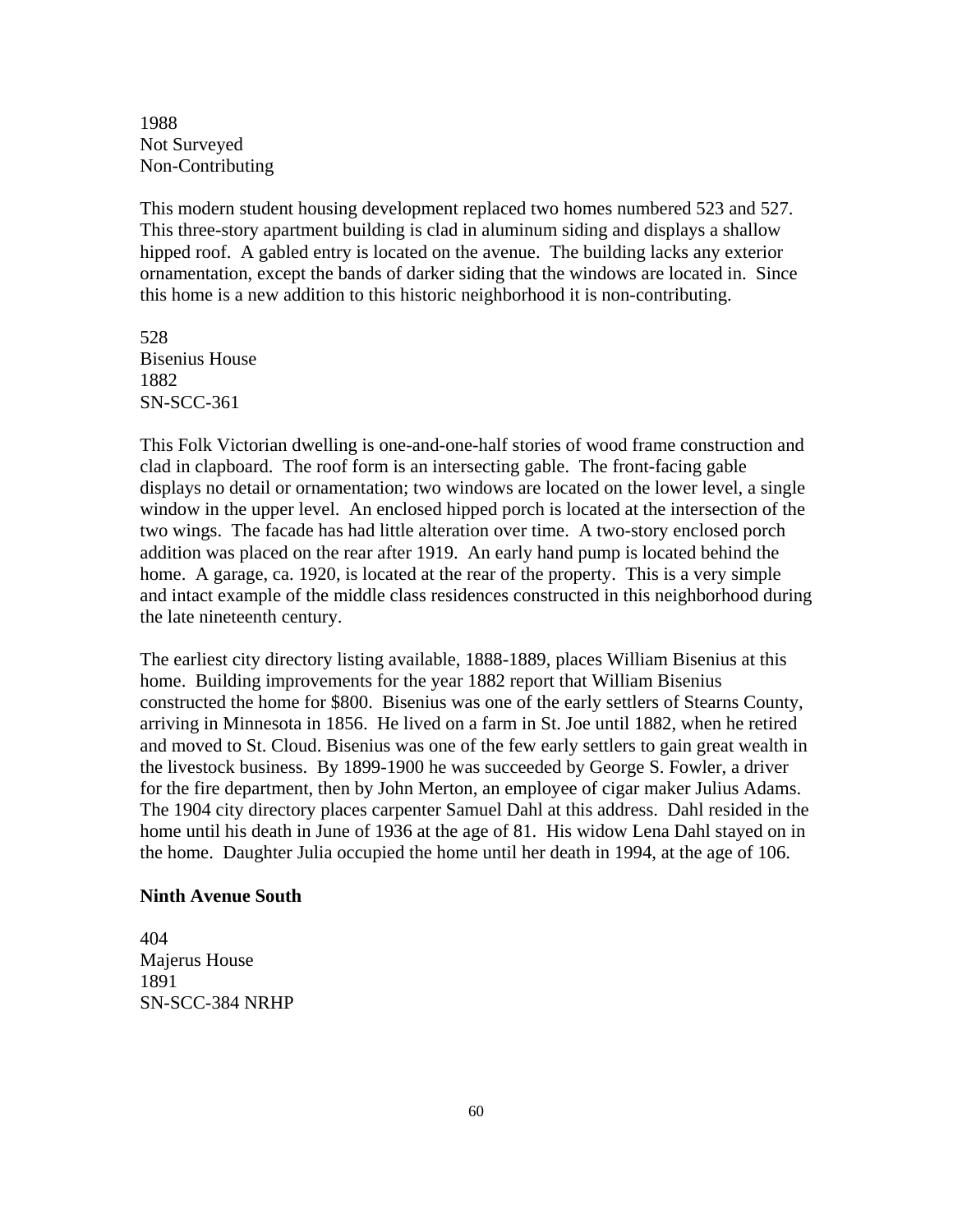1988
Not Surveyed
Non-Contributing

This modern student housing development replaced two homes numbered 523 and 527. This three-story apartment building is clad in aluminum siding and displays a shallow hipped roof. A gabled entry is located on the avenue. The building lacks any exterior ornamentation, except the bands of darker siding that the windows are located in. Since this home is a new addition to this historic neighborhood it is non-contributing.

528
Bisenius House
1882
SN-SCC-361

This Folk Victorian dwelling is one-and-one-half stories of wood frame construction and clad in clapboard. The roof form is an intersecting gable. The front-facing gable displays no detail or ornamentation; two windows are located on the lower level, a single window in the upper level. An enclosed hipped porch is located at the intersection of the two wings. The facade has had little alteration over time. A two-story enclosed porch addition was placed on the rear after 1919. An early hand pump is located behind the home. A garage, ca. 1920, is located at the rear of the property. This is a very simple and intact example of the middle class residences constructed in this neighborhood during the late nineteenth century.

The earliest city directory listing available, 1888-1889, places William Bisenius at this home. Building improvements for the year 1882 report that William Bisenius constructed the home for $800. Bisenius was one of the early settlers of Stearns County, arriving in Minnesota in 1856. He lived on a farm in St. Joe until 1882, when he retired and moved to St. Cloud. Bisenius was one of the few early settlers to gain great wealth in the livestock business. By 1899-1900 he was succeeded by George S. Fowler, a driver for the fire department, then by John Merton, an employee of cigar maker Julius Adams. The 1904 city directory places carpenter Samuel Dahl at this address. Dahl resided in the home until his death in June of 1936 at the age of 81. His widow Lena Dahl stayed on in the home. Daughter Julia occupied the home until her death in 1994, at the age of 106.

**Ninth Avenue South**

404
Majerus House
1891
SN-SCC-384 NRHP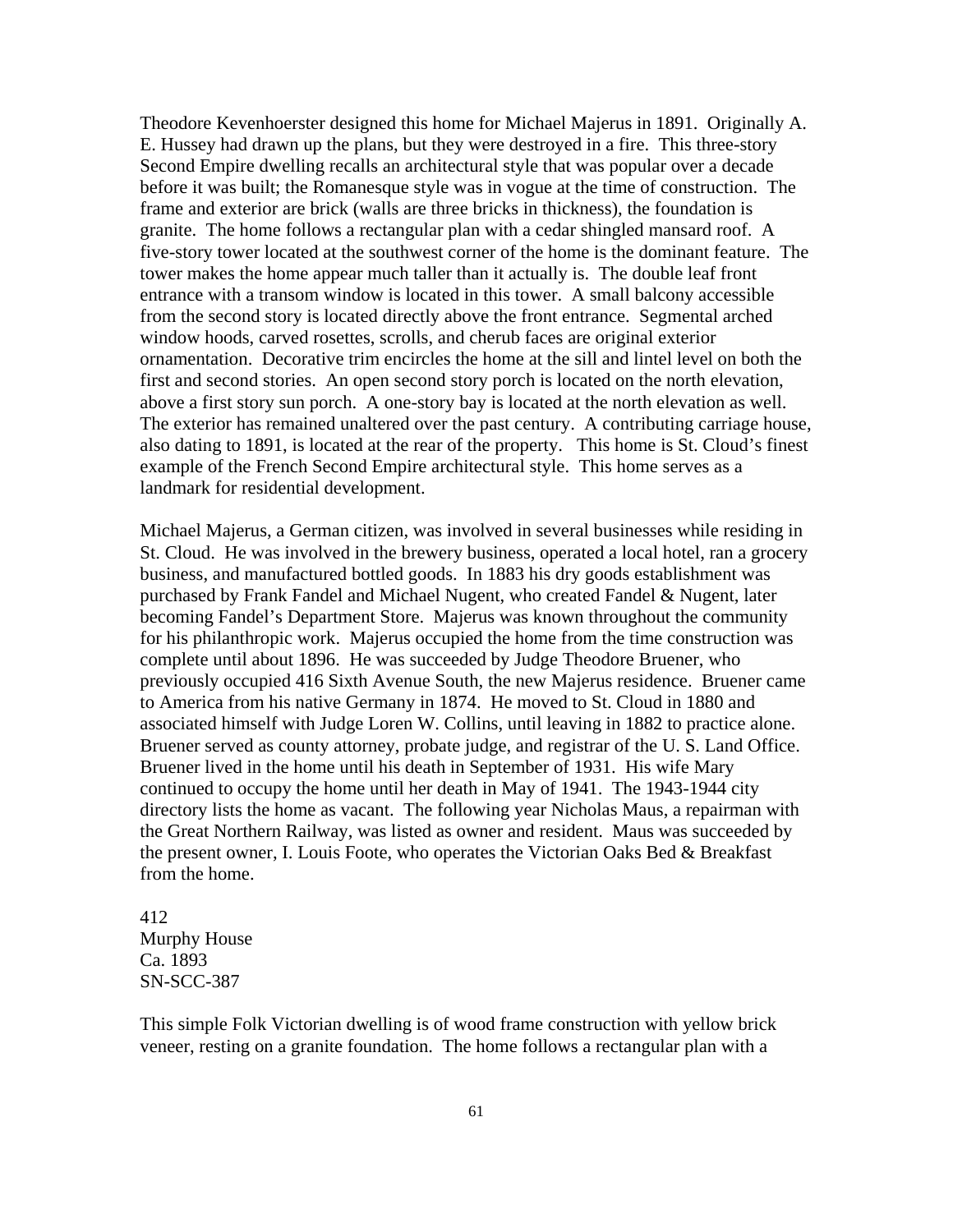Theodore Kevenhoerster designed this home for Michael Majerus in 1891. Originally A. E. Hussey had drawn up the plans, but they were destroyed in a fire. This three-story Second Empire dwelling recalls an architectural style that was popular over a decade before it was built; the Romanesque style was in vogue at the time of construction. The frame and exterior are brick (walls are three bricks in thickness), the foundation is granite. The home follows a rectangular plan with a cedar shingled mansard roof. A five-story tower located at the southwest corner of the home is the dominant feature. The tower makes the home appear much taller than it actually is. The double leaf front entrance with a transom window is located in this tower. A small balcony accessible from the second story is located directly above the front entrance. Segmental arched window hoods, carved rosettes, scrolls, and cherub faces are original exterior ornamentation. Decorative trim encircles the home at the sill and lintel level on both the first and second stories. An open second story porch is located on the north elevation, above a first story sun porch. A one-story bay is located at the north elevation as well. The exterior has remained unaltered over the past century. A contributing carriage house, also dating to 1891, is located at the rear of the property. This home is St. Cloud's finest example of the French Second Empire architectural style. This home serves as a landmark for residential development.

Michael Majerus, a German citizen, was involved in several businesses while residing in St. Cloud. He was involved in the brewery business, operated a local hotel, ran a grocery business, and manufactured bottled goods. In 1883 his dry goods establishment was purchased by Frank Fandel and Michael Nugent, who created Fandel & Nugent, later becoming Fandel's Department Store. Majerus was known throughout the community for his philanthropic work. Majerus occupied the home from the time construction was complete until about 1896. He was succeeded by Judge Theodore Bruener, who previously occupied 416 Sixth Avenue South, the new Majerus residence. Bruener came to America from his native Germany in 1874. He moved to St. Cloud in 1880 and associated himself with Judge Loren W. Collins, until leaving in 1882 to practice alone. Bruener served as county attorney, probate judge, and registrar of the U. S. Land Office. Bruener lived in the home until his death in September of 1931. His wife Mary continued to occupy the home until her death in May of 1941. The 1943-1944 city directory lists the home as vacant. The following year Nicholas Maus, a repairman with the Great Northern Railway, was listed as owner and resident. Maus was succeeded by the present owner, I. Louis Foote, who operates the Victorian Oaks Bed & Breakfast from the home.

412
Murphy House
Ca. 1893
SN-SCC-387

This simple Folk Victorian dwelling is of wood frame construction with yellow brick veneer, resting on a granite foundation. The home follows a rectangular plan with a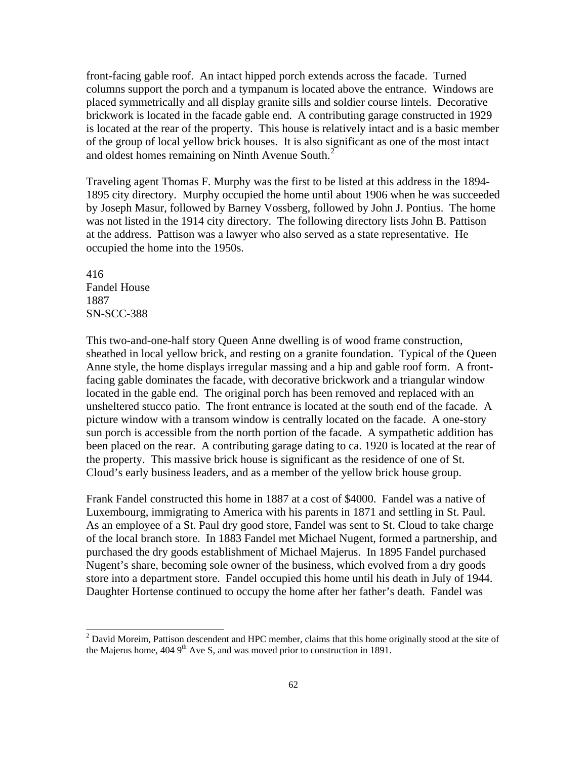front-facing gable roof. An intact hipped porch extends across the facade. Turned columns support the porch and a tympanum is located above the entrance. Windows are placed symmetrically and all display granite sills and soldier course lintels. Decorative brickwork is located in the facade gable end. A contributing garage constructed in 1929 is located at the rear of the property. This house is relatively intact and is a basic member of the group of local yellow brick houses. It is also significant as one of the most intact and oldest homes remaining on Ninth Avenue South.[2]

Traveling agent Thomas F. Murphy was the first to be listed at this address in the 1894-1895 city directory. Murphy occupied the home until about 1906 when he was succeeded by Joseph Masur, followed by Barney Vossberg, followed by John J. Pontius. The home was not listed in the 1914 city directory. The following directory lists John B. Pattison at the address. Pattison was a lawyer who also served as a state representative. He occupied the home into the 1950s.

416
Fandel House
1887
SN-SCC-388

This two-and-one-half story Queen Anne dwelling is of wood frame construction, sheathed in local yellow brick, and resting on a granite foundation. Typical of the Queen Anne style, the home displays irregular massing and a hip and gable roof form. A front-facing gable dominates the facade, with decorative brickwork and a triangular window located in the gable end. The original porch has been removed and replaced with an unsheltered stucco patio. The front entrance is located at the south end of the facade. A picture window with a transom window is centrally located on the facade. A one-story sun porch is accessible from the north portion of the facade. A sympathetic addition has been placed on the rear. A contributing garage dating to ca. 1920 is located at the rear of the property. This massive brick house is significant as the residence of one of St. Cloud's early business leaders, and as a member of the yellow brick house group.

Frank Fandel constructed this home in 1887 at a cost of $4000. Fandel was a native of Luxembourg, immigrating to America with his parents in 1871 and settling in St. Paul. As an employee of a St. Paul dry good store, Fandel was sent to St. Cloud to take charge of the local branch store. In 1883 Fandel met Michael Nugent, formed a partnership, and purchased the dry goods establishment of Michael Majerus. In 1895 Fandel purchased Nugent's share, becoming sole owner of the business, which evolved from a dry goods store into a department store. Fandel occupied this home until his death in July of 1944. Daughter Hortense continued to occupy the home after her father's death. Fandel was

---

[2] David Moreim, Pattison descendent and HPC member, claims that this home originally stood at the site of the Majerus home, 404 9th Ave S, and was moved prior to construction in 1891.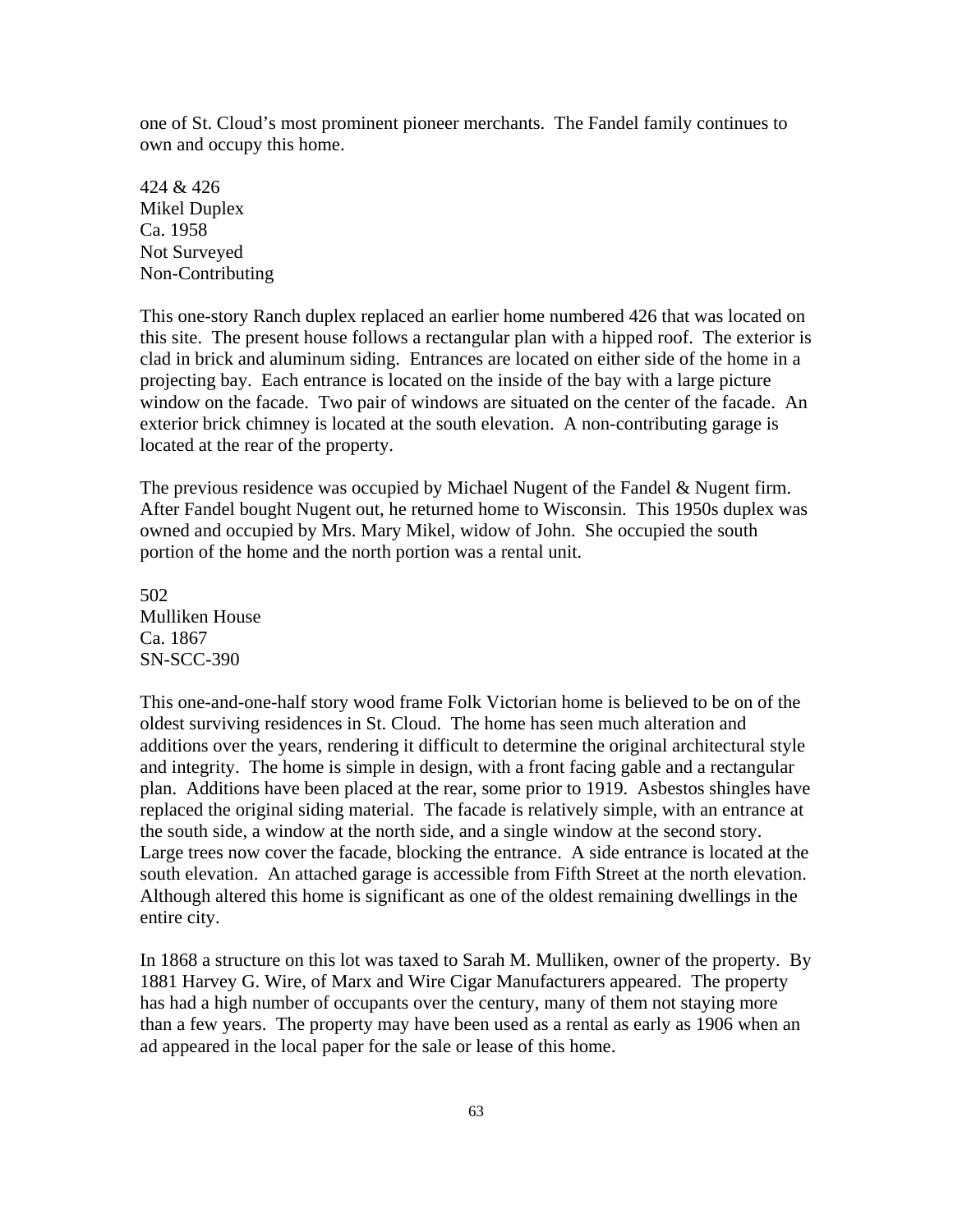one of St. Cloud's most prominent pioneer merchants. The Fandel family continues to own and occupy this home.

424 & 426
Mikel Duplex
Ca. 1958
Not Surveyed
Non-Contributing

This one-story Ranch duplex replaced an earlier home numbered 426 that was located on this site. The present house follows a rectangular plan with a hipped roof. The exterior is clad in brick and aluminum siding. Entrances are located on either side of the home in a projecting bay. Each entrance is located on the inside of the bay with a large picture window on the facade. Two pair of windows are situated on the center of the facade. An exterior brick chimney is located at the south elevation. A non-contributing garage is located at the rear of the property.

The previous residence was occupied by Michael Nugent of the Fandel & Nugent firm. After Fandel bought Nugent out, he returned home to Wisconsin. This 1950s duplex was owned and occupied by Mrs. Mary Mikel, widow of John. She occupied the south portion of the home and the north portion was a rental unit.

502
Mulliken House
Ca. 1867
SN-SCC-390

This one-and-one-half story wood frame Folk Victorian home is believed to be on of the oldest surviving residences in St. Cloud. The home has seen much alteration and additions over the years, rendering it difficult to determine the original architectural style and integrity. The home is simple in design, with a front facing gable and a rectangular plan. Additions have been placed at the rear, some prior to 1919. Asbestos shingles have replaced the original siding material. The facade is relatively simple, with an entrance at the south side, a window at the north side, and a single window at the second story. Large trees now cover the facade, blocking the entrance. A side entrance is located at the south elevation. An attached garage is accessible from Fifth Street at the north elevation. Although altered this home is significant as one of the oldest remaining dwellings in the entire city.

In 1868 a structure on this lot was taxed to Sarah M. Mulliken, owner of the property. By 1881 Harvey G. Wire, of Marx and Wire Cigar Manufacturers appeared. The property has had a high number of occupants over the century, many of them not staying more than a few years. The property may have been used as a rental as early as 1906 when an ad appeared in the local paper for the sale or lease of this home.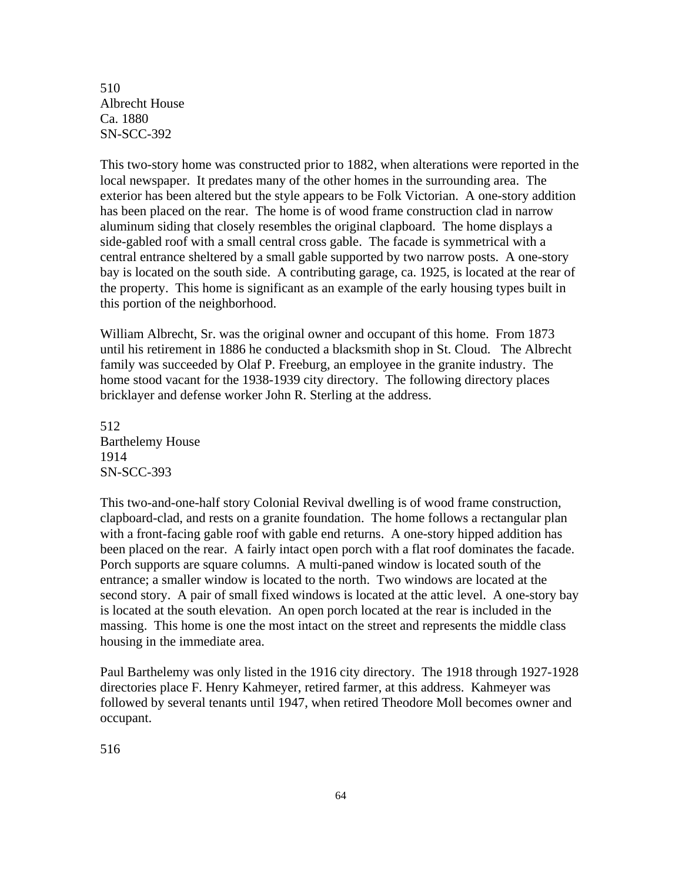510
Albrecht House
Ca. 1880
SN-SCC-392

This two-story home was constructed prior to 1882, when alterations were reported in the local newspaper. It predates many of the other homes in the surrounding area. The exterior has been altered but the style appears to be Folk Victorian. A one-story addition has been placed on the rear. The home is of wood frame construction clad in narrow aluminum siding that closely resembles the original clapboard. The home displays a side-gabled roof with a small central cross gable. The facade is symmetrical with a central entrance sheltered by a small gable supported by two narrow posts. A one-story bay is located on the south side. A contributing garage, ca. 1925, is located at the rear of the property. This home is significant as an example of the early housing types built in this portion of the neighborhood.

William Albrecht, Sr. was the original owner and occupant of this home. From 1873 until his retirement in 1886 he conducted a blacksmith shop in St. Cloud. The Albrecht family was succeeded by Olaf P. Freeburg, an employee in the granite industry. The home stood vacant for the 1938-1939 city directory. The following directory places bricklayer and defense worker John R. Sterling at the address.

512
Barthelemy House
1914
SN-SCC-393

This two-and-one-half story Colonial Revival dwelling is of wood frame construction, clapboard-clad, and rests on a granite foundation. The home follows a rectangular plan with a front-facing gable roof with gable end returns. A one-story hipped addition has been placed on the rear. A fairly intact open porch with a flat roof dominates the facade. Porch supports are square columns. A multi-paned window is located south of the entrance; a smaller window is located to the north. Two windows are located at the second story. A pair of small fixed windows is located at the attic level. A one-story bay is located at the south elevation. An open porch located at the rear is included in the massing. This home is one the most intact on the street and represents the middle class housing in the immediate area.

Paul Barthelemy was only listed in the 1916 city directory. The 1918 through 1927-1928 directories place F. Henry Kahmeyer, retired farmer, at this address. Kahmeyer was followed by several tenants until 1947, when retired Theodore Moll becomes owner and occupant.

516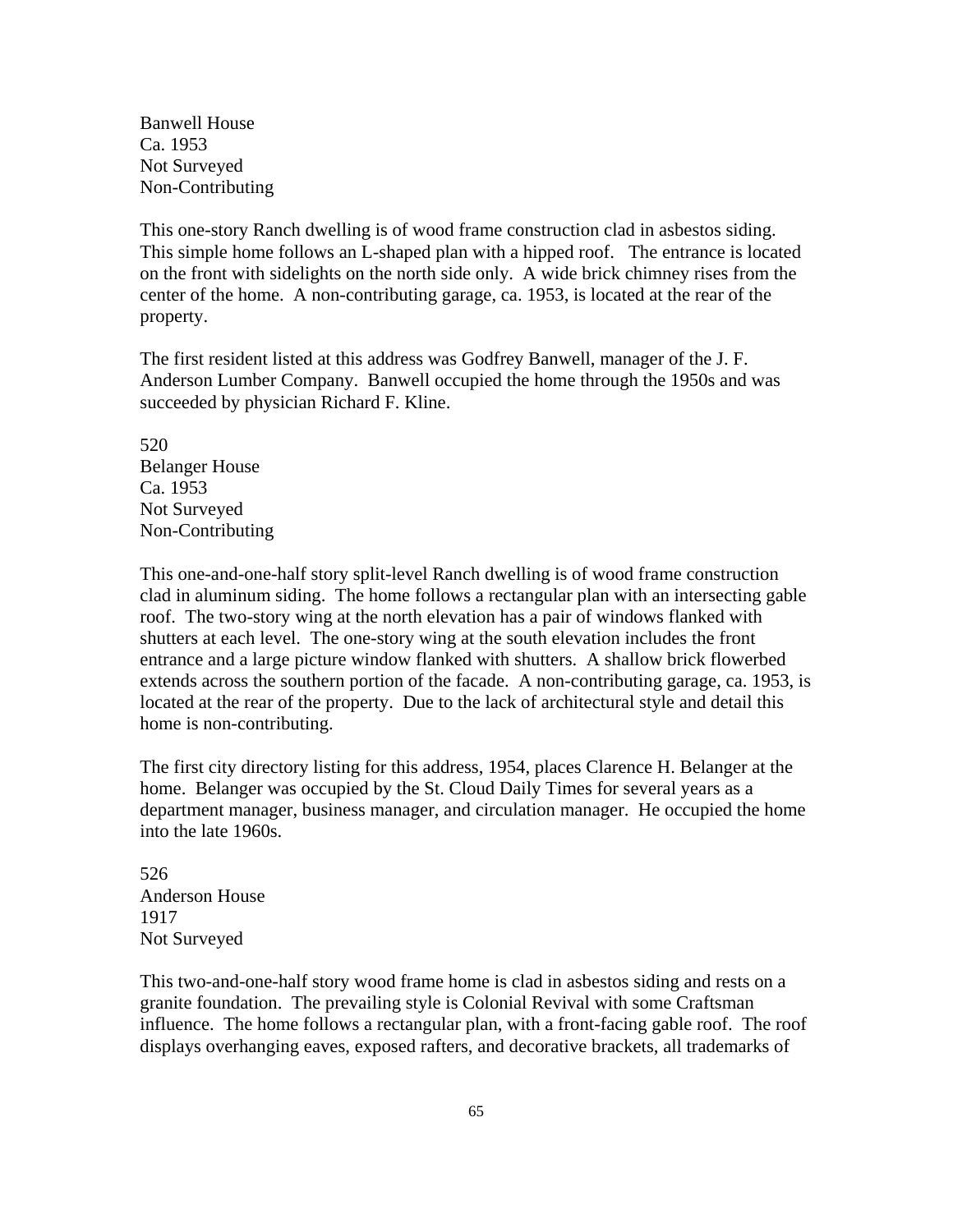Banwell House
Ca. 1953
Not Surveyed
Non-Contributing

This one-story Ranch dwelling is of wood frame construction clad in asbestos siding. This simple home follows an L-shaped plan with a hipped roof. The entrance is located on the front with sidelights on the north side only. A wide brick chimney rises from the center of the home. A non-contributing garage, ca. 1953, is located at the rear of the property.

The first resident listed at this address was Godfrey Banwell, manager of the J. F. Anderson Lumber Company. Banwell occupied the home through the 1950s and was succeeded by physician Richard F. Kline.

520
Belanger House
Ca. 1953
Not Surveyed
Non-Contributing

This one-and-one-half story split-level Ranch dwelling is of wood frame construction clad in aluminum siding. The home follows a rectangular plan with an intersecting gable roof. The two-story wing at the north elevation has a pair of windows flanked with shutters at each level. The one-story wing at the south elevation includes the front entrance and a large picture window flanked with shutters. A shallow brick flowerbed extends across the southern portion of the facade. A non-contributing garage, ca. 1953, is located at the rear of the property. Due to the lack of architectural style and detail this home is non-contributing.

The first city directory listing for this address, 1954, places Clarence H. Belanger at the home. Belanger was occupied by the St. Cloud Daily Times for several years as a department manager, business manager, and circulation manager. He occupied the home into the late 1960s.

526
Anderson House
1917
Not Surveyed

This two-and-one-half story wood frame home is clad in asbestos siding and rests on a granite foundation. The prevailing style is Colonial Revival with some Craftsman influence. The home follows a rectangular plan, with a front-facing gable roof. The roof displays overhanging eaves, exposed rafters, and decorative brackets, all trademarks of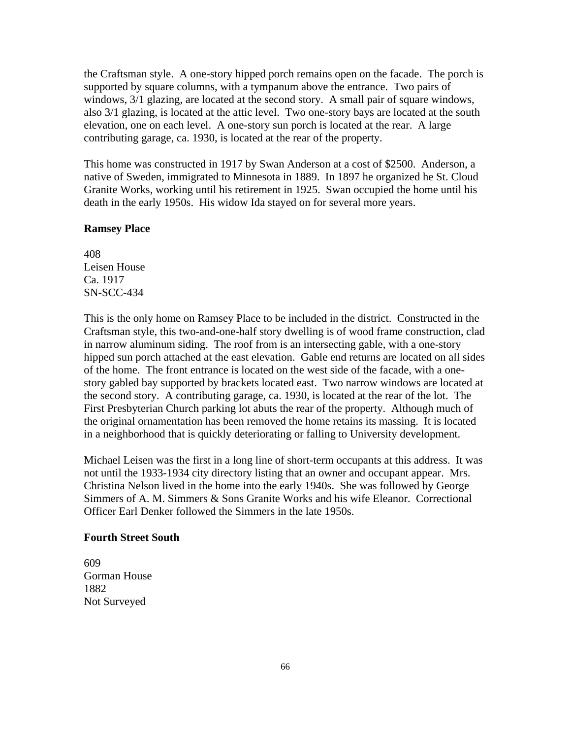the Craftsman style. A one-story hipped porch remains open on the facade. The porch is supported by square columns, with a tympanum above the entrance. Two pairs of windows, 3/1 glazing, are located at the second story. A small pair of square windows, also 3/1 glazing, is located at the attic level. Two one-story bays are located at the south elevation, one on each level. A one-story sun porch is located at the rear. A large contributing garage, ca. 1930, is located at the rear of the property.

This home was constructed in 1917 by Swan Anderson at a cost of $2500. Anderson, a native of Sweden, immigrated to Minnesota in 1889. In 1897 he organized he St. Cloud Granite Works, working until his retirement in 1925. Swan occupied the home until his death in the early 1950s. His widow Ida stayed on for several more years.

**Ramsey Place**

408
Leisen House
Ca. 1917
SN-SCC-434

This is the only home on Ramsey Place to be included in the district. Constructed in the Craftsman style, this two-and-one-half story dwelling is of wood frame construction, clad in narrow aluminum siding. The roof from is an intersecting gable, with a one-story hipped sun porch attached at the east elevation. Gable end returns are located on all sides of the home. The front entrance is located on the west side of the facade, with a one-story gabled bay supported by brackets located east. Two narrow windows are located at the second story. A contributing garage, ca. 1930, is located at the rear of the lot. The First Presbyterian Church parking lot abuts the rear of the property. Although much of the original ornamentation has been removed the home retains its massing. It is located in a neighborhood that is quickly deteriorating or falling to University development.

Michael Leisen was the first in a long line of short-term occupants at this address. It was not until the 1933-1934 city directory listing that an owner and occupant appear. Mrs. Christina Nelson lived in the home into the early 1940s. She was followed by George Simmers of A. M. Simmers & Sons Granite Works and his wife Eleanor. Correctional Officer Earl Denker followed the Simmers in the late 1950s.

**Fourth Street South**

609
Gorman House
1882
Not Surveyed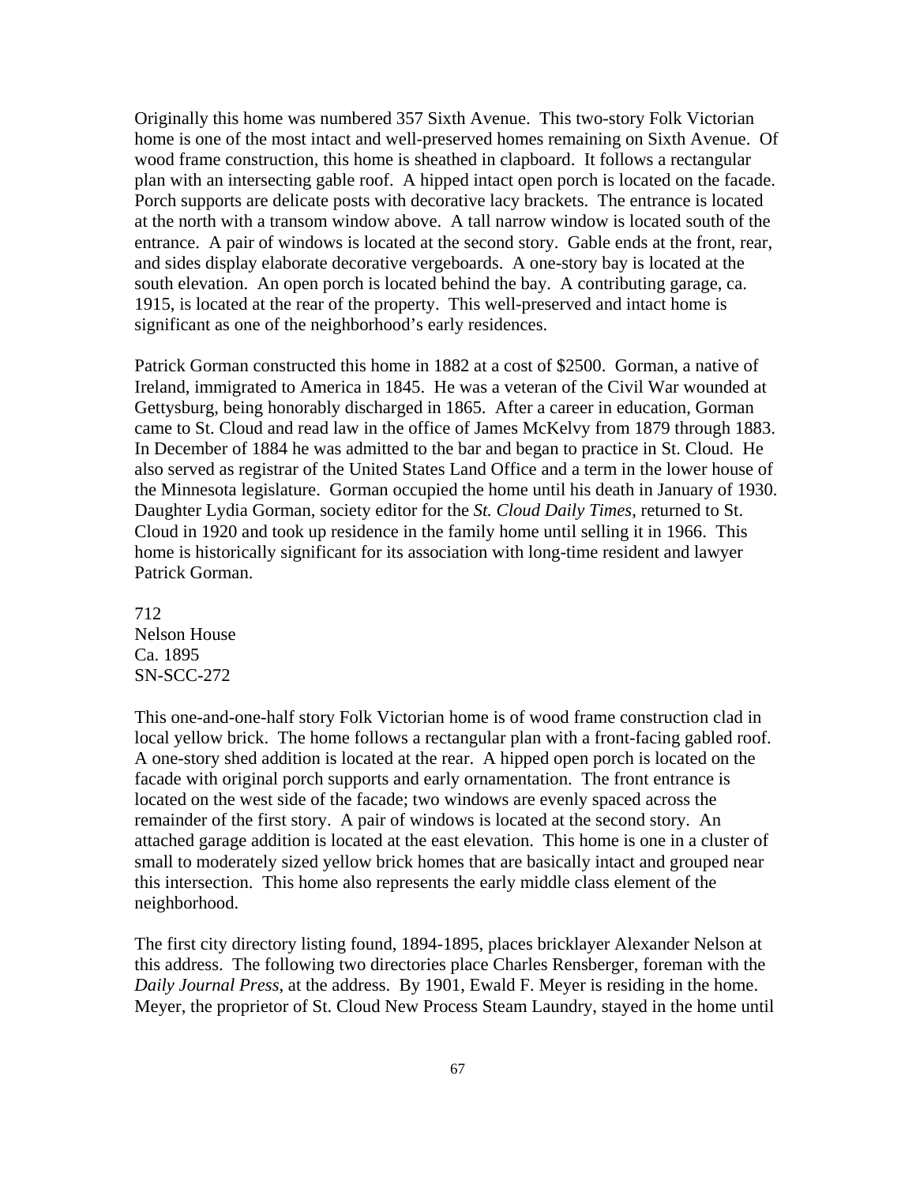Originally this home was numbered 357 Sixth Avenue. This two-story Folk Victorian home is one of the most intact and well-preserved homes remaining on Sixth Avenue. Of wood frame construction, this home is sheathed in clapboard. It follows a rectangular plan with an intersecting gable roof. A hipped intact open porch is located on the facade. Porch supports are delicate posts with decorative lacy brackets. The entrance is located at the north with a transom window above. A tall narrow window is located south of the entrance. A pair of windows is located at the second story. Gable ends at the front, rear, and sides display elaborate decorative vergeboards. A one-story bay is located at the south elevation. An open porch is located behind the bay. A contributing garage, ca. 1915, is located at the rear of the property. This well-preserved and intact home is significant as one of the neighborhood's early residences.

Patrick Gorman constructed this home in 1882 at a cost of $2500. Gorman, a native of Ireland, immigrated to America in 1845. He was a veteran of the Civil War wounded at Gettysburg, being honorably discharged in 1865. After a career in education, Gorman came to St. Cloud and read law in the office of James McKelvy from 1879 through 1883. In December of 1884 he was admitted to the bar and began to practice in St. Cloud. He also served as registrar of the United States Land Office and a term in the lower house of the Minnesota legislature. Gorman occupied the home until his death in January of 1930. Daughter Lydia Gorman, society editor for the *St. Cloud Daily Times*, returned to St. Cloud in 1920 and took up residence in the family home until selling it in 1966. This home is historically significant for its association with long-time resident and lawyer Patrick Gorman.

712
Nelson House
Ca. 1895
SN-SCC-272

This one-and-one-half story Folk Victorian home is of wood frame construction clad in local yellow brick. The home follows a rectangular plan with a front-facing gabled roof. A one-story shed addition is located at the rear. A hipped open porch is located on the facade with original porch supports and early ornamentation. The front entrance is located on the west side of the facade; two windows are evenly spaced across the remainder of the first story. A pair of windows is located at the second story. An attached garage addition is located at the east elevation. This home is one in a cluster of small to moderately sized yellow brick homes that are basically intact and grouped near this intersection. This home also represents the early middle class element of the neighborhood.

The first city directory listing found, 1894-1895, places bricklayer Alexander Nelson at this address. The following two directories place Charles Rensberger, foreman with the *Daily Journal Press*, at the address. By 1901, Ewald F. Meyer is residing in the home. Meyer, the proprietor of St. Cloud New Process Steam Laundry, stayed in the home until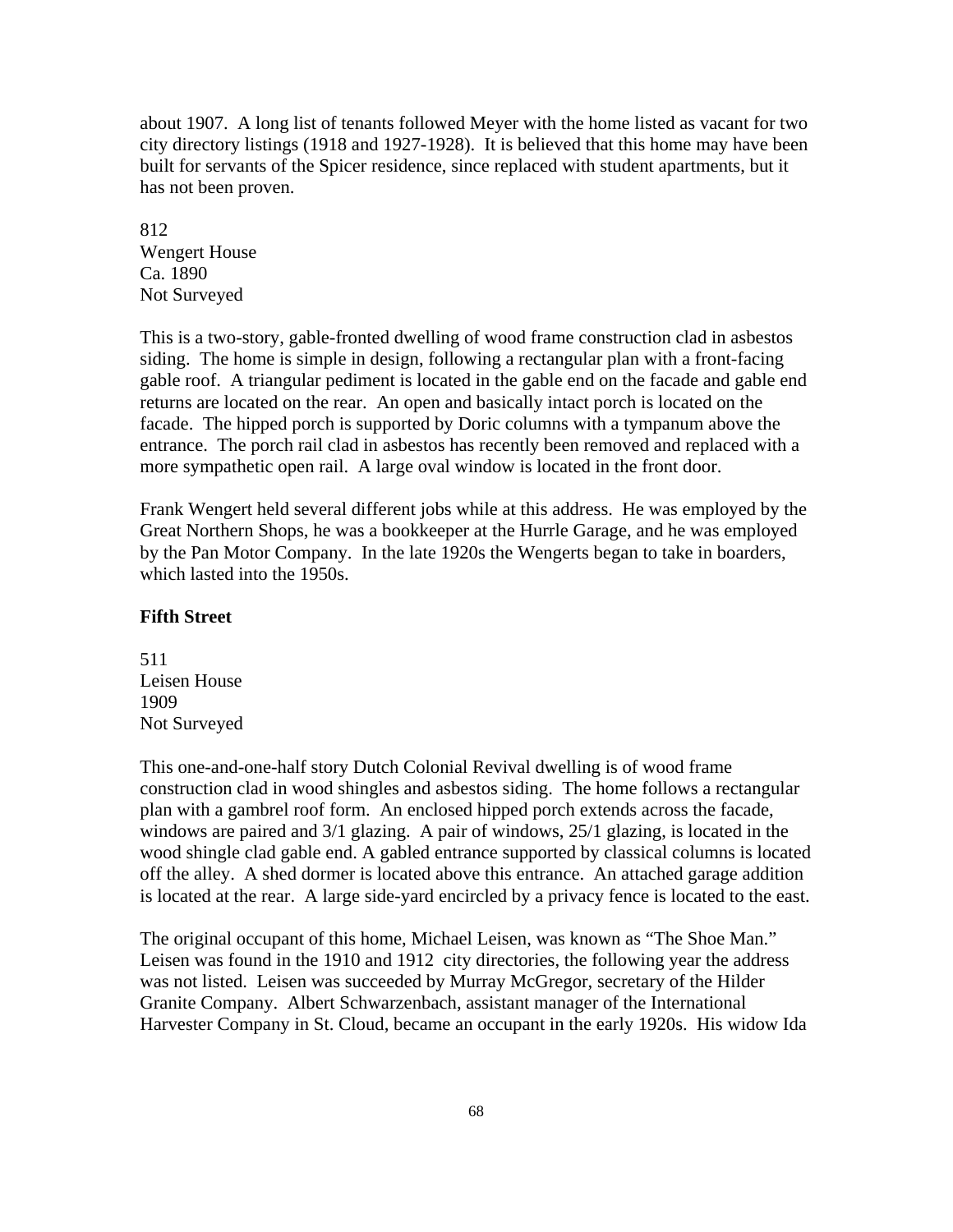about 1907. A long list of tenants followed Meyer with the home listed as vacant for two city directory listings (1918 and 1927-1928). It is believed that this home may have been built for servants of the Spicer residence, since replaced with student apartments, but it has not been proven.

812
Wengert House
Ca. 1890
Not Surveyed

This is a two-story, gable-fronted dwelling of wood frame construction clad in asbestos siding. The home is simple in design, following a rectangular plan with a front-facing gable roof. A triangular pediment is located in the gable end on the facade and gable end returns are located on the rear. An open and basically intact porch is located on the facade. The hipped porch is supported by Doric columns with a tympanum above the entrance. The porch rail clad in asbestos has recently been removed and replaced with a more sympathetic open rail. A large oval window is located in the front door.

Frank Wengert held several different jobs while at this address. He was employed by the Great Northern Shops, he was a bookkeeper at the Hurrle Garage, and he was employed by the Pan Motor Company. In the late 1920s the Wengerts began to take in boarders, which lasted into the 1950s.

**Fifth Street**

511
Leisen House
1909
Not Surveyed

This one-and-one-half story Dutch Colonial Revival dwelling is of wood frame construction clad in wood shingles and asbestos siding. The home follows a rectangular plan with a gambrel roof form. An enclosed hipped porch extends across the facade, windows are paired and 3/1 glazing. A pair of windows, 25/1 glazing, is located in the wood shingle clad gable end. A gabled entrance supported by classical columns is located off the alley. A shed dormer is located above this entrance. An attached garage addition is located at the rear. A large side-yard encircled by a privacy fence is located to the east.

The original occupant of this home, Michael Leisen, was known as "The Shoe Man." Leisen was found in the 1910 and 1912 city directories, the following year the address was not listed. Leisen was succeeded by Murray McGregor, secretary of the Hilder Granite Company. Albert Schwarzenbach, assistant manager of the International Harvester Company in St. Cloud, became an occupant in the early 1920s. His widow Ida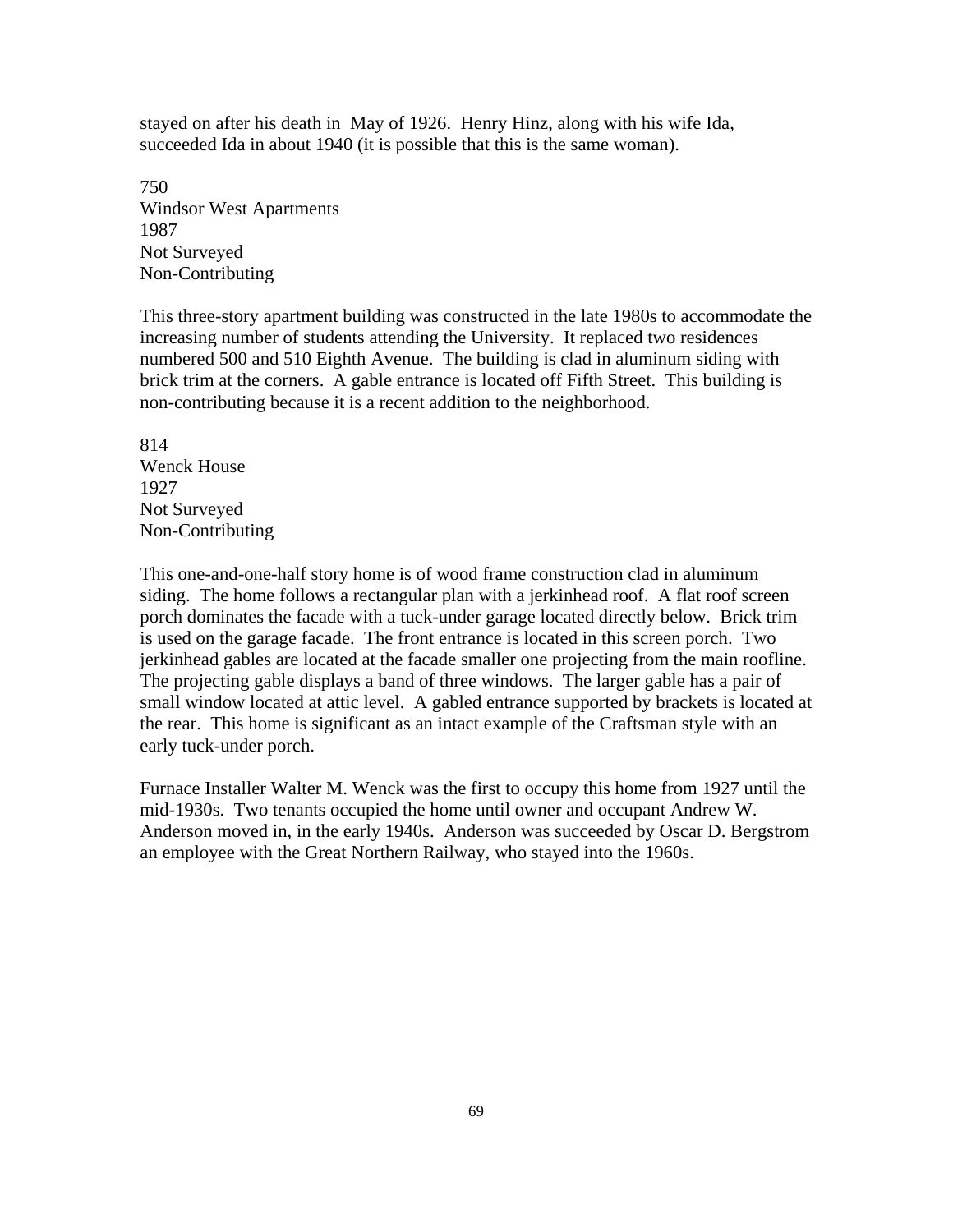stayed on after his death in May of 1926. Henry Hinz, along with his wife Ida, succeeded Ida in about 1940 (it is possible that this is the same woman).

750
Windsor West Apartments
1987
Not Surveyed
Non-Contributing

This three-story apartment building was constructed in the late 1980s to accommodate the increasing number of students attending the University. It replaced two residences numbered 500 and 510 Eighth Avenue. The building is clad in aluminum siding with brick trim at the corners. A gable entrance is located off Fifth Street. This building is non-contributing because it is a recent addition to the neighborhood.

814
Wenck House
1927
Not Surveyed
Non-Contributing

This one-and-one-half story home is of wood frame construction clad in aluminum siding. The home follows a rectangular plan with a jerkinhead roof. A flat roof screen porch dominates the facade with a tuck-under garage located directly below. Brick trim is used on the garage facade. The front entrance is located in this screen porch. Two jerkinhead gables are located at the facade smaller one projecting from the main roofline. The projecting gable displays a band of three windows. The larger gable has a pair of small window located at attic level. A gabled entrance supported by brackets is located at the rear. This home is significant as an intact example of the Craftsman style with an early tuck-under porch.

Furnace Installer Walter M. Wenck was the first to occupy this home from 1927 until the mid-1930s. Two tenants occupied the home until owner and occupant Andrew W. Anderson moved in, in the early 1940s. Anderson was succeeded by Oscar D. Bergstrom an employee with the Great Northern Railway, who stayed into the 1960s.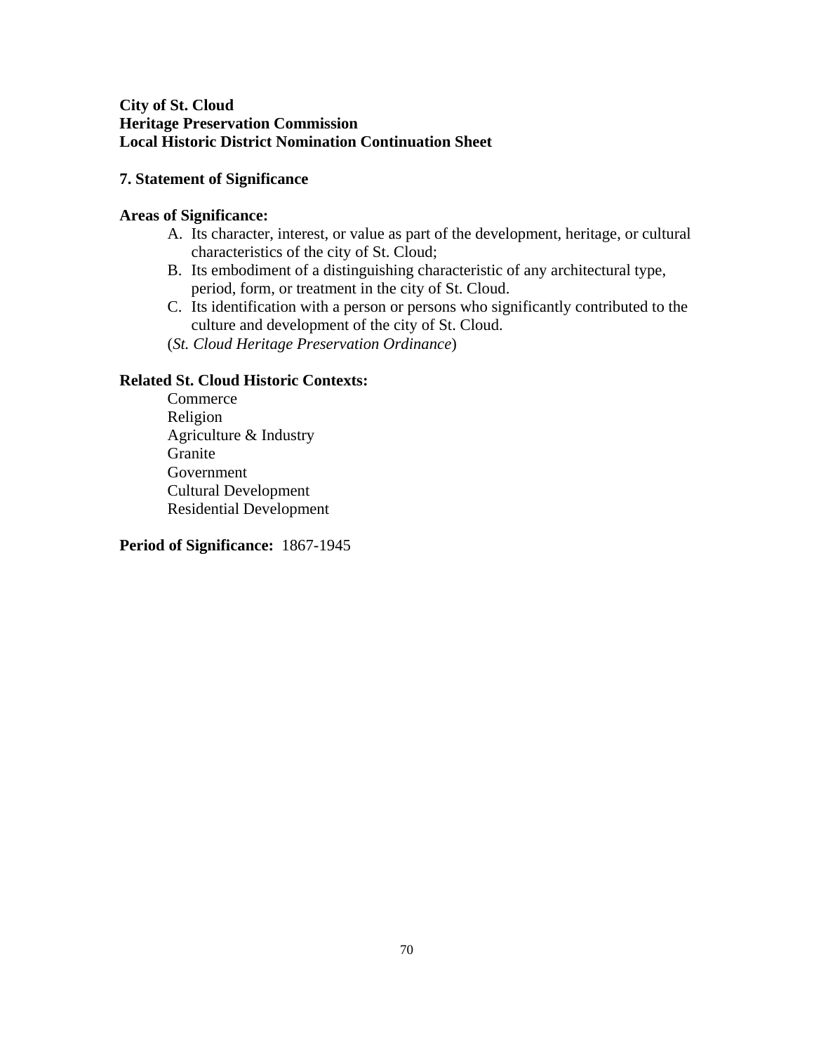**City of St. Cloud**
**Heritage Preservation Commission**
**Local Historic District Nomination Continuation Sheet**

## 7. Statement of Significance

**Areas of Significance:**

A. Its character, interest, or value as part of the development, heritage, or cultural characteristics of the city of St. Cloud;
B. Its embodiment of a distinguishing characteristic of any architectural type, period, form, or treatment in the city of St. Cloud.
C. Its identification with a person or persons who significantly contributed to the culture and development of the city of St. Cloud.

(*St. Cloud Heritage Preservation Ordinance*)

**Related St. Cloud Historic Contexts:**

Commerce
Religion
Agriculture & Industry
Granite
Government
Cultural Development
Residential Development

**Period of Significance:** 1867-1945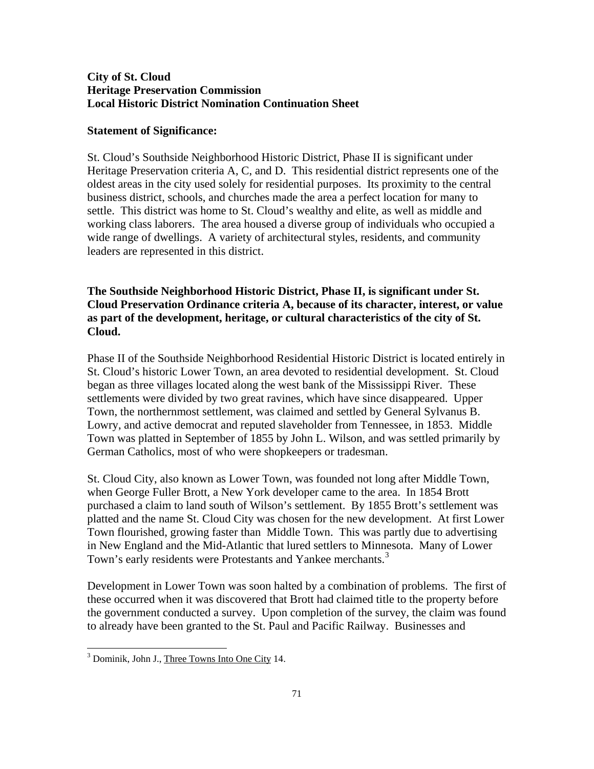**City of St. Cloud**
**Heritage Preservation Commission**
**Local Historic District Nomination Continuation Sheet**

**Statement of Significance:**

St. Cloud's Southside Neighborhood Historic District, Phase II is significant under Heritage Preservation criteria A, C, and D. This residential district represents one of the oldest areas in the city used solely for residential purposes. Its proximity to the central business district, schools, and churches made the area a perfect location for many to settle. This district was home to St. Cloud's wealthy and elite, as well as middle and working class laborers. The area housed a diverse group of individuals who occupied a wide range of dwellings. A variety of architectural styles, residents, and community leaders are represented in this district.

**The Southside Neighborhood Historic District, Phase II, is significant under St. Cloud Preservation Ordinance criteria A, because of its character, interest, or value as part of the development, heritage, or cultural characteristics of the city of St. Cloud.**

Phase II of the Southside Neighborhood Residential Historic District is located entirely in St. Cloud's historic Lower Town, an area devoted to residential development. St. Cloud began as three villages located along the west bank of the Mississippi River. These settlements were divided by two great ravines, which have since disappeared. Upper Town, the northernmost settlement, was claimed and settled by General Sylvanus B. Lowry, and active democrat and reputed slaveholder from Tennessee, in 1853. Middle Town was platted in September of 1855 by John L. Wilson, and was settled primarily by German Catholics, most of who were shopkeepers or tradesman.

St. Cloud City, also known as Lower Town, was founded not long after Middle Town, when George Fuller Brott, a New York developer came to the area. In 1854 Brott purchased a claim to land south of Wilson's settlement. By 1855 Brott's settlement was platted and the name St. Cloud City was chosen for the new development. At first Lower Town flourished, growing faster than Middle Town. This was partly due to advertising in New England and the Mid-Atlantic that lured settlers to Minnesota. Many of Lower Town's early residents were Protestants and Yankee merchants.[3]

Development in Lower Town was soon halted by a combination of problems. The first of these occurred when it was discovered that Brott had claimed title to the property before the government conducted a survey. Upon completion of the survey, the claim was found to already have been granted to the St. Paul and Pacific Railway. Businesses and

[3] Dominik, John J., Three Towns Into One City 14.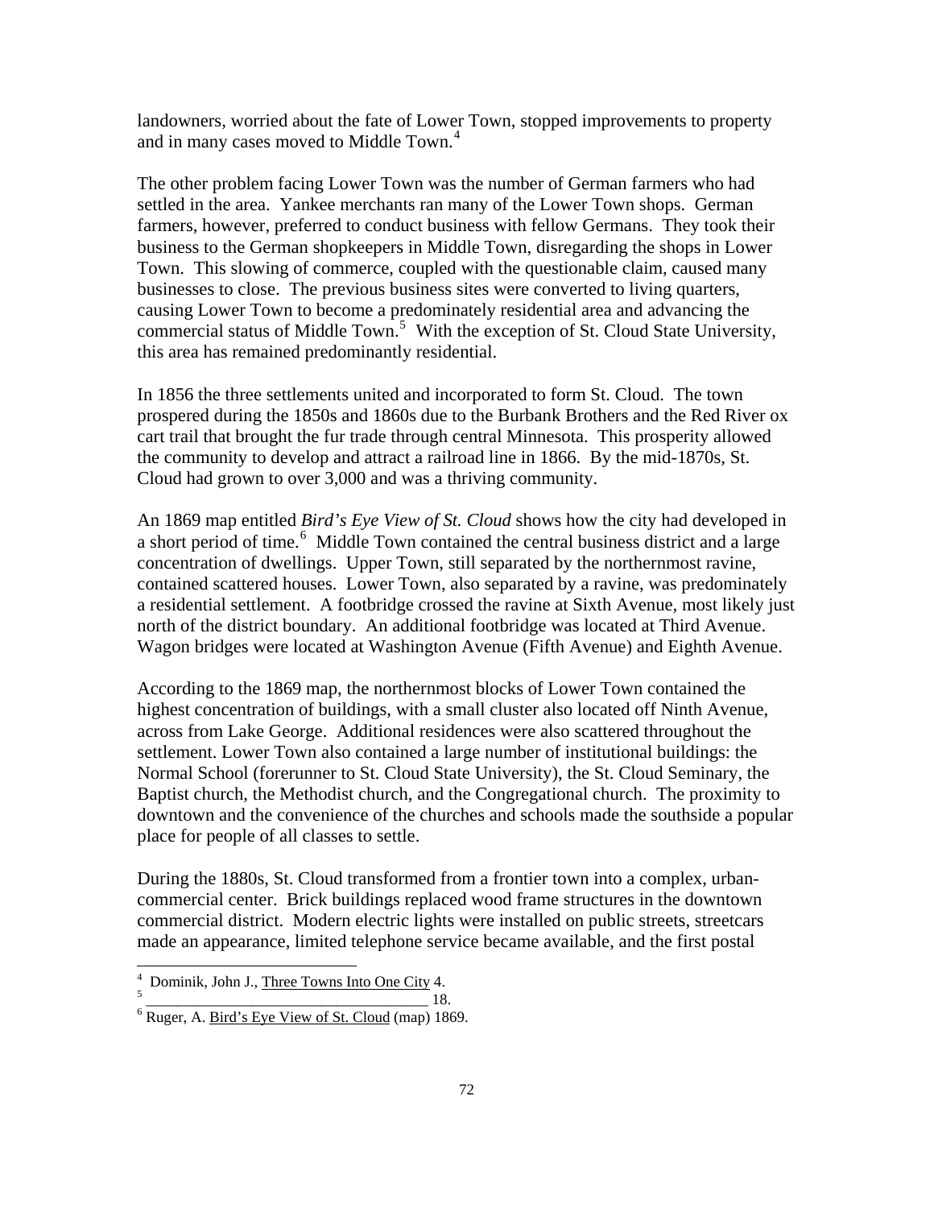landowners, worried about the fate of Lower Town, stopped improvements to property and in many cases moved to Middle Town.[4]

The other problem facing Lower Town was the number of German farmers who had settled in the area. Yankee merchants ran many of the Lower Town shops. German farmers, however, preferred to conduct business with fellow Germans. They took their business to the German shopkeepers in Middle Town, disregarding the shops in Lower Town. This slowing of commerce, coupled with the questionable claim, caused many businesses to close. The previous business sites were converted to living quarters, causing Lower Town to become a predominately residential area and advancing the commercial status of Middle Town.[5] With the exception of St. Cloud State University, this area has remained predominantly residential.

In 1856 the three settlements united and incorporated to form St. Cloud. The town prospered during the 1850s and 1860s due to the Burbank Brothers and the Red River ox cart trail that brought the fur trade through central Minnesota. This prosperity allowed the community to develop and attract a railroad line in 1866. By the mid-1870s, St. Cloud had grown to over 3,000 and was a thriving community.

An 1869 map entitled *Bird's Eye View of St. Cloud* shows how the city had developed in a short period of time.[6] Middle Town contained the central business district and a large concentration of dwellings. Upper Town, still separated by the northernmost ravine, contained scattered houses. Lower Town, also separated by a ravine, was predominately a residential settlement. A footbridge crossed the ravine at Sixth Avenue, most likely just north of the district boundary. An additional footbridge was located at Third Avenue. Wagon bridges were located at Washington Avenue (Fifth Avenue) and Eighth Avenue.

According to the 1869 map, the northernmost blocks of Lower Town contained the highest concentration of buildings, with a small cluster also located off Ninth Avenue, across from Lake George. Additional residences were also scattered throughout the settlement. Lower Town also contained a large number of institutional buildings: the Normal School (forerunner to St. Cloud State University), the St. Cloud Seminary, the Baptist church, the Methodist church, and the Congregational church. The proximity to downtown and the convenience of the churches and schools made the southside a popular place for people of all classes to settle.

During the 1880s, St. Cloud transformed from a frontier town into a complex, urban-commercial center. Brick buildings replaced wood frame structures in the downtown commercial district. Modern electric lights were installed on public streets, streetcars made an appearance, limited telephone service became available, and the first postal

---

[4] Dominik, John J., Three Towns Into One City 4.

[5] ______________________________ 18.

[6] Ruger, A. Bird's Eye View of St. Cloud (map) 1869.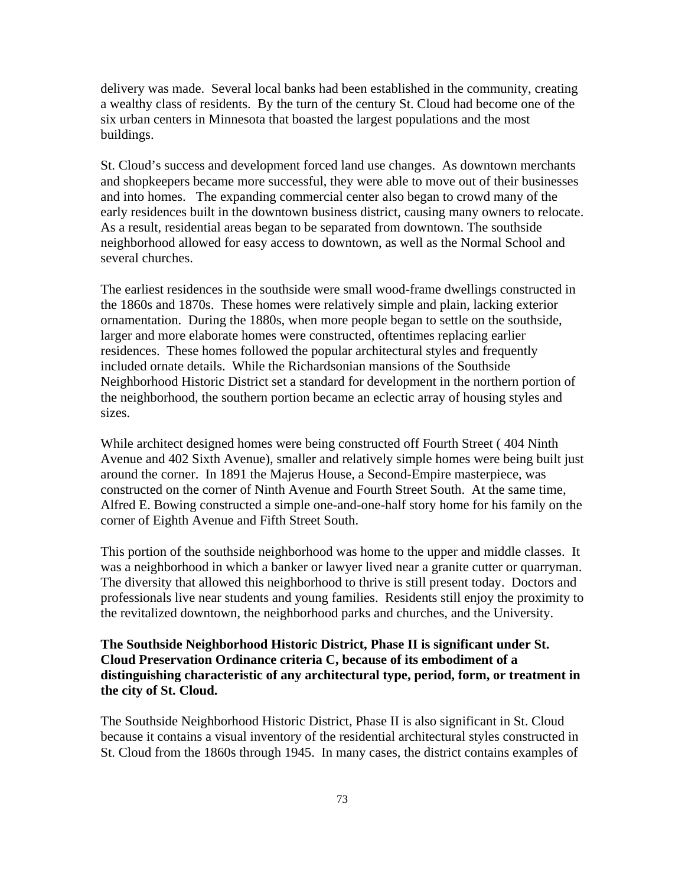delivery was made. Several local banks had been established in the community, creating a wealthy class of residents. By the turn of the century St. Cloud had become one of the six urban centers in Minnesota that boasted the largest populations and the most buildings.

St. Cloud's success and development forced land use changes. As downtown merchants and shopkeepers became more successful, they were able to move out of their businesses and into homes. The expanding commercial center also began to crowd many of the early residences built in the downtown business district, causing many owners to relocate. As a result, residential areas began to be separated from downtown. The southside neighborhood allowed for easy access to downtown, as well as the Normal School and several churches.

The earliest residences in the southside were small wood-frame dwellings constructed in the 1860s and 1870s. These homes were relatively simple and plain, lacking exterior ornamentation. During the 1880s, when more people began to settle on the southside, larger and more elaborate homes were constructed, oftentimes replacing earlier residences. These homes followed the popular architectural styles and frequently included ornate details. While the Richardsonian mansions of the Southside Neighborhood Historic District set a standard for development in the northern portion of the neighborhood, the southern portion became an eclectic array of housing styles and sizes.

While architect designed homes were being constructed off Fourth Street ( 404 Ninth Avenue and 402 Sixth Avenue), smaller and relatively simple homes were being built just around the corner. In 1891 the Majerus House, a Second-Empire masterpiece, was constructed on the corner of Ninth Avenue and Fourth Street South. At the same time, Alfred E. Bowing constructed a simple one-and-one-half story home for his family on the corner of Eighth Avenue and Fifth Street South.

This portion of the southside neighborhood was home to the upper and middle classes. It was a neighborhood in which a banker or lawyer lived near a granite cutter or quarryman. The diversity that allowed this neighborhood to thrive is still present today. Doctors and professionals live near students and young families. Residents still enjoy the proximity to the revitalized downtown, the neighborhood parks and churches, and the University.

**The Southside Neighborhood Historic District, Phase II is significant under St. Cloud Preservation Ordinance criteria C, because of its embodiment of a distinguishing characteristic of any architectural type, period, form, or treatment in the city of St. Cloud.**

The Southside Neighborhood Historic District, Phase II is also significant in St. Cloud because it contains a visual inventory of the residential architectural styles constructed in St. Cloud from the 1860s through 1945. In many cases, the district contains examples of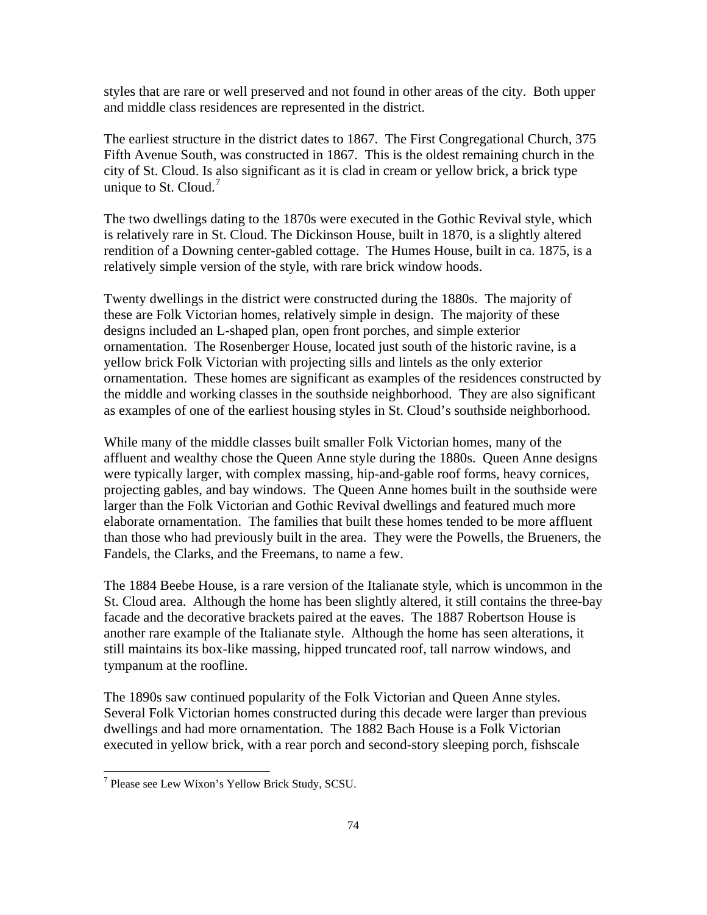styles that are rare or well preserved and not found in other areas of the city. Both upper and middle class residences are represented in the district.

The earliest structure in the district dates to 1867. The First Congregational Church, 375 Fifth Avenue South, was constructed in 1867. This is the oldest remaining church in the city of St. Cloud. Is also significant as it is clad in cream or yellow brick, a brick type unique to St. Cloud.[7]

The two dwellings dating to the 1870s were executed in the Gothic Revival style, which is relatively rare in St. Cloud. The Dickinson House, built in 1870, is a slightly altered rendition of a Downing center-gabled cottage. The Humes House, built in ca. 1875, is a relatively simple version of the style, with rare brick window hoods.

Twenty dwellings in the district were constructed during the 1880s. The majority of these are Folk Victorian homes, relatively simple in design. The majority of these designs included an L-shaped plan, open front porches, and simple exterior ornamentation. The Rosenberger House, located just south of the historic ravine, is a yellow brick Folk Victorian with projecting sills and lintels as the only exterior ornamentation. These homes are significant as examples of the residences constructed by the middle and working classes in the southside neighborhood. They are also significant as examples of one of the earliest housing styles in St. Cloud's southside neighborhood.

While many of the middle classes built smaller Folk Victorian homes, many of the affluent and wealthy chose the Queen Anne style during the 1880s. Queen Anne designs were typically larger, with complex massing, hip-and-gable roof forms, heavy cornices, projecting gables, and bay windows. The Queen Anne homes built in the southside were larger than the Folk Victorian and Gothic Revival dwellings and featured much more elaborate ornamentation. The families that built these homes tended to be more affluent than those who had previously built in the area. They were the Powells, the Brueners, the Fandels, the Clarks, and the Freemans, to name a few.

The 1884 Beebe House, is a rare version of the Italianate style, which is uncommon in the St. Cloud area. Although the home has been slightly altered, it still contains the three-bay facade and the decorative brackets paired at the eaves. The 1887 Robertson House is another rare example of the Italianate style. Although the home has seen alterations, it still maintains its box-like massing, hipped truncated roof, tall narrow windows, and tympanum at the roofline.

The 1890s saw continued popularity of the Folk Victorian and Queen Anne styles. Several Folk Victorian homes constructed during this decade were larger than previous dwellings and had more ornamentation. The 1882 Bach House is a Folk Victorian executed in yellow brick, with a rear porch and second-story sleeping porch, fishscale

[7] Please see Lew Wixon's Yellow Brick Study, SCSU.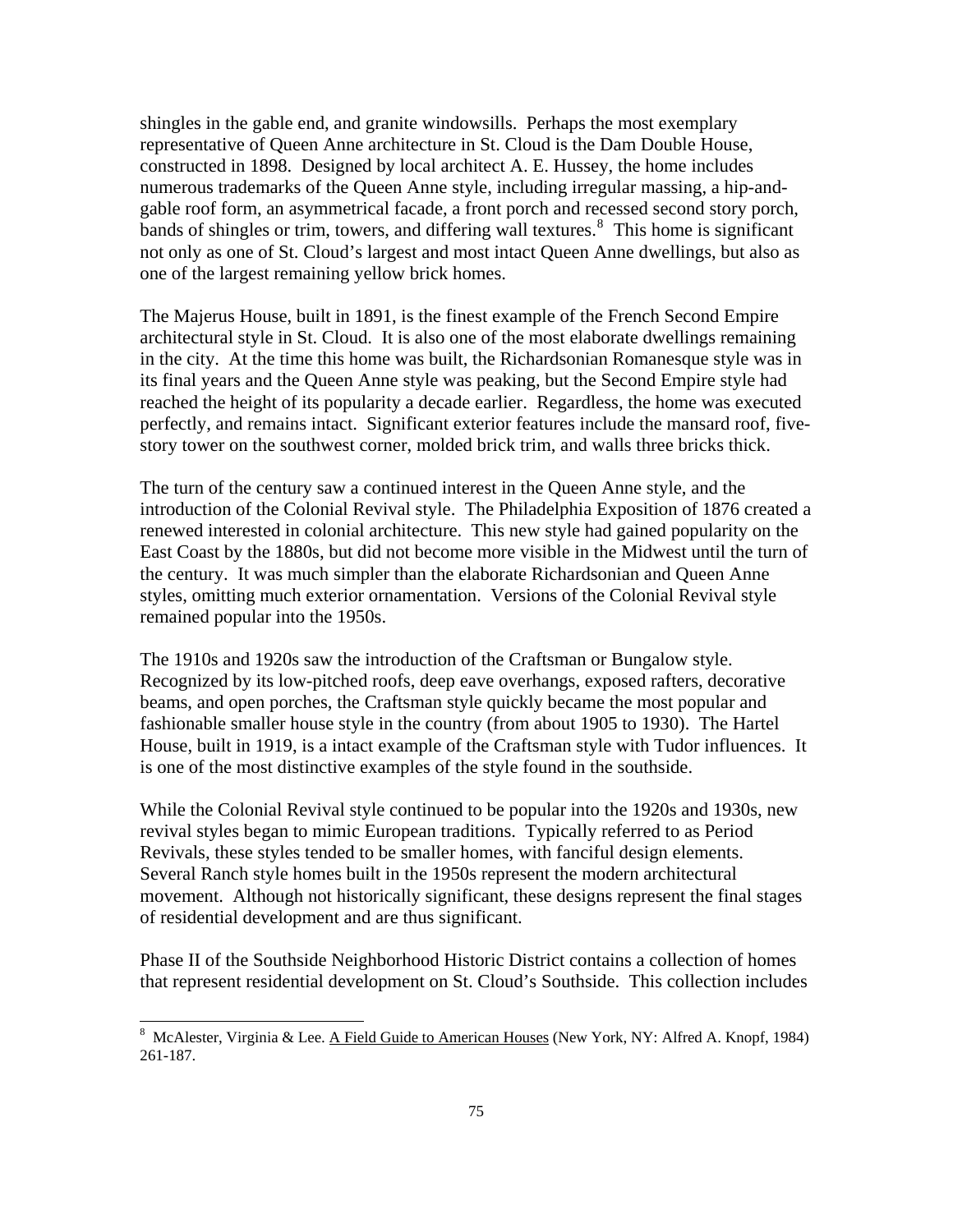shingles in the gable end, and granite windowsills. Perhaps the most exemplary representative of Queen Anne architecture in St. Cloud is the Dam Double House, constructed in 1898. Designed by local architect A. E. Hussey, the home includes numerous trademarks of the Queen Anne style, including irregular massing, a hip-and-gable roof form, an asymmetrical facade, a front porch and recessed second story porch, bands of shingles or trim, towers, and differing wall textures.[8] This home is significant not only as one of St. Cloud's largest and most intact Queen Anne dwellings, but also as one of the largest remaining yellow brick homes.

The Majerus House, built in 1891, is the finest example of the French Second Empire architectural style in St. Cloud. It is also one of the most elaborate dwellings remaining in the city. At the time this home was built, the Richardsonian Romanesque style was in its final years and the Queen Anne style was peaking, but the Second Empire style had reached the height of its popularity a decade earlier. Regardless, the home was executed perfectly, and remains intact. Significant exterior features include the mansard roof, five-story tower on the southwest corner, molded brick trim, and walls three bricks thick.

The turn of the century saw a continued interest in the Queen Anne style, and the introduction of the Colonial Revival style. The Philadelphia Exposition of 1876 created a renewed interested in colonial architecture. This new style had gained popularity on the East Coast by the 1880s, but did not become more visible in the Midwest until the turn of the century. It was much simpler than the elaborate Richardsonian and Queen Anne styles, omitting much exterior ornamentation. Versions of the Colonial Revival style remained popular into the 1950s.

The 1910s and 1920s saw the introduction of the Craftsman or Bungalow style. Recognized by its low-pitched roofs, deep eave overhangs, exposed rafters, decorative beams, and open porches, the Craftsman style quickly became the most popular and fashionable smaller house style in the country (from about 1905 to 1930). The Hartel House, built in 1919, is a intact example of the Craftsman style with Tudor influences. It is one of the most distinctive examples of the style found in the southside.

While the Colonial Revival style continued to be popular into the 1920s and 1930s, new revival styles began to mimic European traditions. Typically referred to as Period Revivals, these styles tended to be smaller homes, with fanciful design elements. Several Ranch style homes built in the 1950s represent the modern architectural movement. Although not historically significant, these designs represent the final stages of residential development and are thus significant.

Phase II of the Southside Neighborhood Historic District contains a collection of homes that represent residential development on St. Cloud's Southside. This collection includes

---

[8] McAlester, Virginia & Lee. A Field Guide to American Houses (New York, NY: Alfred A. Knopf, 1984) 261-187.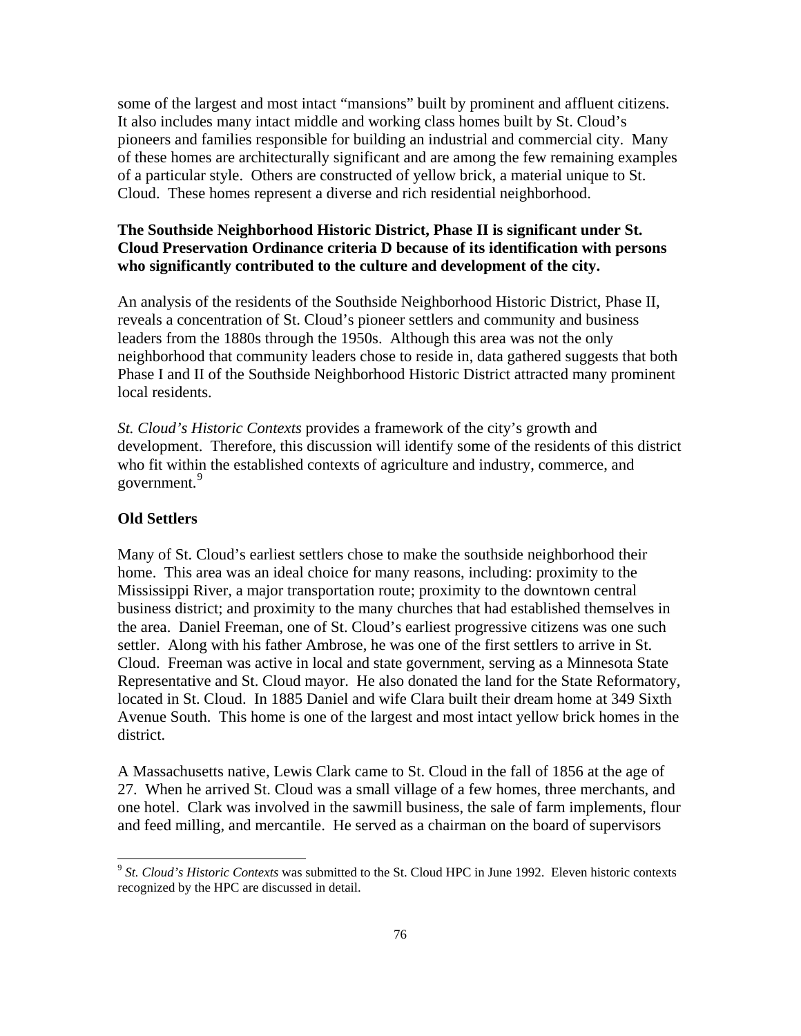some of the largest and most intact "mansions" built by prominent and affluent citizens. It also includes many intact middle and working class homes built by St. Cloud's pioneers and families responsible for building an industrial and commercial city. Many of these homes are architecturally significant and are among the few remaining examples of a particular style. Others are constructed of yellow brick, a material unique to St. Cloud. These homes represent a diverse and rich residential neighborhood.

**The Southside Neighborhood Historic District, Phase II is significant under St. Cloud Preservation Ordinance criteria D because of its identification with persons who significantly contributed to the culture and development of the city.**

An analysis of the residents of the Southside Neighborhood Historic District, Phase II, reveals a concentration of St. Cloud's pioneer settlers and community and business leaders from the 1880s through the 1950s. Although this area was not the only neighborhood that community leaders chose to reside in, data gathered suggests that both Phase I and II of the Southside Neighborhood Historic District attracted many prominent local residents.

*St. Cloud's Historic Contexts* provides a framework of the city's growth and development. Therefore, this discussion will identify some of the residents of this district who fit within the established contexts of agriculture and industry, commerce, and government.[9]

**Old Settlers**

Many of St. Cloud's earliest settlers chose to make the southside neighborhood their home. This area was an ideal choice for many reasons, including: proximity to the Mississippi River, a major transportation route; proximity to the downtown central business district; and proximity to the many churches that had established themselves in the area. Daniel Freeman, one of St. Cloud's earliest progressive citizens was one such settler. Along with his father Ambrose, he was one of the first settlers to arrive in St. Cloud. Freeman was active in local and state government, serving as a Minnesota State Representative and St. Cloud mayor. He also donated the land for the State Reformatory, located in St. Cloud. In 1885 Daniel and wife Clara built their dream home at 349 Sixth Avenue South. This home is one of the largest and most intact yellow brick homes in the district.

A Massachusetts native, Lewis Clark came to St. Cloud in the fall of 1856 at the age of 27. When he arrived St. Cloud was a small village of a few homes, three merchants, and one hotel. Clark was involved in the sawmill business, the sale of farm implements, flour and feed milling, and mercantile. He served as a chairman on the board of supervisors

---

[9] *St. Cloud's Historic Contexts* was submitted to the St. Cloud HPC in June 1992. Eleven historic contexts recognized by the HPC are discussed in detail.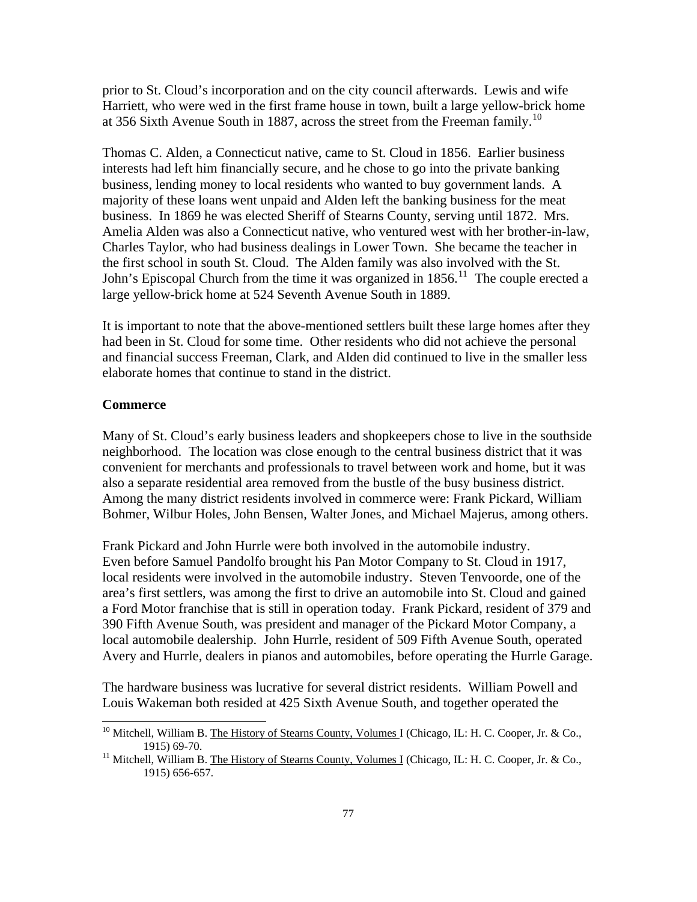prior to St. Cloud's incorporation and on the city council afterwards. Lewis and wife Harriett, who were wed in the first frame house in town, built a large yellow-brick home at 356 Sixth Avenue South in 1887, across the street from the Freeman family.[10]

Thomas C. Alden, a Connecticut native, came to St. Cloud in 1856. Earlier business interests had left him financially secure, and he chose to go into the private banking business, lending money to local residents who wanted to buy government lands. A majority of these loans went unpaid and Alden left the banking business for the meat business. In 1869 he was elected Sheriff of Stearns County, serving until 1872. Mrs. Amelia Alden was also a Connecticut native, who ventured west with her brother-in-law, Charles Taylor, who had business dealings in Lower Town. She became the teacher in the first school in south St. Cloud. The Alden family was also involved with the St. John's Episcopal Church from the time it was organized in 1856.[11] The couple erected a large yellow-brick home at 524 Seventh Avenue South in 1889.

It is important to note that the above-mentioned settlers built these large homes after they had been in St. Cloud for some time. Other residents who did not achieve the personal and financial success Freeman, Clark, and Alden did continued to live in the smaller less elaborate homes that continue to stand in the district.

**Commerce**

Many of St. Cloud's early business leaders and shopkeepers chose to live in the southside neighborhood. The location was close enough to the central business district that it was convenient for merchants and professionals to travel between work and home, but it was also a separate residential area removed from the bustle of the busy business district. Among the many district residents involved in commerce were: Frank Pickard, William Bohmer, Wilbur Holes, John Bensen, Walter Jones, and Michael Majerus, among others.

Frank Pickard and John Hurrle were both involved in the automobile industry. Even before Samuel Pandolfo brought his Pan Motor Company to St. Cloud in 1917, local residents were involved in the automobile industry. Steven Tenvoorde, one of the area's first settlers, was among the first to drive an automobile into St. Cloud and gained a Ford Motor franchise that is still in operation today. Frank Pickard, resident of 379 and 390 Fifth Avenue South, was president and manager of the Pickard Motor Company, a local automobile dealership. John Hurrle, resident of 509 Fifth Avenue South, operated Avery and Hurrle, dealers in pianos and automobiles, before operating the Hurrle Garage.

The hardware business was lucrative for several district residents. William Powell and Louis Wakeman both resided at 425 Sixth Avenue South, and together operated the

---

[10] Mitchell, William B. The History of Stearns County, Volumes I (Chicago, IL: H. C. Cooper, Jr. & Co., 1915) 69-70.

[11] Mitchell, William B. The History of Stearns County, Volumes I (Chicago, IL: H. C. Cooper, Jr. & Co., 1915) 656-657.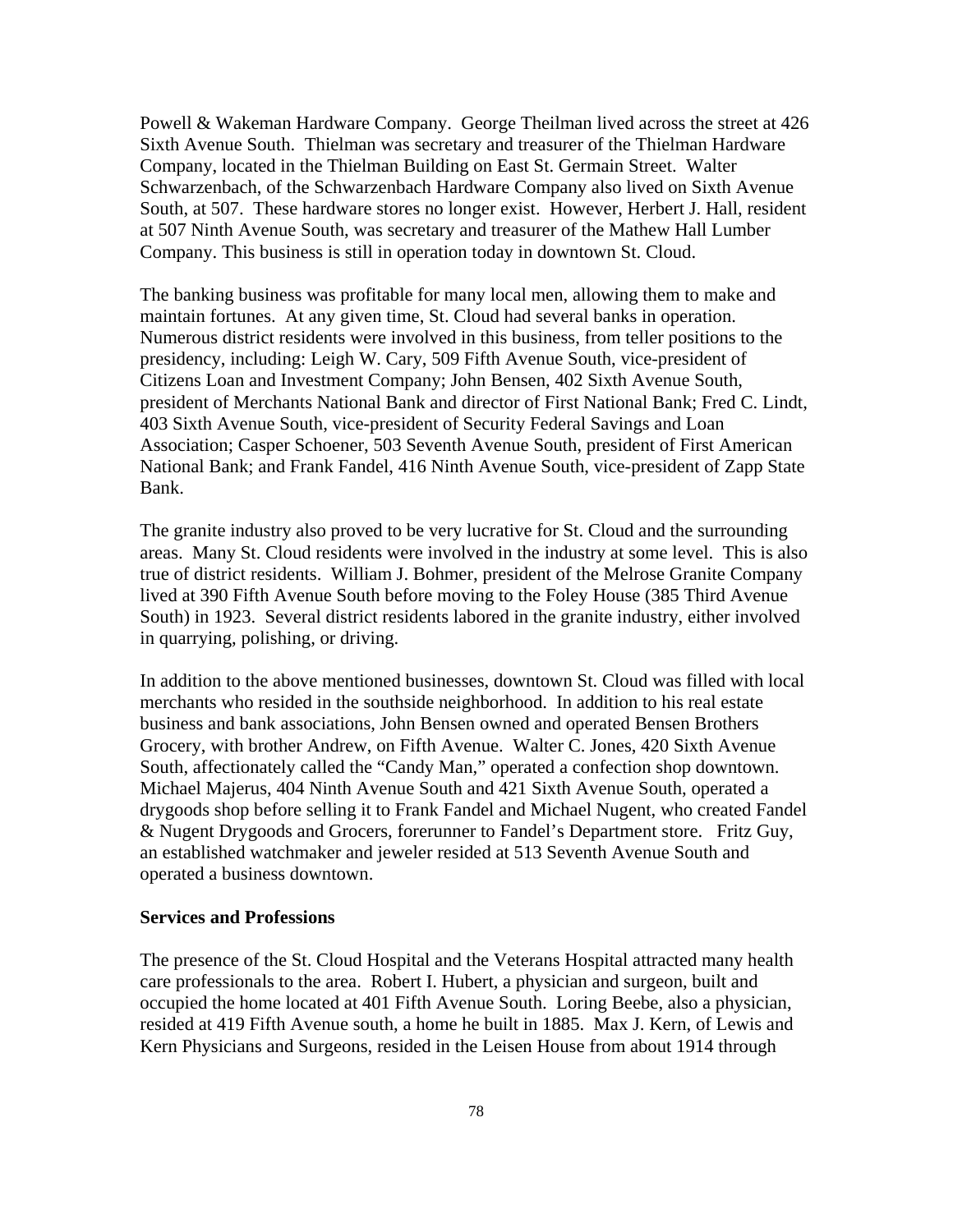Powell & Wakeman Hardware Company. George Theilman lived across the street at 426 Sixth Avenue South. Thielman was secretary and treasurer of the Thielman Hardware Company, located in the Thielman Building on East St. Germain Street. Walter Schwarzenbach, of the Schwarzenbach Hardware Company also lived on Sixth Avenue South, at 507. These hardware stores no longer exist. However, Herbert J. Hall, resident at 507 Ninth Avenue South, was secretary and treasurer of the Mathew Hall Lumber Company. This business is still in operation today in downtown St. Cloud.

The banking business was profitable for many local men, allowing them to make and maintain fortunes. At any given time, St. Cloud had several banks in operation. Numerous district residents were involved in this business, from teller positions to the presidency, including: Leigh W. Cary, 509 Fifth Avenue South, vice-president of Citizens Loan and Investment Company; John Bensen, 402 Sixth Avenue South, president of Merchants National Bank and director of First National Bank; Fred C. Lindt, 403 Sixth Avenue South, vice-president of Security Federal Savings and Loan Association; Casper Schoener, 503 Seventh Avenue South, president of First American National Bank; and Frank Fandel, 416 Ninth Avenue South, vice-president of Zapp State Bank.

The granite industry also proved to be very lucrative for St. Cloud and the surrounding areas. Many St. Cloud residents were involved in the industry at some level. This is also true of district residents. William J. Bohmer, president of the Melrose Granite Company lived at 390 Fifth Avenue South before moving to the Foley House (385 Third Avenue South) in 1923. Several district residents labored in the granite industry, either involved in quarrying, polishing, or driving.

In addition to the above mentioned businesses, downtown St. Cloud was filled with local merchants who resided in the southside neighborhood. In addition to his real estate business and bank associations, John Bensen owned and operated Bensen Brothers Grocery, with brother Andrew, on Fifth Avenue. Walter C. Jones, 420 Sixth Avenue South, affectionately called the "Candy Man," operated a confection shop downtown. Michael Majerus, 404 Ninth Avenue South and 421 Sixth Avenue South, operated a drygoods shop before selling it to Frank Fandel and Michael Nugent, who created Fandel & Nugent Drygoods and Grocers, forerunner to Fandel's Department store. Fritz Guy, an established watchmaker and jeweler resided at 513 Seventh Avenue South and operated a business downtown.

**Services and Professions**

The presence of the St. Cloud Hospital and the Veterans Hospital attracted many health care professionals to the area. Robert I. Hubert, a physician and surgeon, built and occupied the home located at 401 Fifth Avenue South. Loring Beebe, also a physician, resided at 419 Fifth Avenue south, a home he built in 1885. Max J. Kern, of Lewis and Kern Physicians and Surgeons, resided in the Leisen House from about 1914 through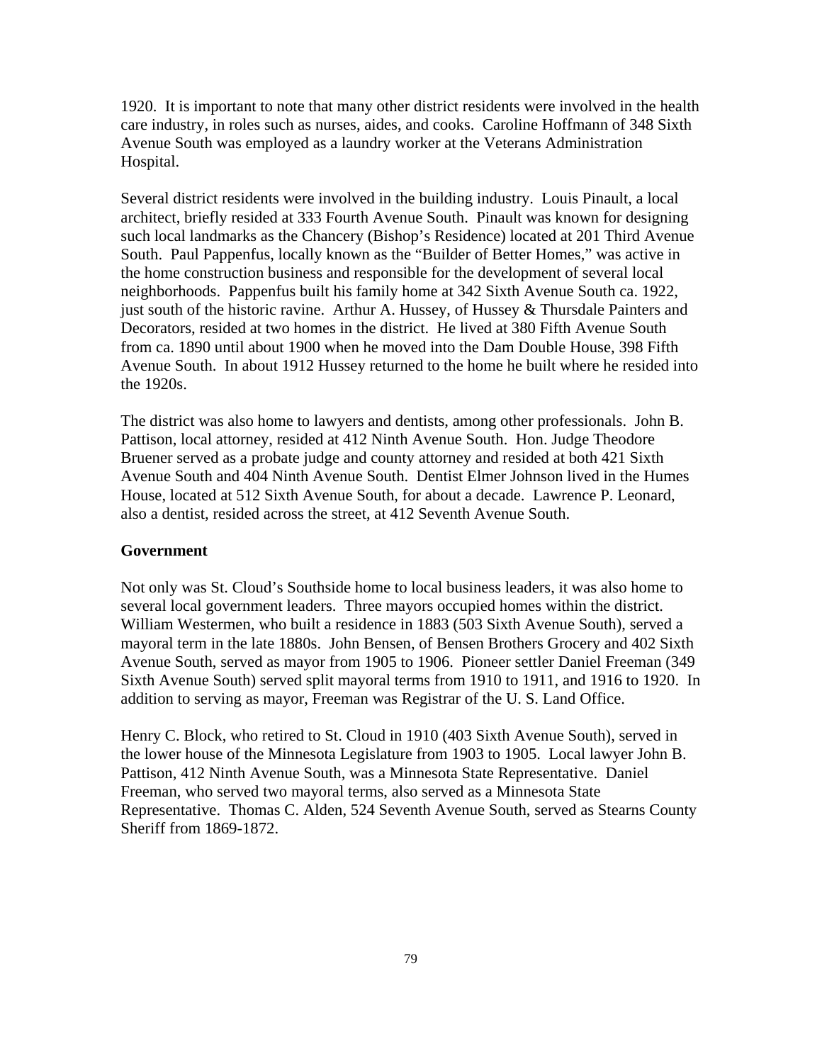1920. It is important to note that many other district residents were involved in the health care industry, in roles such as nurses, aides, and cooks. Caroline Hoffmann of 348 Sixth Avenue South was employed as a laundry worker at the Veterans Administration Hospital.

Several district residents were involved in the building industry. Louis Pinault, a local architect, briefly resided at 333 Fourth Avenue South. Pinault was known for designing such local landmarks as the Chancery (Bishop's Residence) located at 201 Third Avenue South. Paul Pappenfus, locally known as the "Builder of Better Homes," was active in the home construction business and responsible for the development of several local neighborhoods. Pappenfus built his family home at 342 Sixth Avenue South ca. 1922, just south of the historic ravine. Arthur A. Hussey, of Hussey & Thursdale Painters and Decorators, resided at two homes in the district. He lived at 380 Fifth Avenue South from ca. 1890 until about 1900 when he moved into the Dam Double House, 398 Fifth Avenue South. In about 1912 Hussey returned to the home he built where he resided into the 1920s.

The district was also home to lawyers and dentists, among other professionals. John B. Pattison, local attorney, resided at 412 Ninth Avenue South. Hon. Judge Theodore Bruener served as a probate judge and county attorney and resided at both 421 Sixth Avenue South and 404 Ninth Avenue South. Dentist Elmer Johnson lived in the Humes House, located at 512 Sixth Avenue South, for about a decade. Lawrence P. Leonard, also a dentist, resided across the street, at 412 Seventh Avenue South.

**Government**

Not only was St. Cloud's Southside home to local business leaders, it was also home to several local government leaders. Three mayors occupied homes within the district. William Westermen, who built a residence in 1883 (503 Sixth Avenue South), served a mayoral term in the late 1880s. John Bensen, of Bensen Brothers Grocery and 402 Sixth Avenue South, served as mayor from 1905 to 1906. Pioneer settler Daniel Freeman (349 Sixth Avenue South) served split mayoral terms from 1910 to 1911, and 1916 to 1920. In addition to serving as mayor, Freeman was Registrar of the U. S. Land Office.

Henry C. Block, who retired to St. Cloud in 1910 (403 Sixth Avenue South), served in the lower house of the Minnesota Legislature from 1903 to 1905. Local lawyer John B. Pattison, 412 Ninth Avenue South, was a Minnesota State Representative. Daniel Freeman, who served two mayoral terms, also served as a Minnesota State Representative. Thomas C. Alden, 524 Seventh Avenue South, served as Stearns County Sheriff from 1869-1872.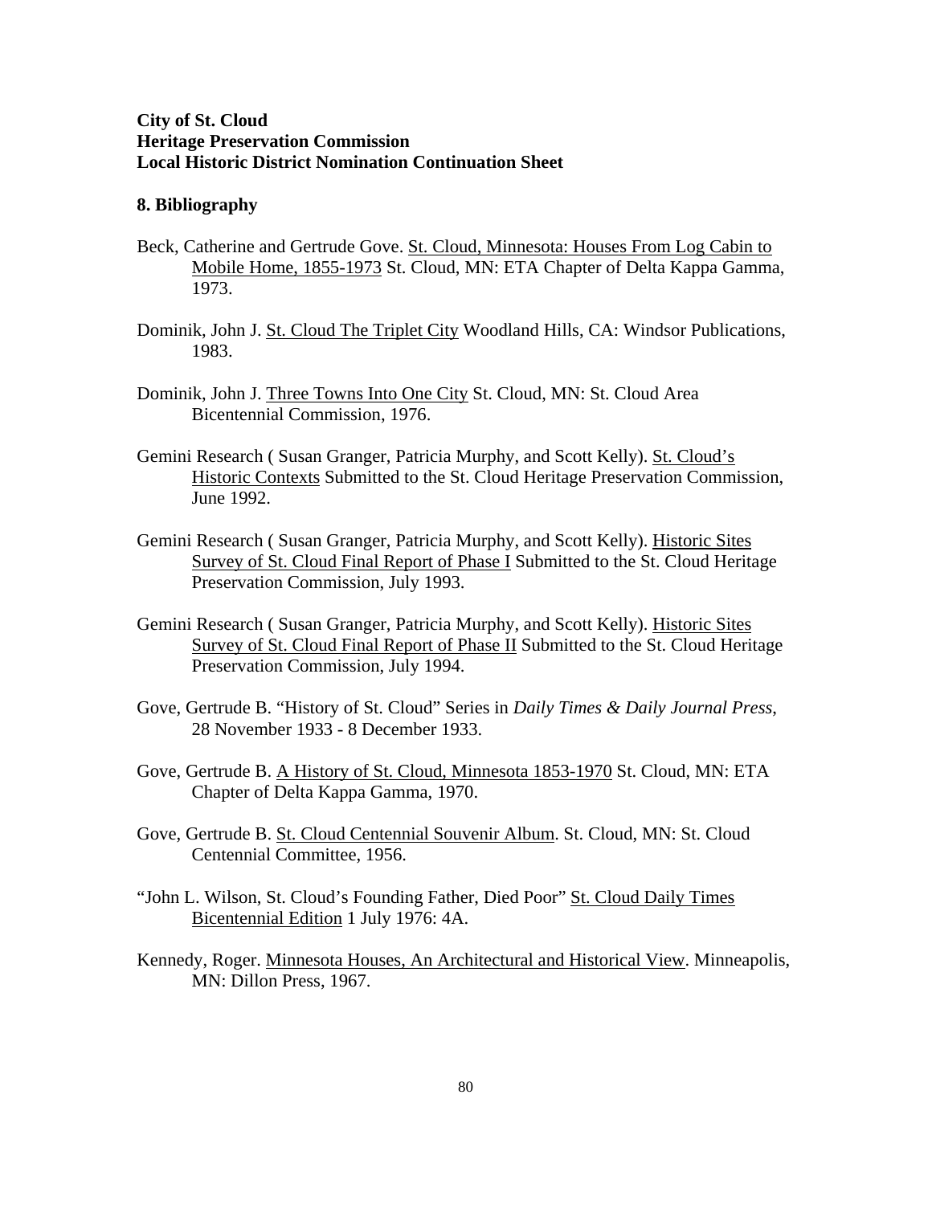**City of St. Cloud**
**Heritage Preservation Commission**
**Local Historic District Nomination Continuation Sheet**

## 8. Bibliography

Beck, Catherine and Gertrude Gove. <u>St. Cloud, Minnesota: Houses From Log Cabin to Mobile Home, 1855-1973</u> St. Cloud, MN: ETA Chapter of Delta Kappa Gamma, 1973.

Dominik, John J. <u>St. Cloud The Triplet City</u> Woodland Hills, CA: Windsor Publications, 1983.

Dominik, John J. <u>Three Towns Into One City</u> St. Cloud, MN: St. Cloud Area Bicentennial Commission, 1976.

Gemini Research ( Susan Granger, Patricia Murphy, and Scott Kelly). <u>St. Cloud's Historic Contexts</u> Submitted to the St. Cloud Heritage Preservation Commission, June 1992.

Gemini Research ( Susan Granger, Patricia Murphy, and Scott Kelly). <u>Historic Sites Survey of St. Cloud Final Report of Phase I</u> Submitted to the St. Cloud Heritage Preservation Commission, July 1993.

Gemini Research ( Susan Granger, Patricia Murphy, and Scott Kelly). <u>Historic Sites Survey of St. Cloud Final Report of Phase II</u> Submitted to the St. Cloud Heritage Preservation Commission, July 1994.

Gove, Gertrude B. "History of St. Cloud" Series in *Daily Times & Daily Journal Press*, 28 November 1933 - 8 December 1933.

Gove, Gertrude B. <u>A History of St. Cloud, Minnesota 1853-1970</u> St. Cloud, MN: ETA Chapter of Delta Kappa Gamma, 1970.

Gove, Gertrude B. <u>St. Cloud Centennial Souvenir Album</u>. St. Cloud, MN: St. Cloud Centennial Committee, 1956.

"John L. Wilson, St. Cloud's Founding Father, Died Poor" <u>St. Cloud Daily Times Bicentennial Edition</u> 1 July 1976: 4A.

Kennedy, Roger. <u>Minnesota Houses, An Architectural and Historical View</u>. Minneapolis, MN: Dillon Press, 1967.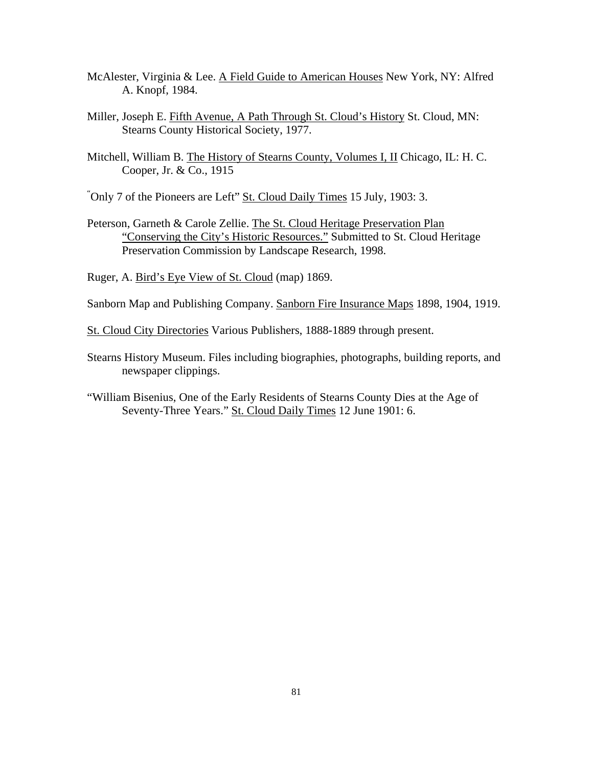McAlester, Virginia & Lee. A Field Guide to American Houses New York, NY: Alfred A. Knopf, 1984.

Miller, Joseph E. Fifth Avenue, A Path Through St. Cloud's History St. Cloud, MN: Stearns County Historical Society, 1977.

Mitchell, William B. The History of Stearns County, Volumes I, II Chicago, IL: H. C. Cooper, Jr. & Co., 1915

"Only 7 of the Pioneers are Left" St. Cloud Daily Times 15 July, 1903: 3.

Peterson, Garneth & Carole Zellie. The St. Cloud Heritage Preservation Plan "Conserving the City's Historic Resources." Submitted to St. Cloud Heritage Preservation Commission by Landscape Research, 1998.

Ruger, A. Bird's Eye View of St. Cloud (map) 1869.

Sanborn Map and Publishing Company. Sanborn Fire Insurance Maps 1898, 1904, 1919.

St. Cloud City Directories Various Publishers, 1888-1889 through present.

Stearns History Museum. Files including biographies, photographs, building reports, and newspaper clippings.

"William Bisenius, One of the Early Residents of Stearns County Dies at the Age of Seventy-Three Years." St. Cloud Daily Times 12 June 1901: 6.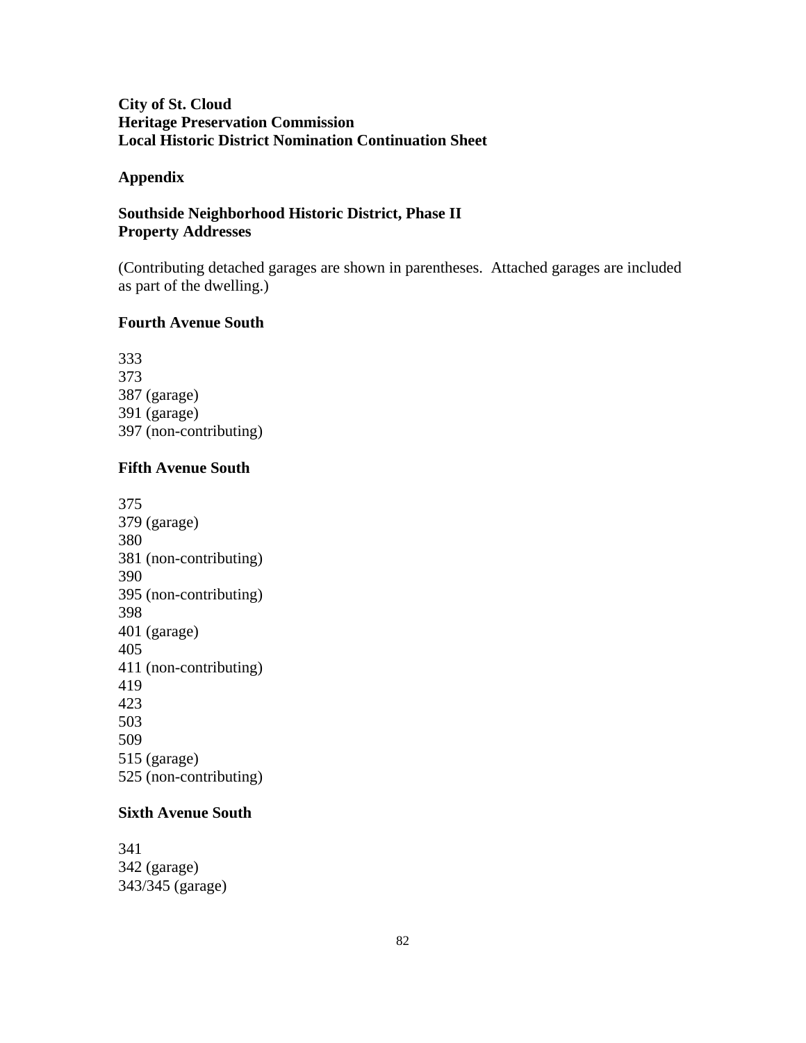**City of St. Cloud**
**Heritage Preservation Commission**
**Local Historic District Nomination Continuation Sheet**

**Appendix**

**Southside Neighborhood Historic District, Phase II**
**Property Addresses**

(Contributing detached garages are shown in parentheses. Attached garages are included as part of the dwelling.)

**Fourth Avenue South**

333
373
387 (garage)
391 (garage)
397 (non-contributing)

**Fifth Avenue South**

375
379 (garage)
380
381 (non-contributing)
390
395 (non-contributing)
398
401 (garage)
405
411 (non-contributing)
419
423
503
509
515 (garage)
525 (non-contributing)

**Sixth Avenue South**

341
342 (garage)
343/345 (garage)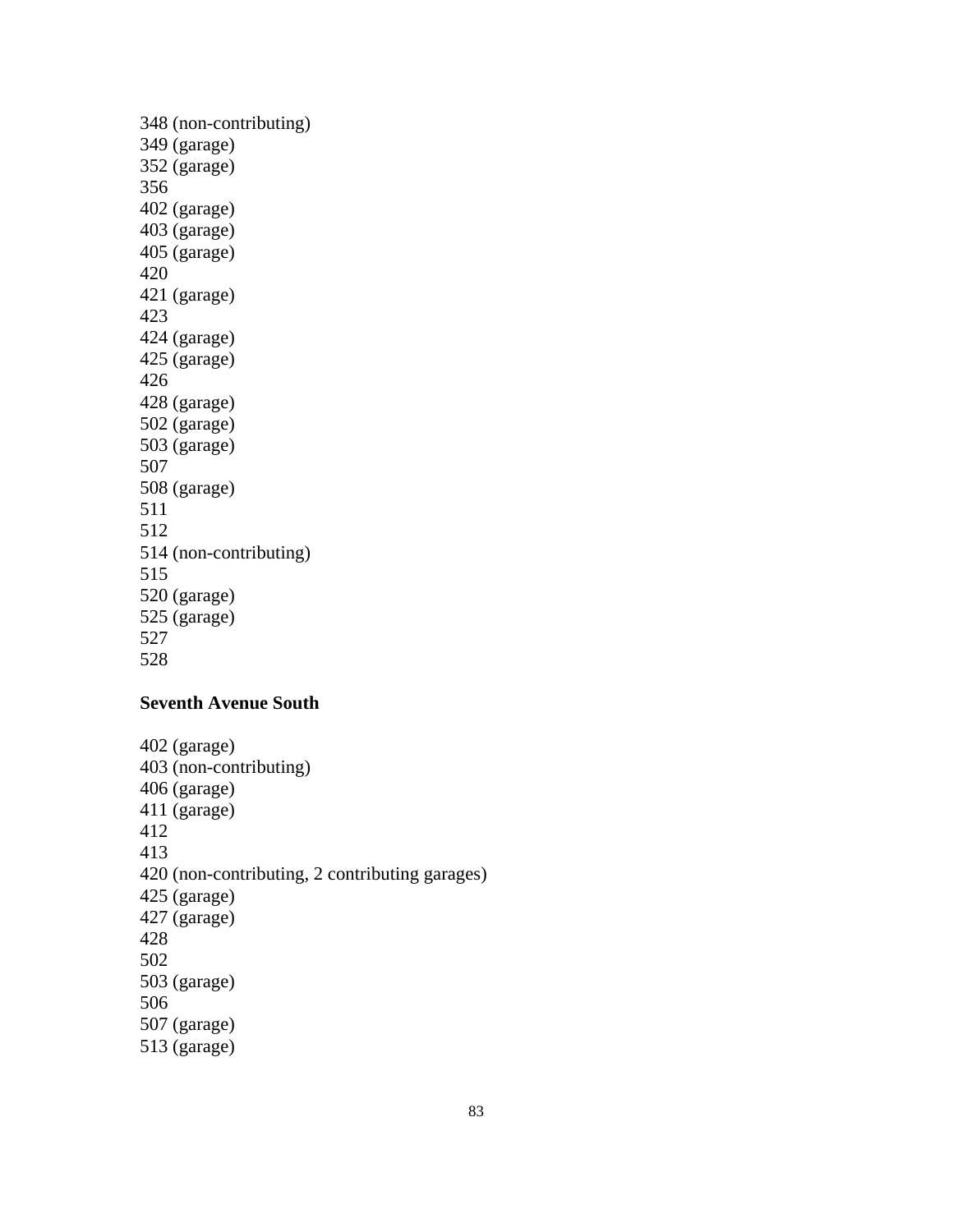348 (non-contributing)
349 (garage)
352 (garage)
356
402 (garage)
403 (garage)
405 (garage)
420
421 (garage)
423
424 (garage)
425 (garage)
426
428 (garage)
502 (garage)
503 (garage)
507
508 (garage)
511
512
514 (non-contributing)
515
520 (garage)
525 (garage)
527
528

**Seventh Avenue South**

402 (garage)
403 (non-contributing)
406 (garage)
411 (garage)
412
413
420 (non-contributing, 2 contributing garages)
425 (garage)
427 (garage)
428
502
503 (garage)
506
507 (garage)
513 (garage)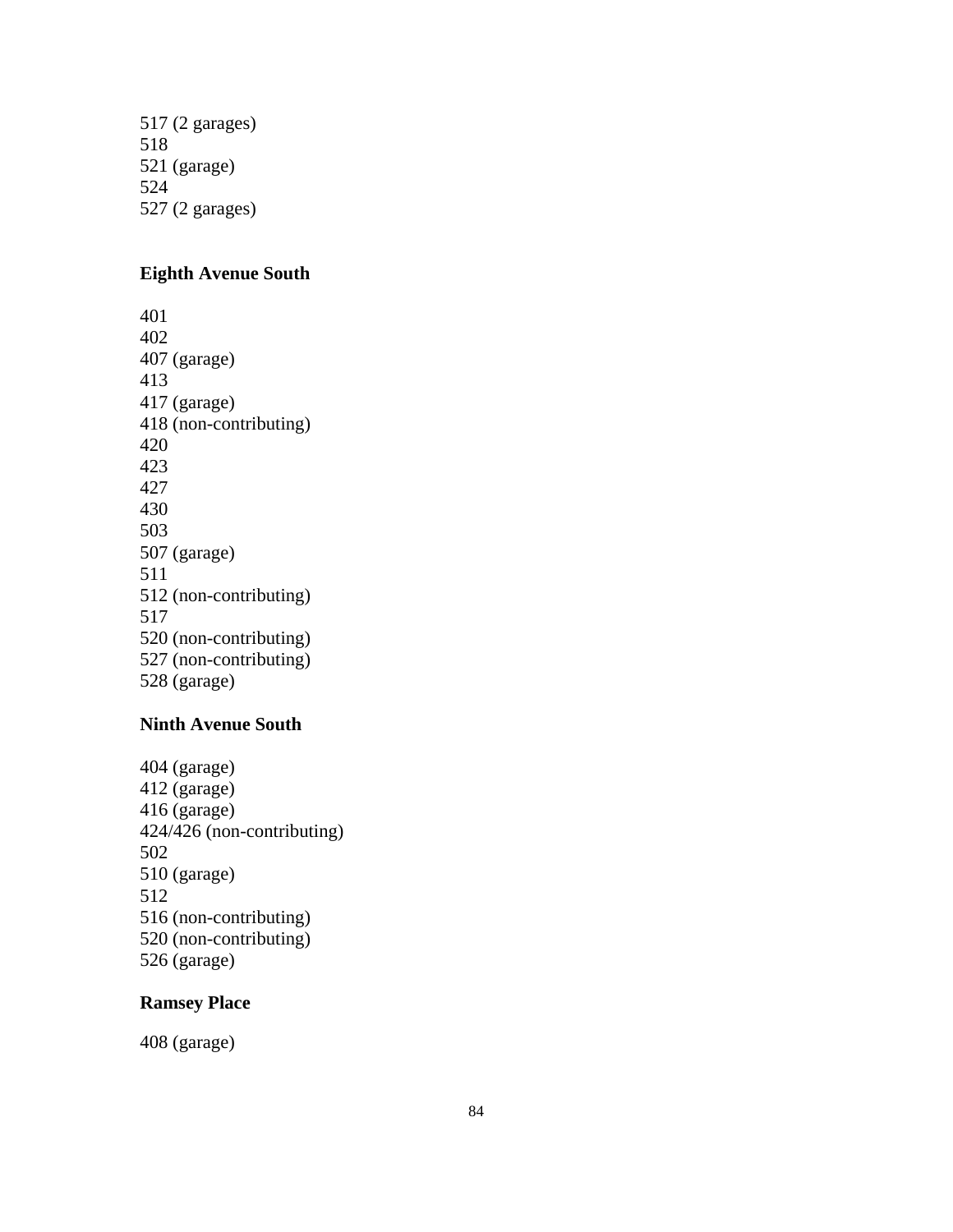517 (2 garages)
518
521 (garage)
524
527 (2 garages)

**Eighth Avenue South**

401
402
407 (garage)
413
417 (garage)
418 (non-contributing)
420
423
427
430
503
507 (garage)
511
512 (non-contributing)
517
520 (non-contributing)
527 (non-contributing)
528 (garage)

**Ninth Avenue South**

404 (garage)
412 (garage)
416 (garage)
424/426 (non-contributing)
502
510 (garage)
512
516 (non-contributing)
520 (non-contributing)
526 (garage)

**Ramsey Place**

408 (garage)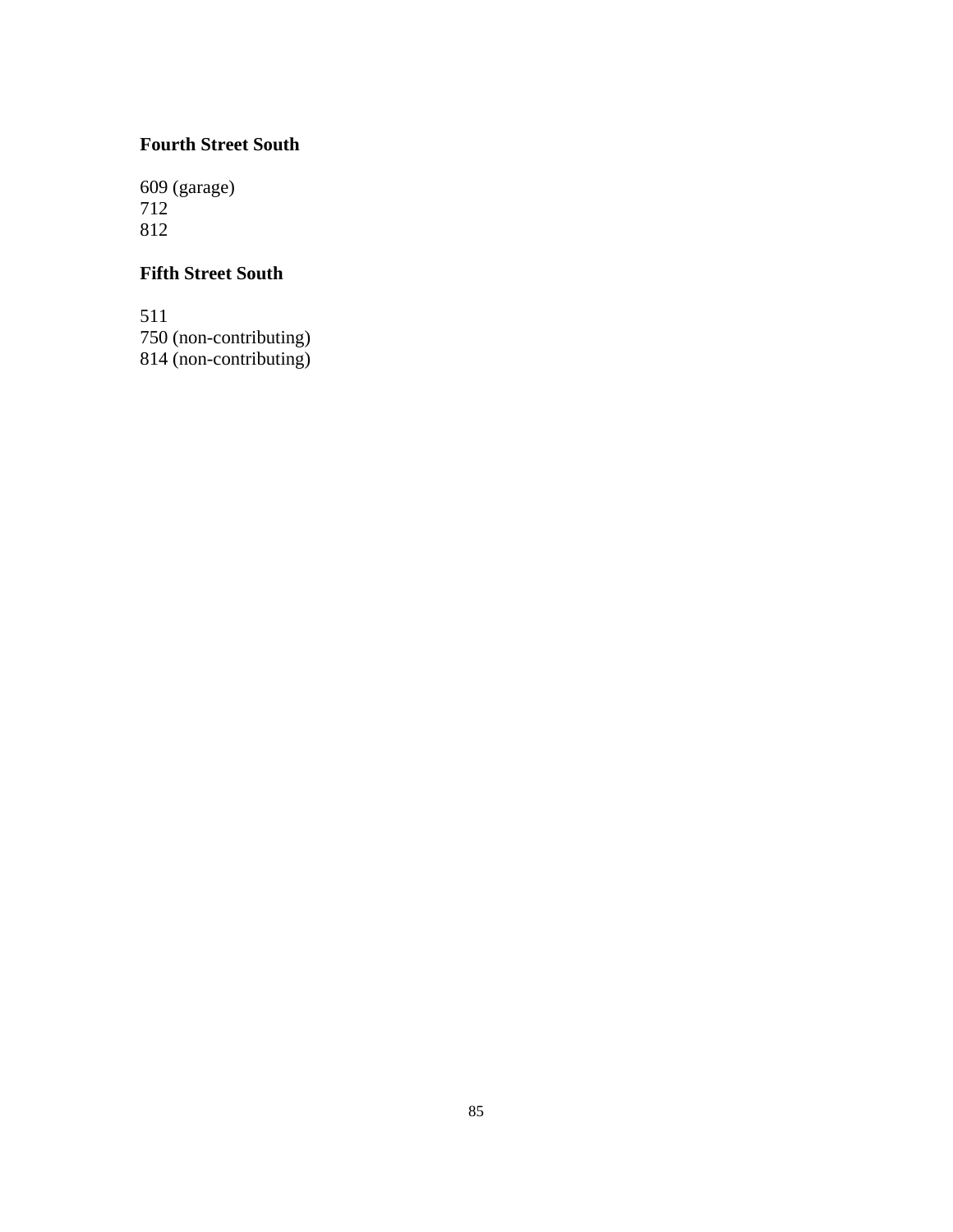**Fourth Street South**

609 (garage)  
712  
812

**Fifth Street South**

511  
750 (non-contributing)  
814 (non-contributing)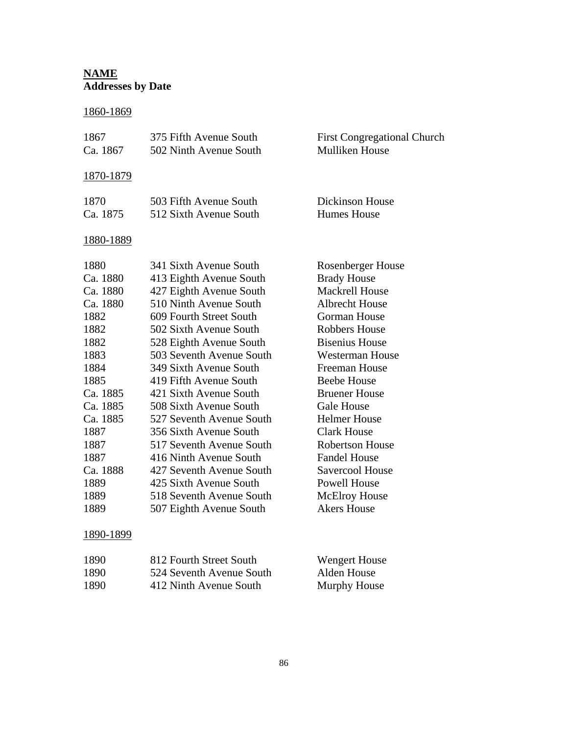**NAME**
**Addresses by Date**

1860-1869

| | | |
|---|---|---|
| 1867 | 375 Fifth Avenue South | First Congregational Church |
| Ca. 1867 | 502 Ninth Avenue South | Mulliken House |

1870-1879

| | | |
|---|---|---|
| 1870 | 503 Fifth Avenue South | Dickinson House |
| Ca. 1875 | 512 Sixth Avenue South | Humes House |

1880-1889

| | | |
|---|---|---|
| 1880 | 341 Sixth Avenue South | Rosenberger House |
| Ca. 1880 | 413 Eighth Avenue South | Brady House |
| Ca. 1880 | 427 Eighth Avenue South | Mackrell House |
| Ca. 1880 | 510 Ninth Avenue South | Albrecht House |
| 1882 | 609 Fourth Street South | Gorman House |
| 1882 | 502 Sixth Avenue South | Robbers House |
| 1882 | 528 Eighth Avenue South | Bisenius House |
| 1883 | 503 Seventh Avenue South | Westerman House |
| 1884 | 349 Sixth Avenue South | Freeman House |
| 1885 | 419 Fifth Avenue South | Beebe House |
| Ca. 1885 | 421 Sixth Avenue South | Bruener House |
| Ca. 1885 | 508 Sixth Avenue South | Gale House |
| Ca. 1885 | 527 Seventh Avenue South | Helmer House |
| 1887 | 356 Sixth Avenue South | Clark House |
| 1887 | 517 Seventh Avenue South | Robertson House |
| 1887 | 416 Ninth Avenue South | Fandel House |
| Ca. 1888 | 427 Seventh Avenue South | Savercool House |
| 1889 | 425 Sixth Avenue South | Powell House |
| 1889 | 518 Seventh Avenue South | McElroy House |
| 1889 | 507 Eighth Avenue South | Akers House |

1890-1899

| | | |
|---|---|---|
| 1890 | 812 Fourth Street South | Wengert House |
| 1890 | 524 Seventh Avenue South | Alden House |
| 1890 | 412 Ninth Avenue South | Murphy House |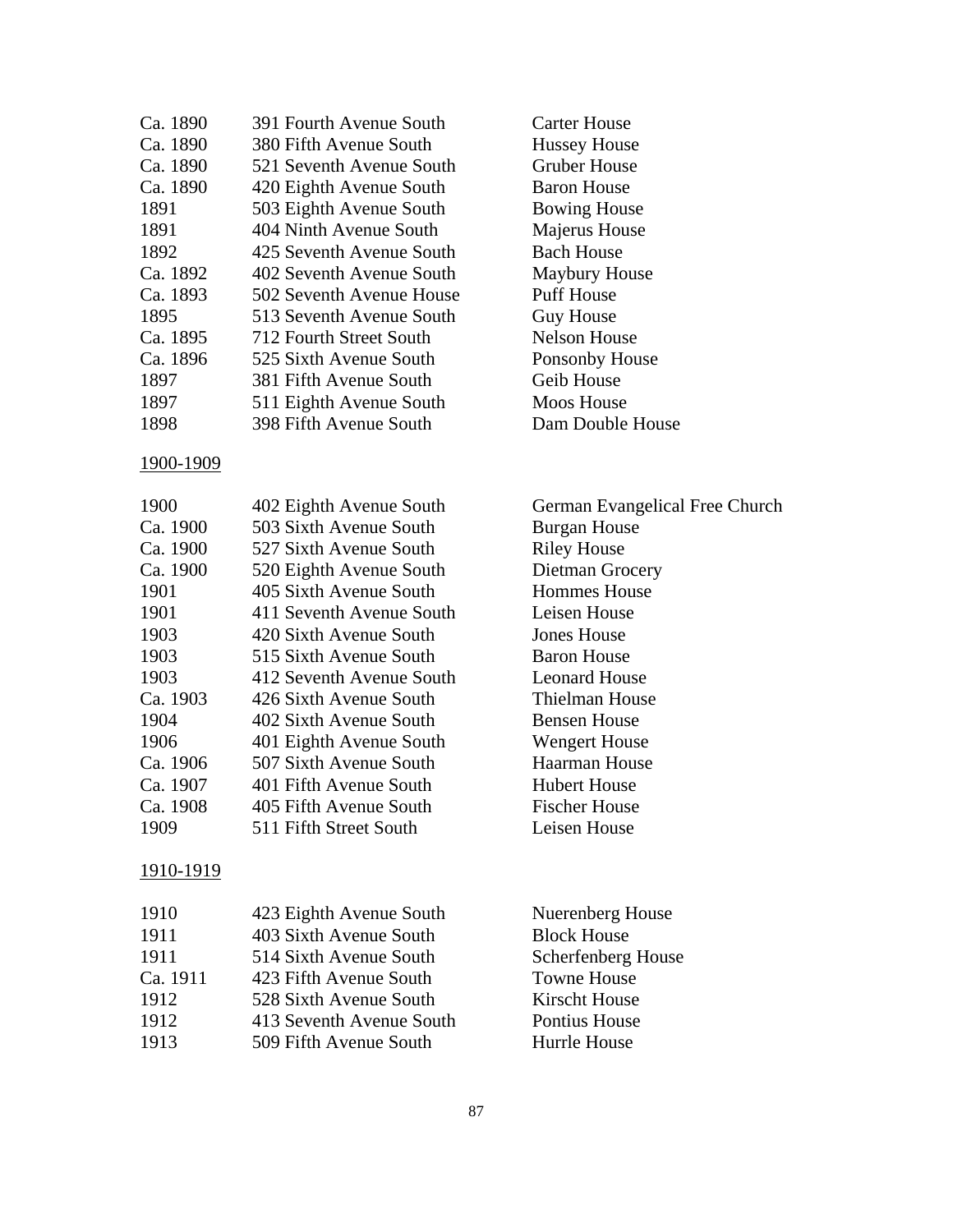| | | |
|---|---|---|
| Ca. 1890 | 391 Fourth Avenue South | Carter House |
| Ca. 1890 | 380 Fifth Avenue South | Hussey House |
| Ca. 1890 | 521 Seventh Avenue South | Gruber House |
| Ca. 1890 | 420 Eighth Avenue South | Baron House |
| 1891 | 503 Eighth Avenue South | Bowing House |
| 1891 | 404 Ninth Avenue South | Majerus House |
| 1892 | 425 Seventh Avenue South | Bach House |
| Ca. 1892 | 402 Seventh Avenue South | Maybury House |
| Ca. 1893 | 502 Seventh Avenue House | Puff House |
| 1895 | 513 Seventh Avenue South | Guy House |
| Ca. 1895 | 712 Fourth Street South | Nelson House |
| Ca. 1896 | 525 Sixth Avenue South | Ponsonby House |
| 1897 | 381 Fifth Avenue South | Geib House |
| 1897 | 511 Eighth Avenue South | Moos House |
| 1898 | 398 Fifth Avenue South | Dam Double House |

<u>1900-1909</u>

| | | |
|---|---|---|
| 1900 | 402 Eighth Avenue South | German Evangelical Free Church |
| Ca. 1900 | 503 Sixth Avenue South | Burgan House |
| Ca. 1900 | 527 Sixth Avenue South | Riley House |
| Ca. 1900 | 520 Eighth Avenue South | Dietman Grocery |
| 1901 | 405 Sixth Avenue South | Hommes House |
| 1901 | 411 Seventh Avenue South | Leisen House |
| 1903 | 420 Sixth Avenue South | Jones House |
| 1903 | 515 Sixth Avenue South | Baron House |
| 1903 | 412 Seventh Avenue South | Leonard House |
| Ca. 1903 | 426 Sixth Avenue South | Thielman House |
| 1904 | 402 Sixth Avenue South | Bensen House |
| 1906 | 401 Eighth Avenue South | Wengert House |
| Ca. 1906 | 507 Sixth Avenue South | Haarman House |
| Ca. 1907 | 401 Fifth Avenue South | Hubert House |
| Ca. 1908 | 405 Fifth Avenue South | Fischer House |
| 1909 | 511 Fifth Street South | Leisen House |

<u>1910-1919</u>

| | | |
|---|---|---|
| 1910 | 423 Eighth Avenue South | Nuerenberg House |
| 1911 | 403 Sixth Avenue South | Block House |
| 1911 | 514 Sixth Avenue South | Scherfenberg House |
| Ca. 1911 | 423 Fifth Avenue South | Towne House |
| 1912 | 528 Sixth Avenue South | Kirscht House |
| 1912 | 413 Seventh Avenue South | Pontius House |
| 1913 | 509 Fifth Avenue South | Hurrle House |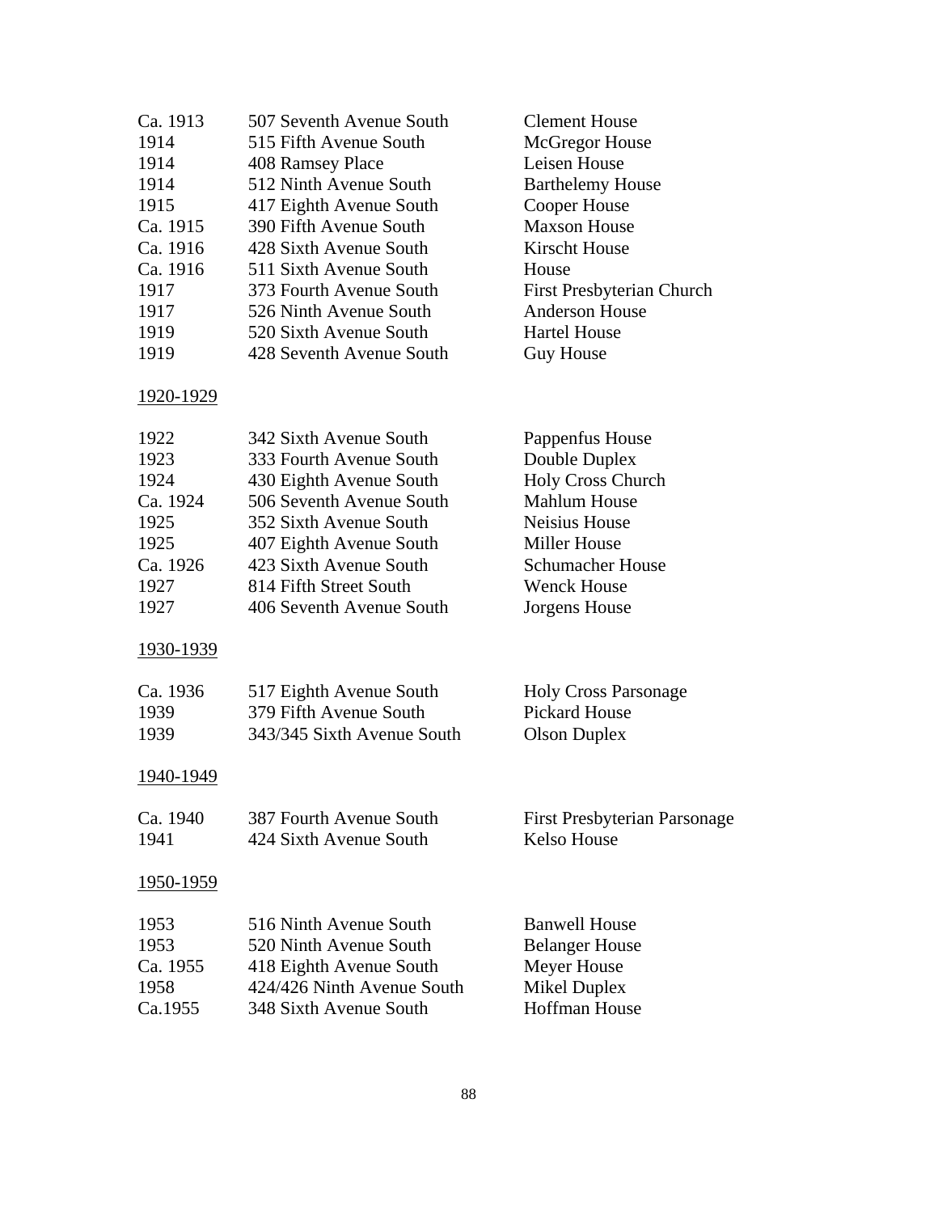| | | |
|---|---|---|
| Ca. 1913 | 507 Seventh Avenue South | Clement House |
| 1914 | 515 Fifth Avenue South | McGregor House |
| 1914 | 408 Ramsey Place | Leisen House |
| 1914 | 512 Ninth Avenue South | Barthelemy House |
| 1915 | 417 Eighth Avenue South | Cooper House |
| Ca. 1915 | 390 Fifth Avenue South | Maxson House |
| Ca. 1916 | 428 Sixth Avenue South | Kirscht House |
| Ca. 1916 | 511 Sixth Avenue South | House |
| 1917 | 373 Fourth Avenue South | First Presbyterian Church |
| 1917 | 526 Ninth Avenue South | Anderson House |
| 1919 | 520 Sixth Avenue South | Hartel House |
| 1919 | 428 Seventh Avenue South | Guy House |

<u>1920-1929</u>

| | | |
|---|---|---|
| 1922 | 342 Sixth Avenue South | Pappenfus House |
| 1923 | 333 Fourth Avenue South | Double Duplex |
| 1924 | 430 Eighth Avenue South | Holy Cross Church |
| Ca. 1924 | 506 Seventh Avenue South | Mahlum House |
| 1925 | 352 Sixth Avenue South | Neisius House |
| 1925 | 407 Eighth Avenue South | Miller House |
| Ca. 1926 | 423 Sixth Avenue South | Schumacher House |
| 1927 | 814 Fifth Street South | Wenck House |
| 1927 | 406 Seventh Avenue South | Jorgens House |

<u>1930-1939</u>

| | | |
|---|---|---|
| Ca. 1936 | 517 Eighth Avenue South | Holy Cross Parsonage |
| 1939 | 379 Fifth Avenue South | Pickard House |
| 1939 | 343/345 Sixth Avenue South | Olson Duplex |

<u>1940-1949</u>

| | | |
|---|---|---|
| Ca. 1940 | 387 Fourth Avenue South | First Presbyterian Parsonage |
| 1941 | 424 Sixth Avenue South | Kelso House |

<u>1950-1959</u>

| | | |
|---|---|---|
| 1953 | 516 Ninth Avenue South | Banwell House |
| 1953 | 520 Ninth Avenue South | Belanger House |
| Ca. 1955 | 418 Eighth Avenue South | Meyer House |
| 1958 | 424/426 Ninth Avenue South | Mikel Duplex |
| Ca.1955 | 348 Sixth Avenue South | Hoffman House |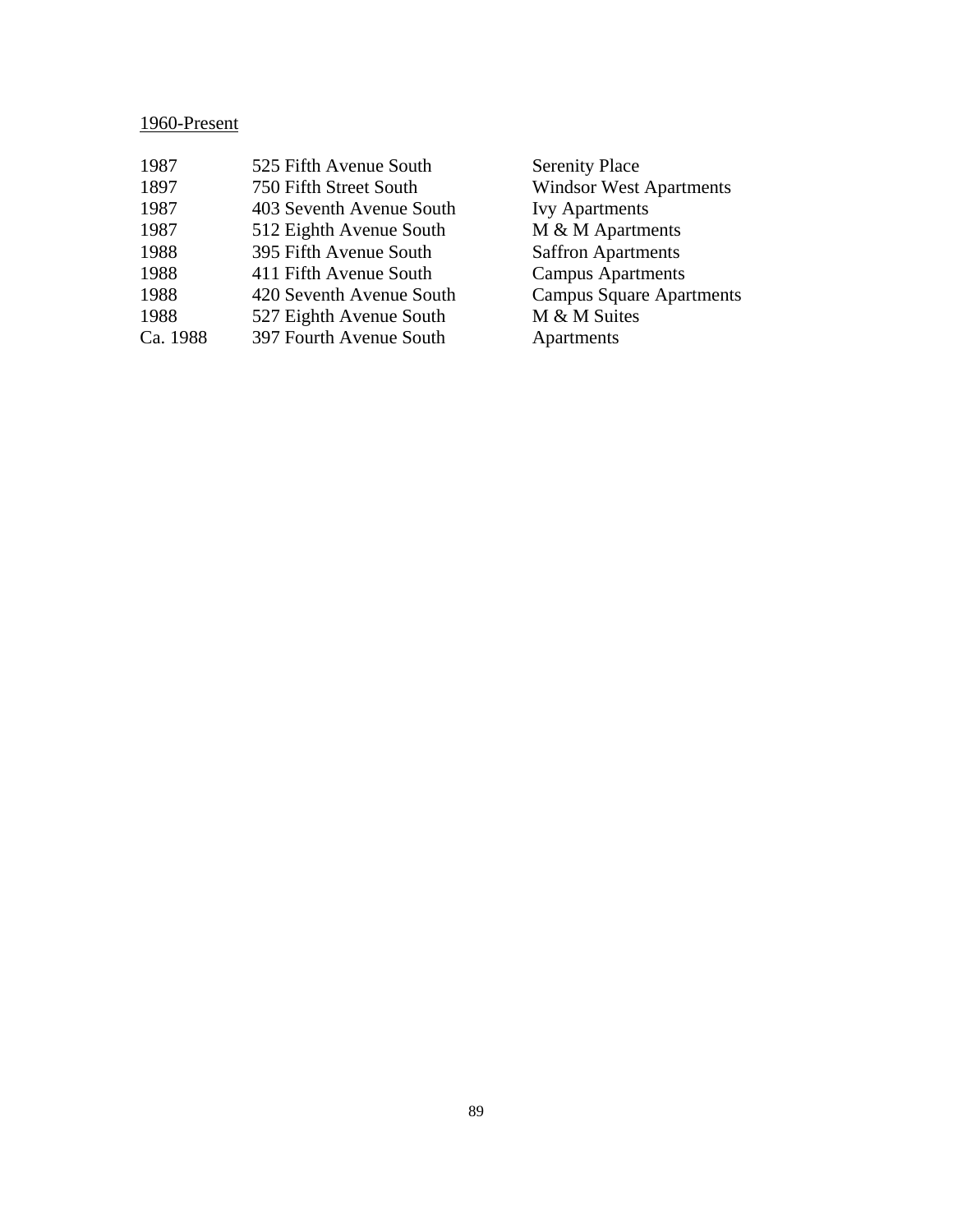<u>1960-Present</u>

| | | |
|---|---|---|
| 1987 | 525 Fifth Avenue South | Serenity Place |
| 1897 | 750 Fifth Street South | Windsor West Apartments |
| 1987 | 403 Seventh Avenue South | Ivy Apartments |
| 1987 | 512 Eighth Avenue South | M & M Apartments |
| 1988 | 395 Fifth Avenue South | Saffron Apartments |
| 1988 | 411 Fifth Avenue South | Campus Apartments |
| 1988 | 420 Seventh Avenue South | Campus Square Apartments |
| 1988 | 527 Eighth Avenue South | M & M Suites |
| Ca. 1988 | 397 Fourth Avenue South | Apartments |